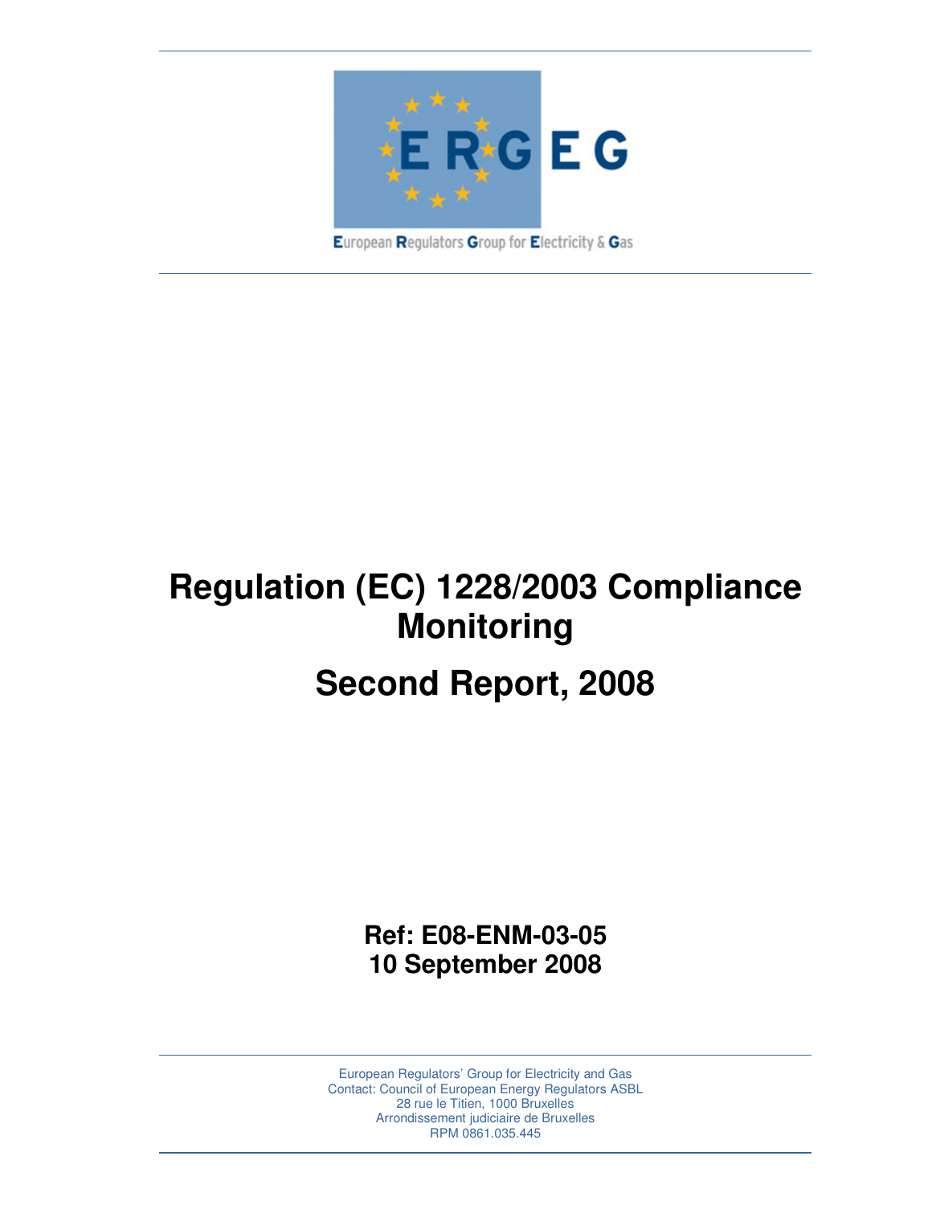ERGEG

European Regulators Group for Electricity & Gas

# Regulation (EC) 1228/2003 Compliance Monitoring

# Second Report, 2008

**Ref: E08-ENM-03-05**
**10 September 2008**

European Regulators' Group for Electricity and Gas
Contact: Council of European Energy Regulators ASBL
28 rue le Titien, 1000 Bruxelles
Arrondissement judiciaire de Bruxelles
RPM 0861.035.445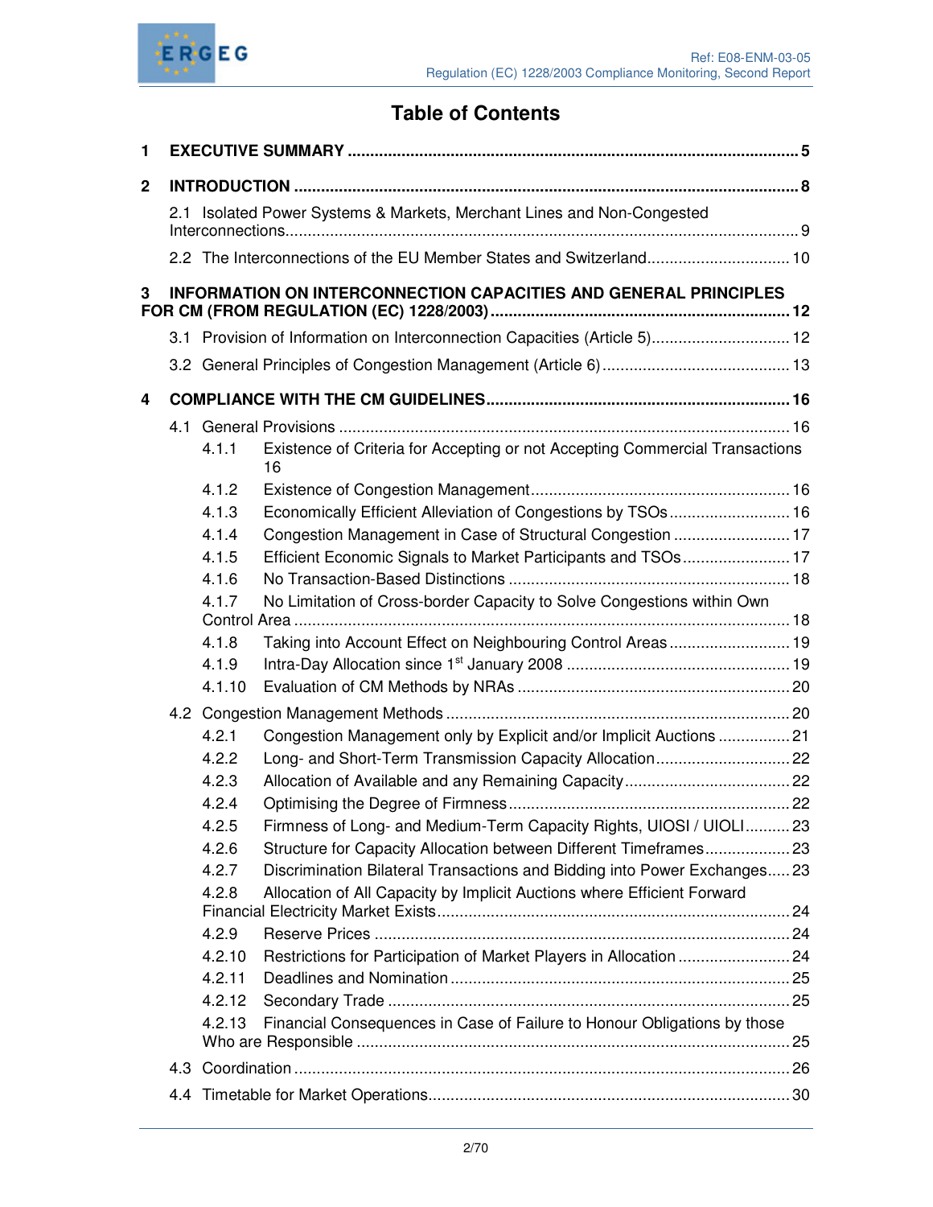# Table of Contents

1 EXECUTIVE SUMMARY ..... 5

2 INTRODUCTION ..... 8

- 2.1 Isolated Power Systems & Markets, Merchant Lines and Non-Congested Interconnections ..... 9
- 2.2 The Interconnections of the EU Member States and Switzerland ..... 10

3 INFORMATION ON INTERCONNECTION CAPACITIES AND GENERAL PRINCIPLES FOR CM (FROM REGULATION (EC) 1228/2003) ..... 12

- 3.1 Provision of Information on Interconnection Capacities (Article 5) ..... 12
- 3.2 General Principles of Congestion Management (Article 6) ..... 13

4 COMPLIANCE WITH THE CM GUIDELINES ..... 16

- 4.1 General Provisions ..... 16
  - 4.1.1 Existence of Criteria for Accepting or not Accepting Commercial Transactions ..... 16
  - 4.1.2 Existence of Congestion Management ..... 16
  - 4.1.3 Economically Efficient Alleviation of Congestions by TSOs ..... 16
  - 4.1.4 Congestion Management in Case of Structural Congestion ..... 17
  - 4.1.5 Efficient Economic Signals to Market Participants and TSOs ..... 17
  - 4.1.6 No Transaction-Based Distinctions ..... 18
  - 4.1.7 No Limitation of Cross-border Capacity to Solve Congestions within Own Control Area ..... 18
  - 4.1.8 Taking into Account Effect on Neighbouring Control Areas ..... 19
  - 4.1.9 Intra-Day Allocation since 1st January 2008 ..... 19
  - 4.1.10 Evaluation of CM Methods by NRAs ..... 20
- 4.2 Congestion Management Methods ..... 20
  - 4.2.1 Congestion Management only by Explicit and/or Implicit Auctions ..... 21
  - 4.2.2 Long- and Short-Term Transmission Capacity Allocation ..... 22
  - 4.2.3 Allocation of Available and any Remaining Capacity ..... 22
  - 4.2.4 Optimising the Degree of Firmness ..... 22
  - 4.2.5 Firmness of Long- and Medium-Term Capacity Rights, UIOSI / UIOLI ..... 23
  - 4.2.6 Structure for Capacity Allocation between Different Timeframes ..... 23
  - 4.2.7 Discrimination Bilateral Transactions and Bidding into Power Exchanges ..... 23
  - 4.2.8 Allocation of All Capacity by Implicit Auctions where Efficient Forward Financial Electricity Market Exists ..... 24
  - 4.2.9 Reserve Prices ..... 24
  - 4.2.10 Restrictions for Participation of Market Players in Allocation ..... 24
  - 4.2.11 Deadlines and Nomination ..... 25
  - 4.2.12 Secondary Trade ..... 25
  - 4.2.13 Financial Consequences in Case of Failure to Honour Obligations by those Who are Responsible ..... 25
- 4.3 Coordination ..... 26
- 4.4 Timetable for Market Operations ..... 30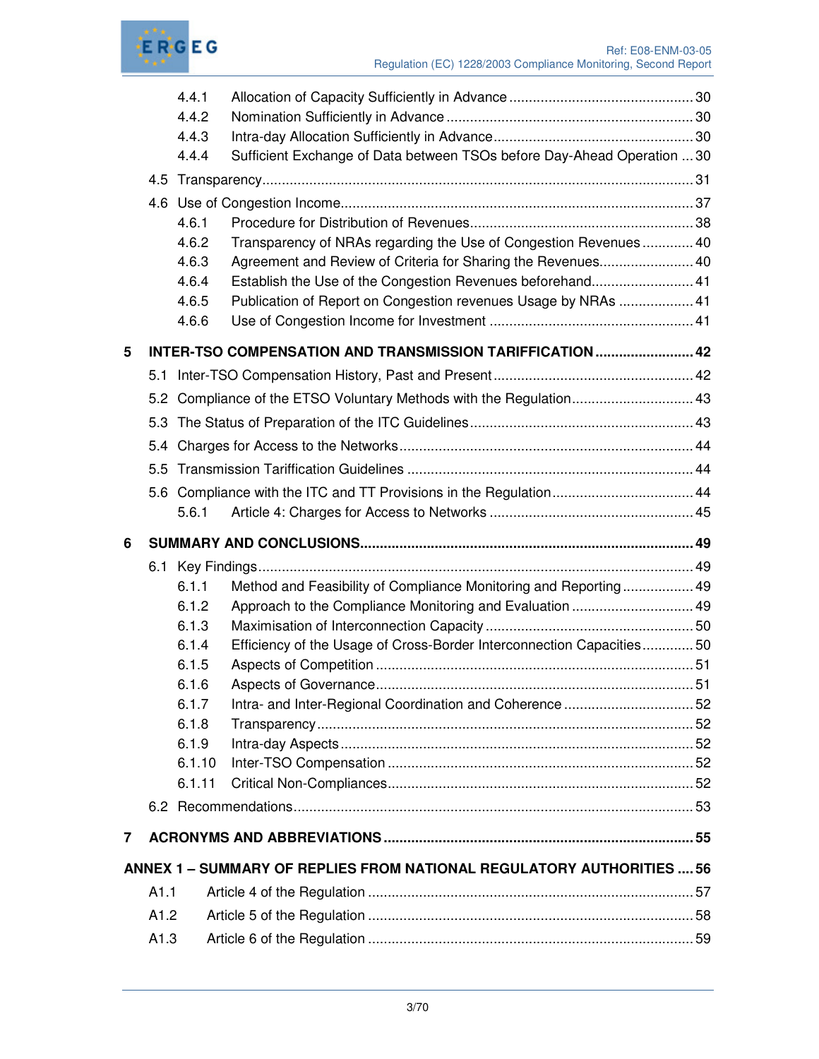4.4.1 Allocation of Capacity Sufficiently in Advance ........................................................ 30
4.4.2 Nomination Sufficiently in Advance ........................................................................ 30
4.4.3 Intra-day Allocation Sufficiently in Advance ............................................................ 30
4.4.4 Sufficient Exchange of Data between TSOs before Day-Ahead Operation ... 30

4.5 Transparency ............................................................................................................ 31

4.6 Use of Congestion Income ........................................................................................ 37
4.6.1 Procedure for Distribution of Revenues ................................................................... 38
4.6.2 Transparency of NRAs regarding the Use of Congestion Revenues ............. 40
4.6.3 Agreement and Review of Criteria for Sharing the Revenues ......................... 40
4.6.4 Establish the Use of the Congestion Revenues beforehand ........................... 41
4.6.5 Publication of Report on Congestion revenues Usage by NRAs .................... 41
4.6.6 Use of Congestion Income for Investment ............................................................ 41

**5 INTER-TSO COMPENSATION AND TRANSMISSION TARIFFICATION ......................... 42**

5.1 Inter-TSO Compensation History, Past and Present ................................................. 42

5.2 Compliance of the ETSO Voluntary Methods with the Regulation ............................... 43

5.3 The Status of Preparation of the ITC Guidelines ........................................................ 43

5.4 Charges for Access to the Networks ......................................................................... 44

5.5 Transmission Tariffication Guidelines ....................................................................... 44

5.6 Compliance with the ITC and TT Provisions in the Regulation ................................... 44
5.6.1 Article 4: Charges for Access to Networks ............................................................ 45

**6 SUMMARY AND CONCLUSIONS .................................................................................. 49**

6.1 Key Findings ............................................................................................................. 49
6.1.1 Method and Feasibility of Compliance Monitoring and Reporting .................. 49
6.1.2 Approach to the Compliance Monitoring and Evaluation ................................ 49
6.1.3 Maximisation of Interconnection Capacity ............................................................. 50
6.1.4 Efficiency of the Usage of Cross-Border Interconnection Capacities ............. 50
6.1.5 Aspects of Competition ............................................................................................ 51
6.1.6 Aspects of Governance ............................................................................................ 51
6.1.7 Intra- and Inter-Regional Coordination and Coherence ................................... 52
6.1.8 Transparency .............................................................................................................. 52
6.1.9 Intra-day Aspects ....................................................................................................... 52
6.1.10 Inter-TSO Compensation ......................................................................................... 52
6.1.11 Critical Non-Compliances .......................................................................................... 52

6.2 Recommendations ..................................................................................................... 53

**7 ACRONYMS AND ABBREVIATIONS .............................................................................. 55**

**ANNEX 1 – SUMMARY OF REPLIES FROM NATIONAL REGULATORY AUTHORITIES .... 56**

A1.1 Article 4 of the Regulation ......................................................................................... 57

A1.2 Article 5 of the Regulation ......................................................................................... 58

A1.3 Article 6 of the Regulation ......................................................................................... 59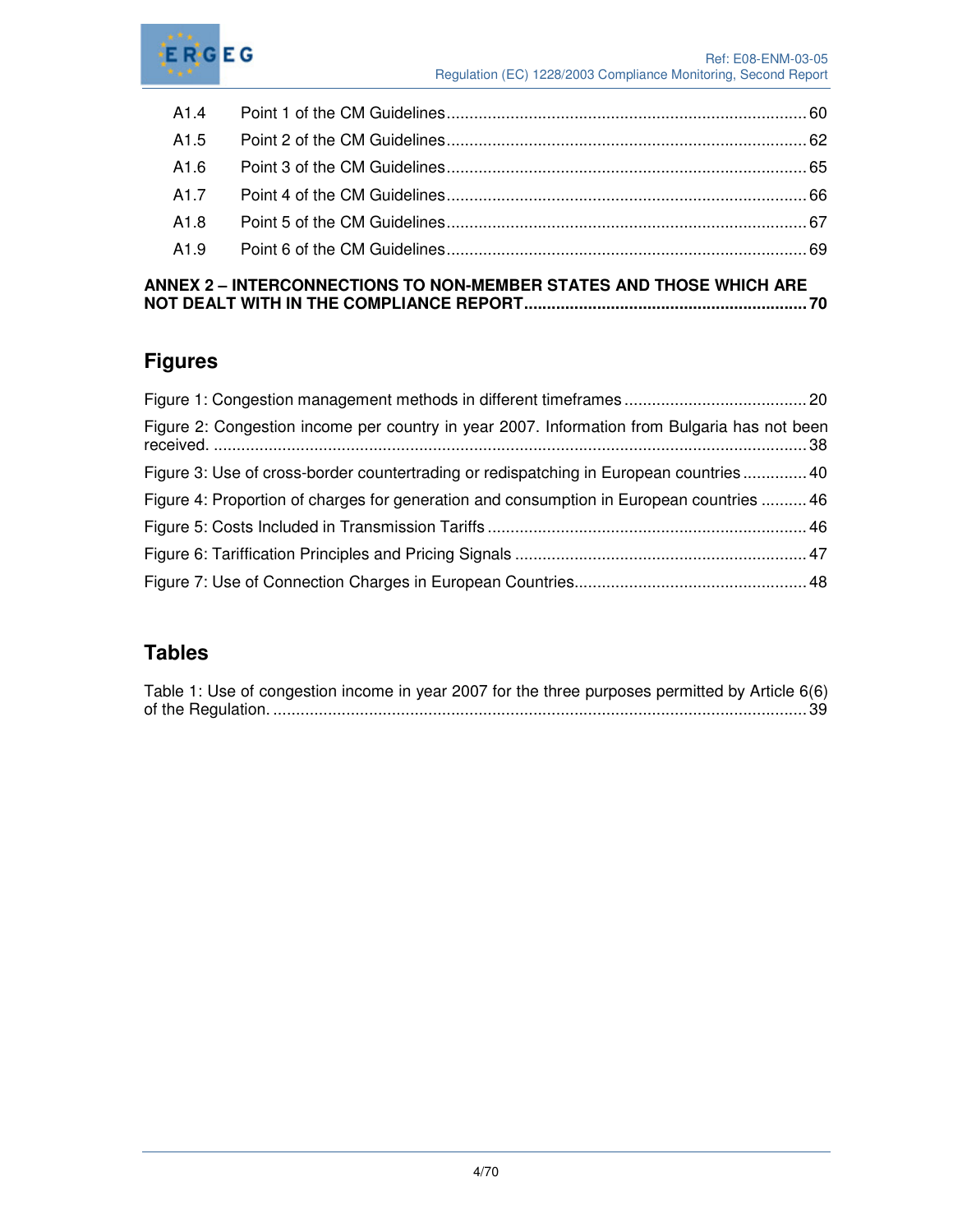A1.4 Point 1 of the CM Guidelines ... 60

A1.5 Point 2 of the CM Guidelines ... 62

A1.6 Point 3 of the CM Guidelines ... 65

A1.7 Point 4 of the CM Guidelines ... 66

A1.8 Point 5 of the CM Guidelines ... 67

A1.9 Point 6 of the CM Guidelines ... 69

**ANNEX 2 – INTERCONNECTIONS TO NON-MEMBER STATES AND THOSE WHICH ARE NOT DEALT WITH IN THE COMPLIANCE REPORT ... 70**

## Figures

Figure 1: Congestion management methods in different timeframes ... 20

Figure 2: Congestion income per country in year 2007. Information from Bulgaria has not been received. ... 38

Figure 3: Use of cross-border countertrading or redispatching in European countries ... 40

Figure 4: Proportion of charges for generation and consumption in European countries ... 46

Figure 5: Costs Included in Transmission Tariffs ... 46

Figure 6: Tariffication Principles and Pricing Signals ... 47

Figure 7: Use of Connection Charges in European Countries ... 48

## Tables

Table 1: Use of congestion income in year 2007 for the three purposes permitted by Article 6(6) of the Regulation. ... 39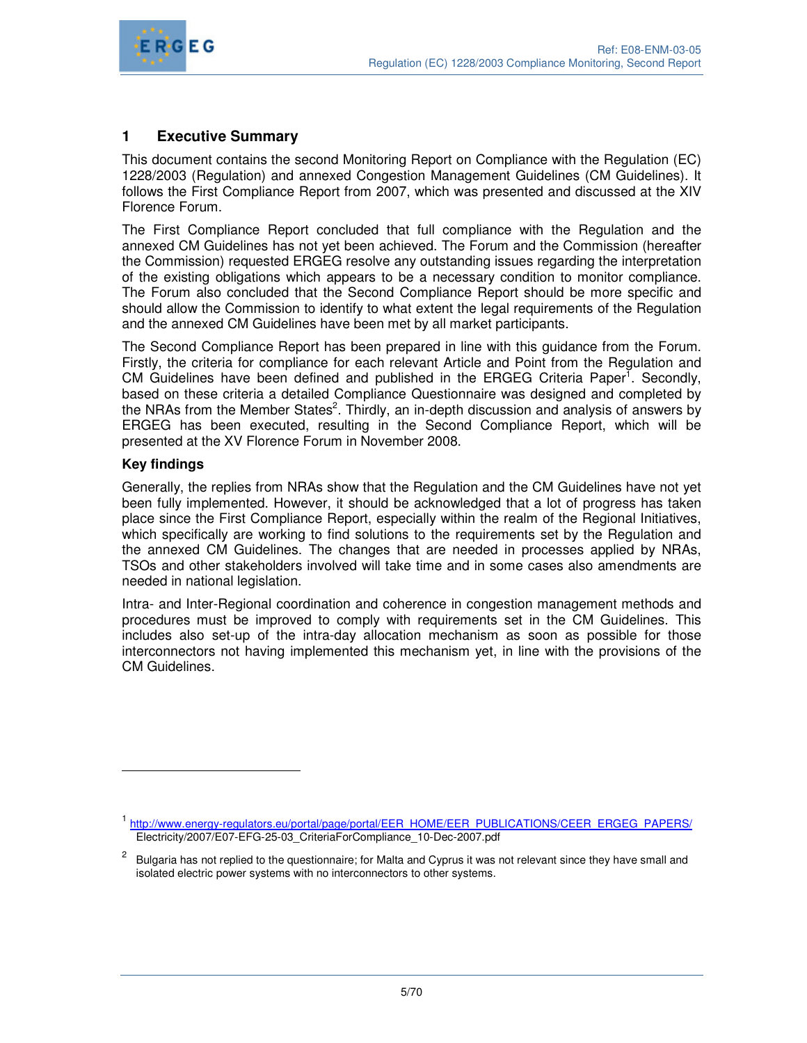# 1 Executive Summary

This document contains the second Monitoring Report on Compliance with the Regulation (EC) 1228/2003 (Regulation) and annexed Congestion Management Guidelines (CM Guidelines). It follows the First Compliance Report from 2007, which was presented and discussed at the XIV Florence Forum.

The First Compliance Report concluded that full compliance with the Regulation and the annexed CM Guidelines has not yet been achieved. The Forum and the Commission (hereafter the Commission) requested ERGEG resolve any outstanding issues regarding the interpretation of the existing obligations which appears to be a necessary condition to monitor compliance. The Forum also concluded that the Second Compliance Report should be more specific and should allow the Commission to identify to what extent the legal requirements of the Regulation and the annexed CM Guidelines have been met by all market participants.

The Second Compliance Report has been prepared in line with this guidance from the Forum. Firstly, the criteria for compliance for each relevant Article and Point from the Regulation and CM Guidelines have been defined and published in the ERGEG Criteria Paper[1]. Secondly, based on these criteria a detailed Compliance Questionnaire was designed and completed by the NRAs from the Member States[2]. Thirdly, an in-depth discussion and analysis of answers by ERGEG has been executed, resulting in the Second Compliance Report, which will be presented at the XV Florence Forum in November 2008.

**Key findings**

Generally, the replies from NRAs show that the Regulation and the CM Guidelines have not yet been fully implemented. However, it should be acknowledged that a lot of progress has taken place since the First Compliance Report, especially within the realm of the Regional Initiatives, which specifically are working to find solutions to the requirements set by the Regulation and the annexed CM Guidelines. The changes that are needed in processes applied by NRAs, TSOs and other stakeholders involved will take time and in some cases also amendments are needed in national legislation.

Intra- and Inter-Regional coordination and coherence in congestion management methods and procedures must be improved to comply with requirements set in the CM Guidelines. This includes also set-up of the intra-day allocation mechanism as soon as possible for those interconnectors not having implemented this mechanism yet, in line with the provisions of the CM Guidelines.

---

[1] http://www.energy-regulators.eu/portal/page/portal/EER_HOME/EER_PUBLICATIONS/CEER_ERGEG_PAPERS/Electricity/2007/E07-EFG-25-03_CriteriaForCompliance_10-Dec-2007.pdf

[2] Bulgaria has not replied to the questionnaire; for Malta and Cyprus it was not relevant since they have small and isolated electric power systems with no interconnectors to other systems.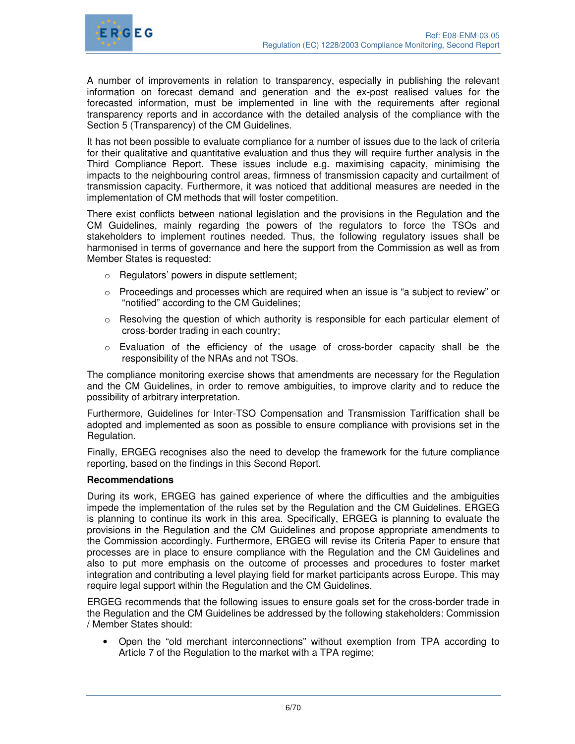A number of improvements in relation to transparency, especially in publishing the relevant information on forecast demand and generation and the ex-post realised values for the forecasted information, must be implemented in line with the requirements after regional transparency reports and in accordance with the detailed analysis of the compliance with the Section 5 (Transparency) of the CM Guidelines.

It has not been possible to evaluate compliance for a number of issues due to the lack of criteria for their qualitative and quantitative evaluation and thus they will require further analysis in the Third Compliance Report. These issues include e.g. maximising capacity, minimising the impacts to the neighbouring control areas, firmness of transmission capacity and curtailment of transmission capacity. Furthermore, it was noticed that additional measures are needed in the implementation of CM methods that will foster competition.

There exist conflicts between national legislation and the provisions in the Regulation and the CM Guidelines, mainly regarding the powers of the regulators to force the TSOs and stakeholders to implement routines needed. Thus, the following regulatory issues shall be harmonised in terms of governance and here the support from the Commission as well as from Member States is requested:

- Regulators' powers in dispute settlement;
- Proceedings and processes which are required when an issue is "a subject to review" or "notified" according to the CM Guidelines;
- Resolving the question of which authority is responsible for each particular element of cross-border trading in each country;
- Evaluation of the efficiency of the usage of cross-border capacity shall be the responsibility of the NRAs and not TSOs.

The compliance monitoring exercise shows that amendments are necessary for the Regulation and the CM Guidelines, in order to remove ambiguities, to improve clarity and to reduce the possibility of arbitrary interpretation.

Furthermore, Guidelines for Inter-TSO Compensation and Transmission Tariffication shall be adopted and implemented as soon as possible to ensure compliance with provisions set in the Regulation.

Finally, ERGEG recognises also the need to develop the framework for the future compliance reporting, based on the findings in this Second Report.

**Recommendations**

During its work, ERGEG has gained experience of where the difficulties and the ambiguities impede the implementation of the rules set by the Regulation and the CM Guidelines. ERGEG is planning to continue its work in this area. Specifically, ERGEG is planning to evaluate the provisions in the Regulation and the CM Guidelines and propose appropriate amendments to the Commission accordingly. Furthermore, ERGEG will revise its Criteria Paper to ensure that processes are in place to ensure compliance with the Regulation and the CM Guidelines and also to put more emphasis on the outcome of processes and procedures to foster market integration and contributing a level playing field for market participants across Europe. This may require legal support within the Regulation and the CM Guidelines.

ERGEG recommends that the following issues to ensure goals set for the cross-border trade in the Regulation and the CM Guidelines be addressed by the following stakeholders: Commission / Member States should:

- Open the "old merchant interconnections" without exemption from TPA according to Article 7 of the Regulation to the market with a TPA regime;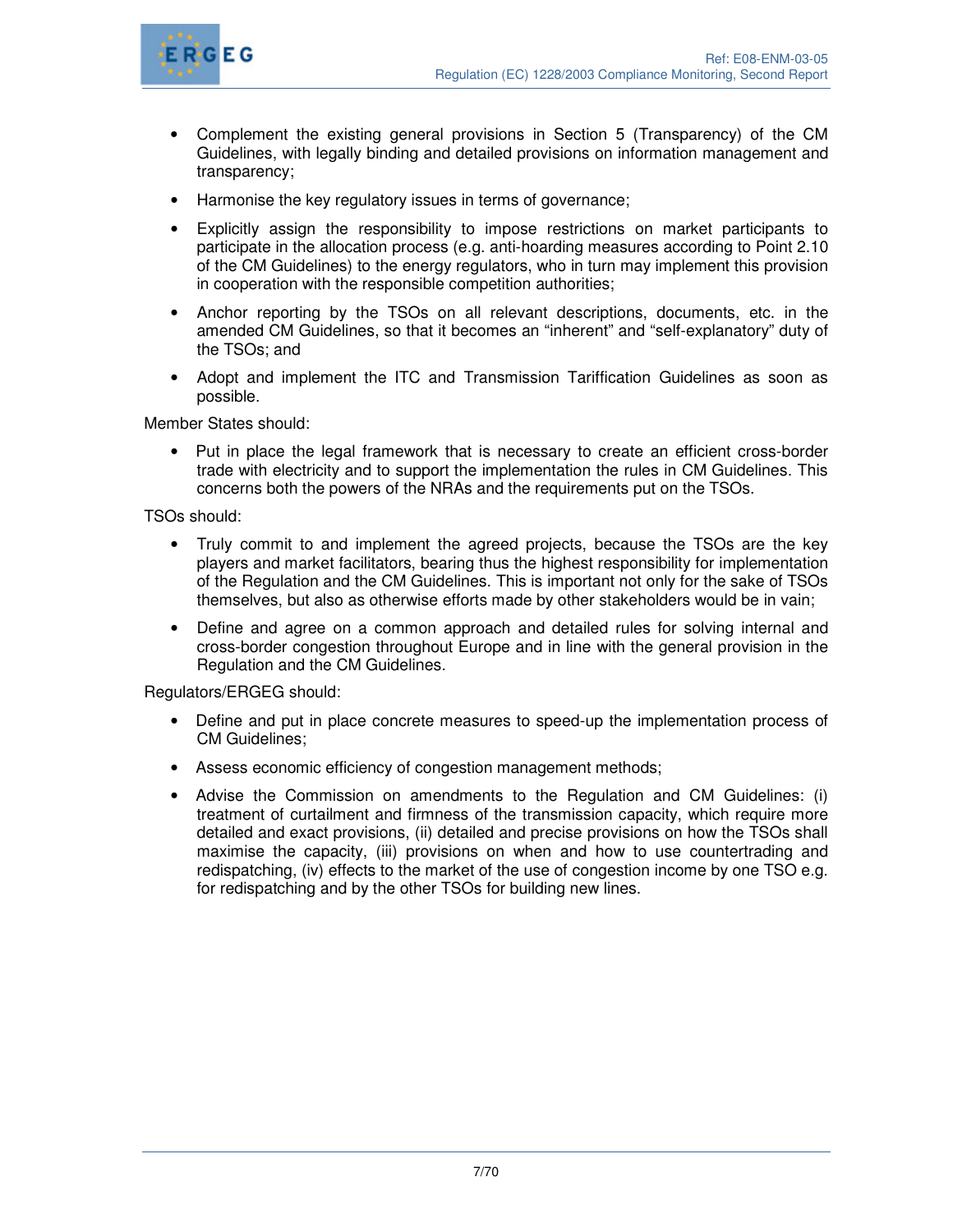- Complement the existing general provisions in Section 5 (Transparency) of the CM Guidelines, with legally binding and detailed provisions on information management and transparency;
- Harmonise the key regulatory issues in terms of governance;
- Explicitly assign the responsibility to impose restrictions on market participants to participate in the allocation process (e.g. anti-hoarding measures according to Point 2.10 of the CM Guidelines) to the energy regulators, who in turn may implement this provision in cooperation with the responsible competition authorities;
- Anchor reporting by the TSOs on all relevant descriptions, documents, etc. in the amended CM Guidelines, so that it becomes an "inherent" and "self-explanatory" duty of the TSOs; and
- Adopt and implement the ITC and Transmission Tariffication Guidelines as soon as possible.

Member States should:

- Put in place the legal framework that is necessary to create an efficient cross-border trade with electricity and to support the implementation the rules in CM Guidelines. This concerns both the powers of the NRAs and the requirements put on the TSOs.

TSOs should:

- Truly commit to and implement the agreed projects, because the TSOs are the key players and market facilitators, bearing thus the highest responsibility for implementation of the Regulation and the CM Guidelines. This is important not only for the sake of TSOs themselves, but also as otherwise efforts made by other stakeholders would be in vain;
- Define and agree on a common approach and detailed rules for solving internal and cross-border congestion throughout Europe and in line with the general provision in the Regulation and the CM Guidelines.

Regulators/ERGEG should:

- Define and put in place concrete measures to speed-up the implementation process of CM Guidelines;
- Assess economic efficiency of congestion management methods;
- Advise the Commission on amendments to the Regulation and CM Guidelines: (i) treatment of curtailment and firmness of the transmission capacity, which require more detailed and exact provisions, (ii) detailed and precise provisions on how the TSOs shall maximise the capacity, (iii) provisions on when and how to use countertrading and redispatching, (iv) effects to the market of the use of congestion income by one TSO e.g. for redispatching and by the other TSOs for building new lines.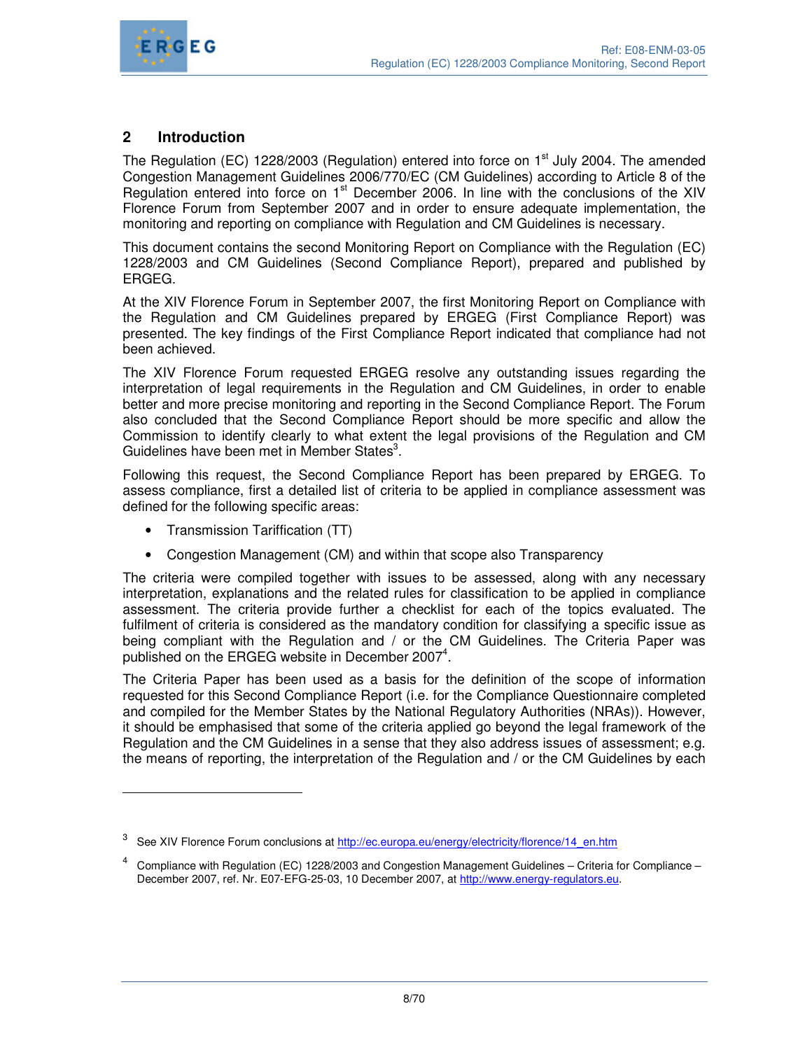## 2 Introduction

The Regulation (EC) 1228/2003 (Regulation) entered into force on 1st July 2004. The amended Congestion Management Guidelines 2006/770/EC (CM Guidelines) according to Article 8 of the Regulation entered into force on 1st December 2006. In line with the conclusions of the XIV Florence Forum from September 2007 and in order to ensure adequate implementation, the monitoring and reporting on compliance with Regulation and CM Guidelines is necessary.

This document contains the second Monitoring Report on Compliance with the Regulation (EC) 1228/2003 and CM Guidelines (Second Compliance Report), prepared and published by ERGEG.

At the XIV Florence Forum in September 2007, the first Monitoring Report on Compliance with the Regulation and CM Guidelines prepared by ERGEG (First Compliance Report) was presented. The key findings of the First Compliance Report indicated that compliance had not been achieved.

The XIV Florence Forum requested ERGEG resolve any outstanding issues regarding the interpretation of legal requirements in the Regulation and CM Guidelines, in order to enable better and more precise monitoring and reporting in the Second Compliance Report. The Forum also concluded that the Second Compliance Report should be more specific and allow the Commission to identify clearly to what extent the legal provisions of the Regulation and CM Guidelines have been met in Member States[3].

Following this request, the Second Compliance Report has been prepared by ERGEG. To assess compliance, first a detailed list of criteria to be applied in compliance assessment was defined for the following specific areas:

- Transmission Tariffication (TT)
- Congestion Management (CM) and within that scope also Transparency

The criteria were compiled together with issues to be assessed, along with any necessary interpretation, explanations and the related rules for classification to be applied in compliance assessment. The criteria provide further a checklist for each of the topics evaluated. The fulfilment of criteria is considered as the mandatory condition for classifying a specific issue as being compliant with the Regulation and / or the CM Guidelines. The Criteria Paper was published on the ERGEG website in December 2007[4].

The Criteria Paper has been used as a basis for the definition of the scope of information requested for this Second Compliance Report (i.e. for the Compliance Questionnaire completed and compiled for the Member States by the National Regulatory Authorities (NRAs)). However, it should be emphasised that some of the criteria applied go beyond the legal framework of the Regulation and the CM Guidelines in a sense that they also address issues of assessment; e.g. the means of reporting, the interpretation of the Regulation and / or the CM Guidelines by each

---

[3] See XIV Florence Forum conclusions at http://ec.europa.eu/energy/electricity/florence/14_en.htm

[4] Compliance with Regulation (EC) 1228/2003 and Congestion Management Guidelines – Criteria for Compliance – December 2007, ref. Nr. E07-EFG-25-03, 10 December 2007, at http://www.energy-regulators.eu.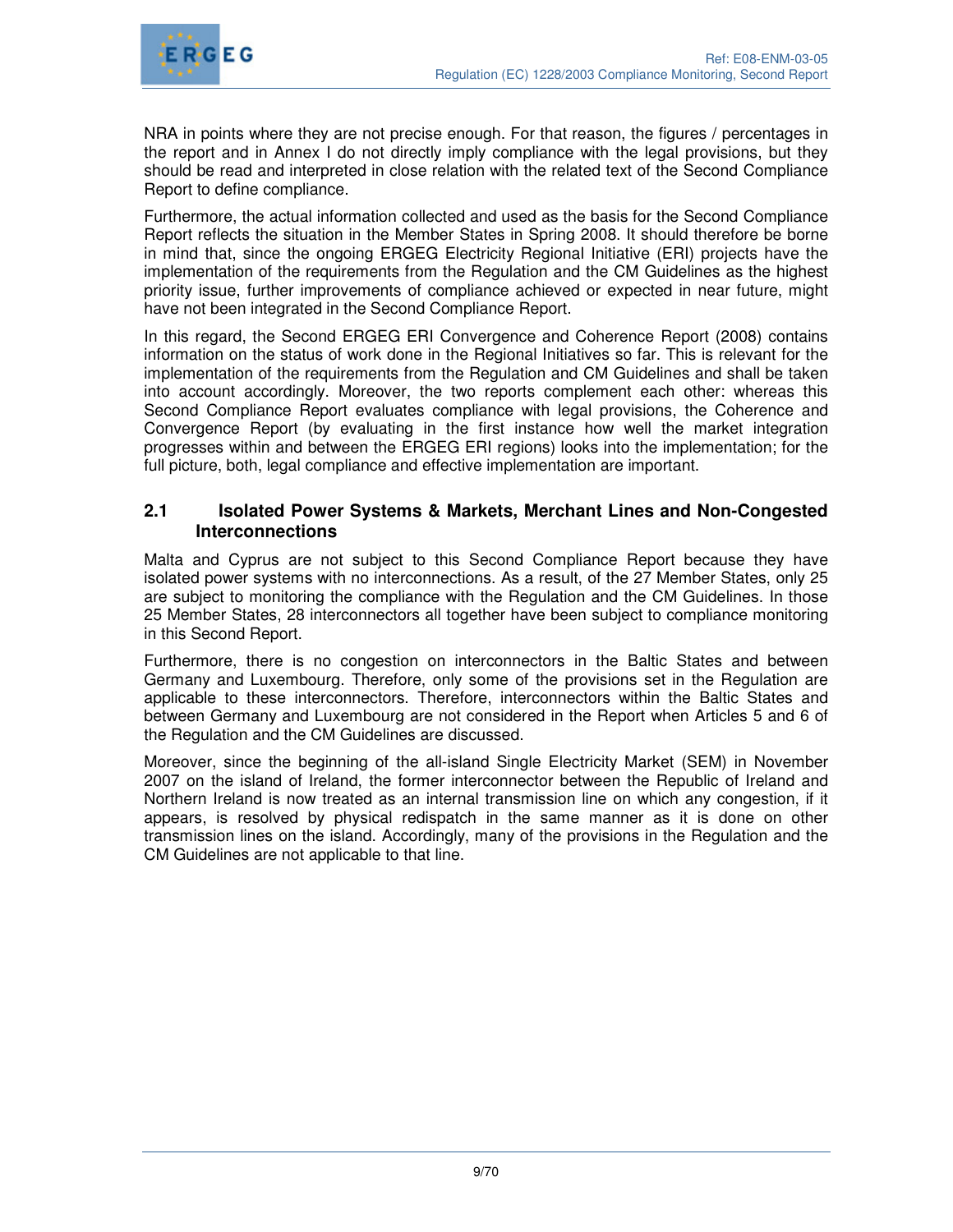NRA in points where they are not precise enough. For that reason, the figures / percentages in the report and in Annex I do not directly imply compliance with the legal provisions, but they should be read and interpreted in close relation with the related text of the Second Compliance Report to define compliance.

Furthermore, the actual information collected and used as the basis for the Second Compliance Report reflects the situation in the Member States in Spring 2008. It should therefore be borne in mind that, since the ongoing ERGEG Electricity Regional Initiative (ERI) projects have the implementation of the requirements from the Regulation and the CM Guidelines as the highest priority issue, further improvements of compliance achieved or expected in near future, might have not been integrated in the Second Compliance Report.

In this regard, the Second ERGEG ERI Convergence and Coherence Report (2008) contains information on the status of work done in the Regional Initiatives so far. This is relevant for the implementation of the requirements from the Regulation and CM Guidelines and shall be taken into account accordingly. Moreover, the two reports complement each other: whereas this Second Compliance Report evaluates compliance with legal provisions, the Coherence and Convergence Report (by evaluating in the first instance how well the market integration progresses within and between the ERGEG ERI regions) looks into the implementation; for the full picture, both, legal compliance and effective implementation are important.

## 2.1 Isolated Power Systems & Markets, Merchant Lines and Non-Congested Interconnections

Malta and Cyprus are not subject to this Second Compliance Report because they have isolated power systems with no interconnections. As a result, of the 27 Member States, only 25 are subject to monitoring the compliance with the Regulation and the CM Guidelines. In those 25 Member States, 28 interconnectors all together have been subject to compliance monitoring in this Second Report.

Furthermore, there is no congestion on interconnectors in the Baltic States and between Germany and Luxembourg. Therefore, only some of the provisions set in the Regulation are applicable to these interconnectors. Therefore, interconnectors within the Baltic States and between Germany and Luxembourg are not considered in the Report when Articles 5 and 6 of the Regulation and the CM Guidelines are discussed.

Moreover, since the beginning of the all-island Single Electricity Market (SEM) in November 2007 on the island of Ireland, the former interconnector between the Republic of Ireland and Northern Ireland is now treated as an internal transmission line on which any congestion, if it appears, is resolved by physical redispatch in the same manner as it is done on other transmission lines on the island. Accordingly, many of the provisions in the Regulation and the CM Guidelines are not applicable to that line.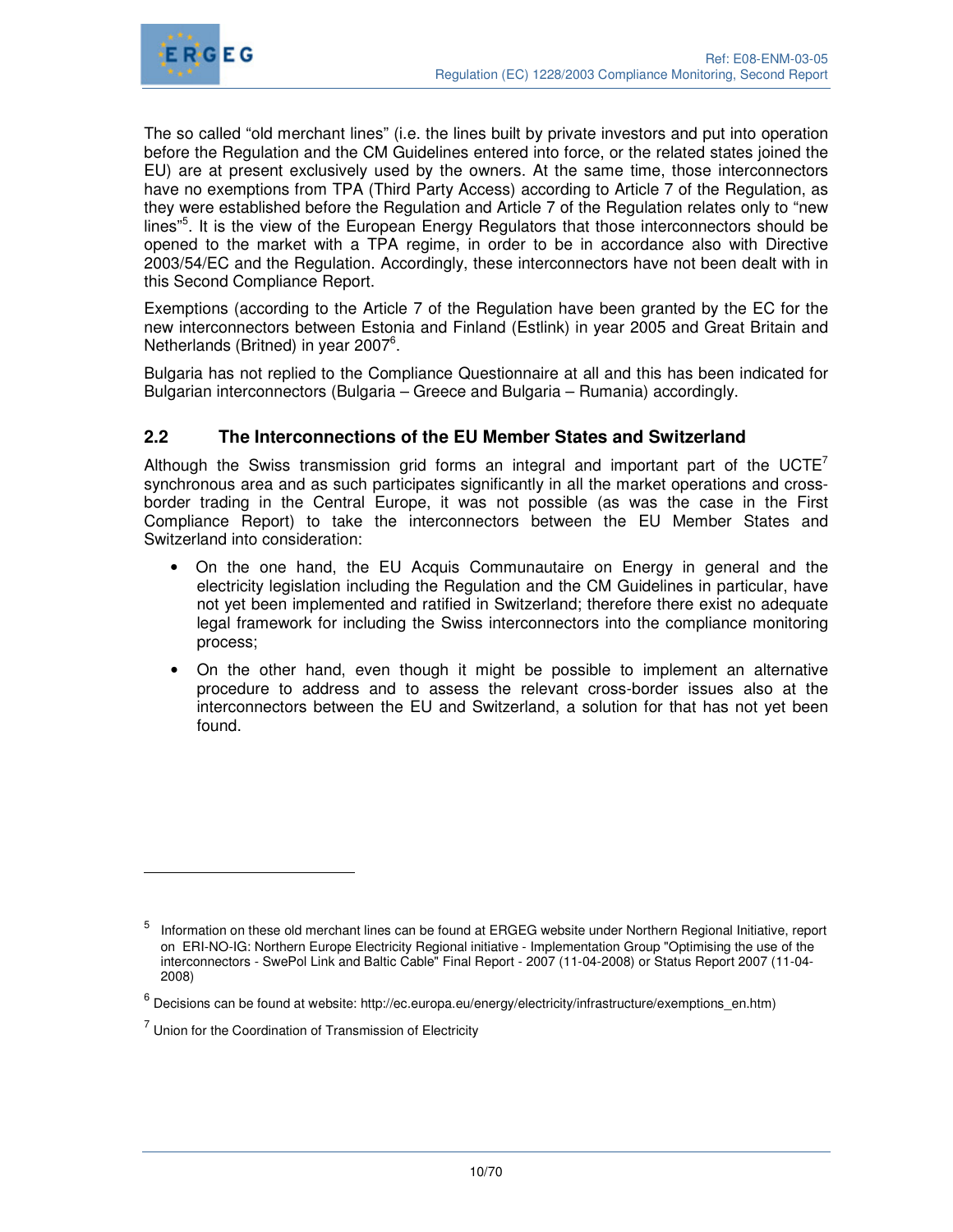The so called "old merchant lines" (i.e. the lines built by private investors and put into operation before the Regulation and the CM Guidelines entered into force, or the related states joined the EU) are at present exclusively used by the owners. At the same time, those interconnectors have no exemptions from TPA (Third Party Access) according to Article 7 of the Regulation, as they were established before the Regulation and Article 7 of the Regulation relates only to "new lines"[5]. It is the view of the European Energy Regulators that those interconnectors should be opened to the market with a TPA regime, in order to be in accordance also with Directive 2003/54/EC and the Regulation. Accordingly, these interconnectors have not been dealt with in this Second Compliance Report.

Exemptions (according to the Article 7 of the Regulation have been granted by the EC for the new interconnectors between Estonia and Finland (Estlink) in year 2005 and Great Britain and Netherlands (Britned) in year 2007[6].

Bulgaria has not replied to the Compliance Questionnaire at all and this has been indicated for Bulgarian interconnectors (Bulgaria – Greece and Bulgaria – Rumania) accordingly.

## 2.2 The Interconnections of the EU Member States and Switzerland

Although the Swiss transmission grid forms an integral and important part of the UCTE[7] synchronous area and as such participates significantly in all the market operations and cross-border trading in the Central Europe, it was not possible (as was the case in the First Compliance Report) to take the interconnectors between the EU Member States and Switzerland into consideration:

- On the one hand, the EU Acquis Communautaire on Energy in general and the electricity legislation including the Regulation and the CM Guidelines in particular, have not yet been implemented and ratified in Switzerland; therefore there exist no adequate legal framework for including the Swiss interconnectors into the compliance monitoring process;
- On the other hand, even though it might be possible to implement an alternative procedure to address and to assess the relevant cross-border issues also at the interconnectors between the EU and Switzerland, a solution for that has not yet been found.

---

[5] Information on these old merchant lines can be found at ERGEG website under Northern Regional Initiative, report on ERI-NO-IG: Northern Europe Electricity Regional initiative - Implementation Group "Optimising the use of the interconnectors - SwePol Link and Baltic Cable" Final Report - 2007 (11-04-2008) or Status Report 2007 (11-04-2008)

[6] Decisions can be found at website: http://ec.europa.eu/energy/electricity/infrastructure/exemptions_en.htm)

[7] Union for the Coordination of Transmission of Electricity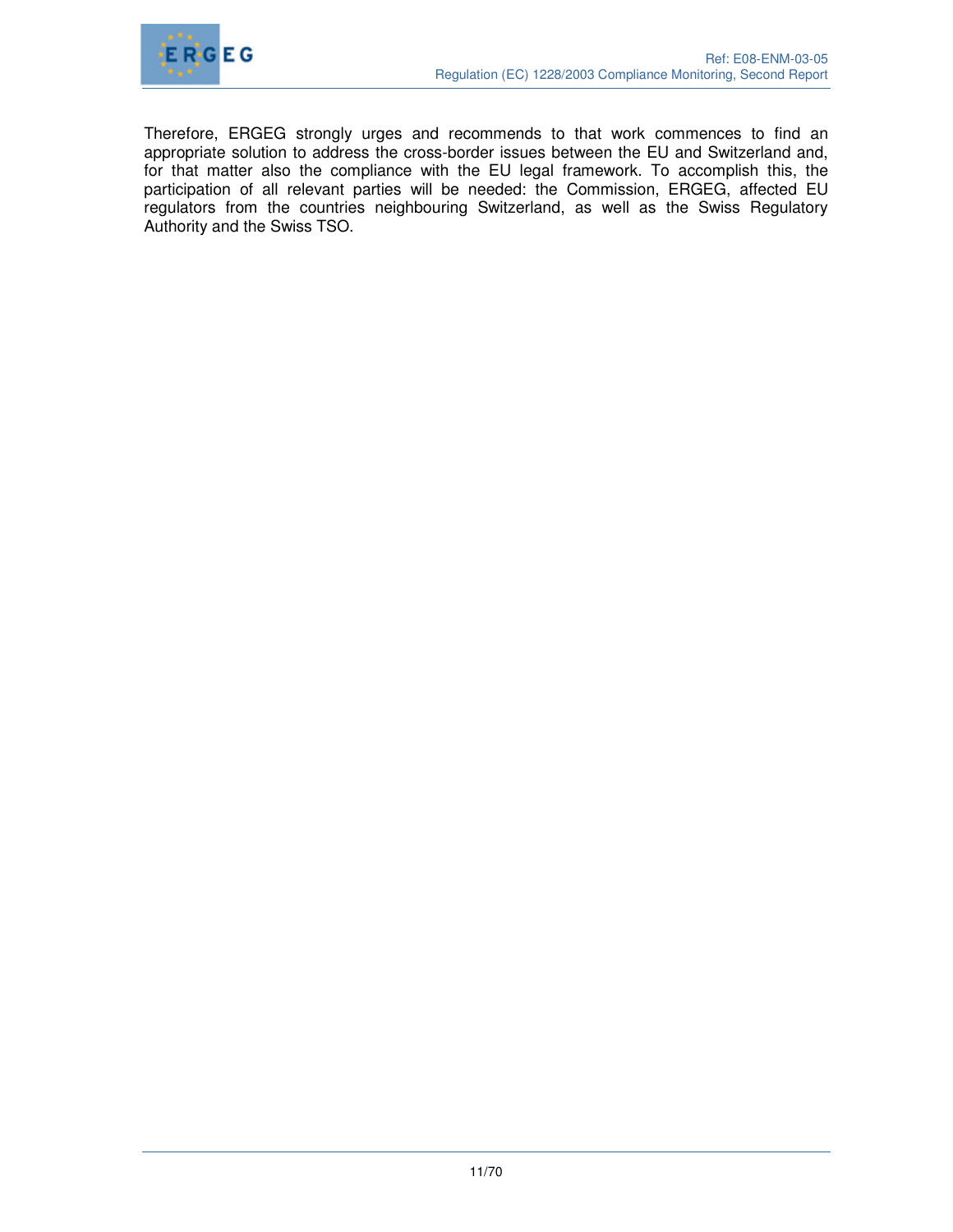Therefore, ERGEG strongly urges and recommends to that work commences to find an appropriate solution to address the cross-border issues between the EU and Switzerland and, for that matter also the compliance with the EU legal framework. To accomplish this, the participation of all relevant parties will be needed: the Commission, ERGEG, affected EU regulators from the countries neighbouring Switzerland, as well as the Swiss Regulatory Authority and the Swiss TSO.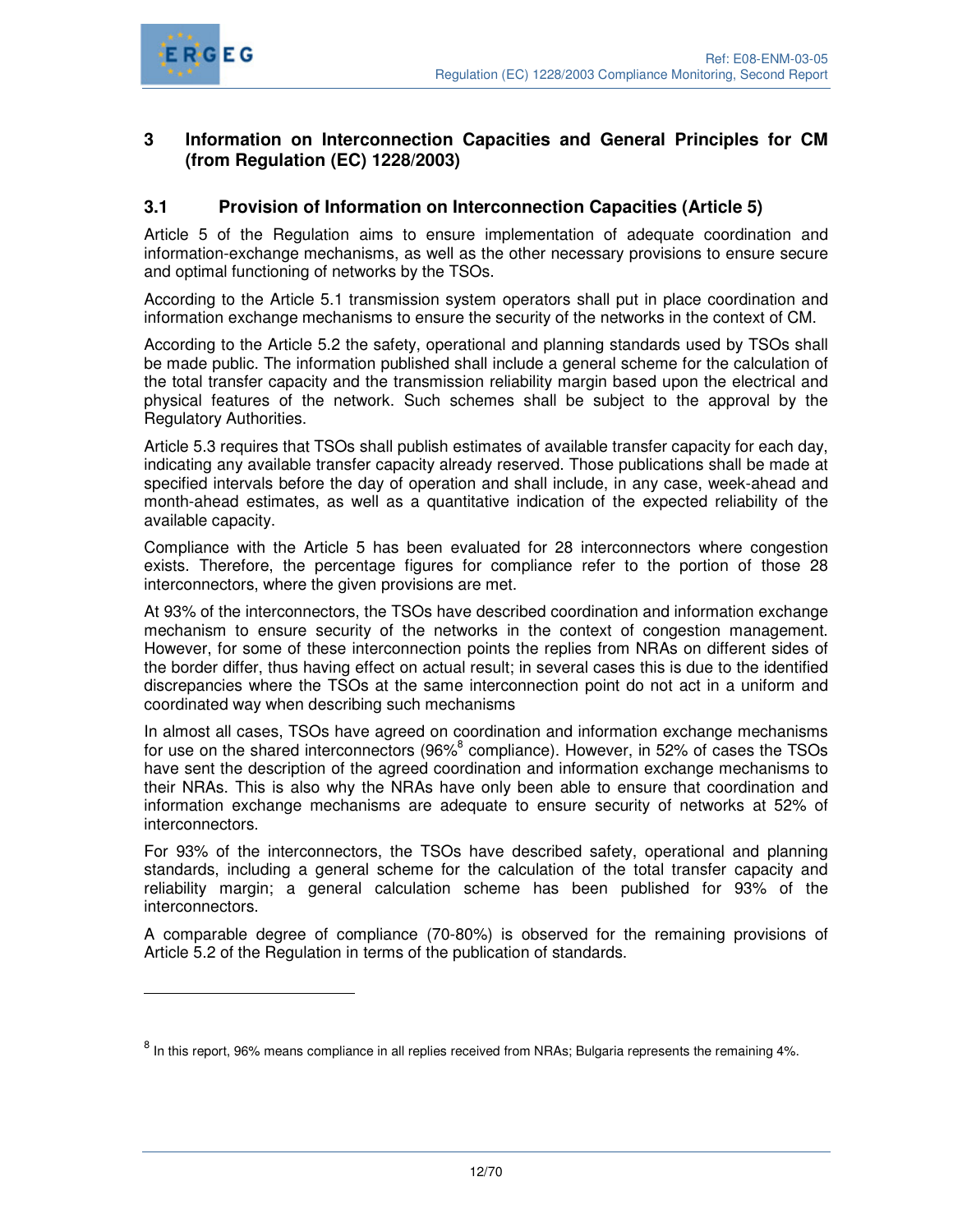# 3 Information on Interconnection Capacities and General Principles for CM (from Regulation (EC) 1228/2003)

## 3.1 Provision of Information on Interconnection Capacities (Article 5)

Article 5 of the Regulation aims to ensure implementation of adequate coordination and information-exchange mechanisms, as well as the other necessary provisions to ensure secure and optimal functioning of networks by the TSOs.

According to the Article 5.1 transmission system operators shall put in place coordination and information exchange mechanisms to ensure the security of the networks in the context of CM.

According to the Article 5.2 the safety, operational and planning standards used by TSOs shall be made public. The information published shall include a general scheme for the calculation of the total transfer capacity and the transmission reliability margin based upon the electrical and physical features of the network. Such schemes shall be subject to the approval by the Regulatory Authorities.

Article 5.3 requires that TSOs shall publish estimates of available transfer capacity for each day, indicating any available transfer capacity already reserved. Those publications shall be made at specified intervals before the day of operation and shall include, in any case, week-ahead and month-ahead estimates, as well as a quantitative indication of the expected reliability of the available capacity.

Compliance with the Article 5 has been evaluated for 28 interconnectors where congestion exists. Therefore, the percentage figures for compliance refer to the portion of those 28 interconnectors, where the given provisions are met.

At 93% of the interconnectors, the TSOs have described coordination and information exchange mechanism to ensure security of the networks in the context of congestion management. However, for some of these interconnection points the replies from NRAs on different sides of the border differ, thus having effect on actual result; in several cases this is due to the identified discrepancies where the TSOs at the same interconnection point do not act in a uniform and coordinated way when describing such mechanisms

In almost all cases, TSOs have agreed on coordination and information exchange mechanisms for use on the shared interconnectors (96%[8] compliance). However, in 52% of cases the TSOs have sent the description of the agreed coordination and information exchange mechanisms to their NRAs. This is also why the NRAs have only been able to ensure that coordination and information exchange mechanisms are adequate to ensure security of networks at 52% of interconnectors.

For 93% of the interconnectors, the TSOs have described safety, operational and planning standards, including a general scheme for the calculation of the total transfer capacity and reliability margin; a general calculation scheme has been published for 93% of the interconnectors.

A comparable degree of compliance (70-80%) is observed for the remaining provisions of Article 5.2 of the Regulation in terms of the publication of standards.

[8] In this report, 96% means compliance in all replies received from NRAs; Bulgaria represents the remaining 4%.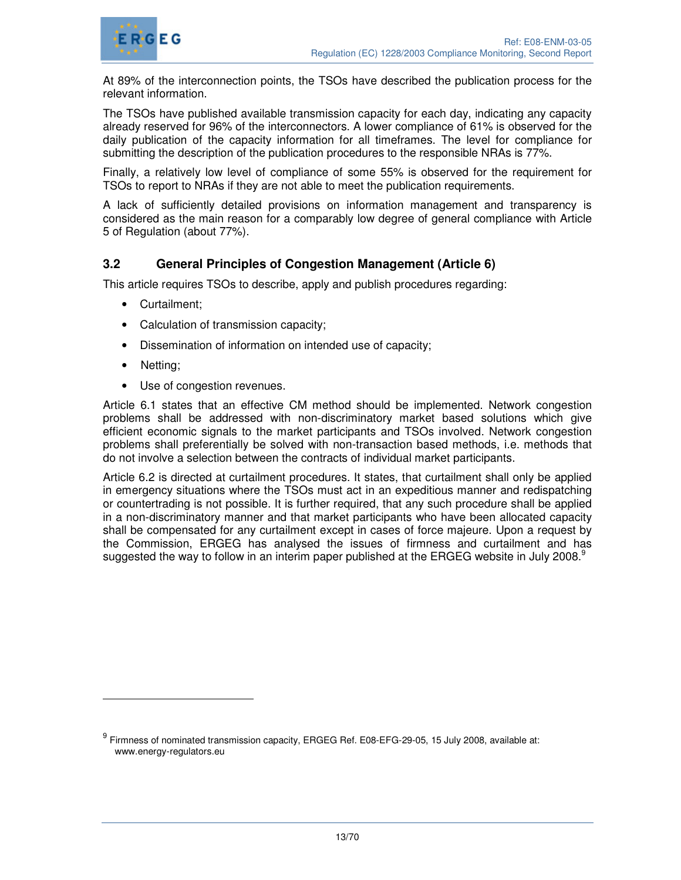At 89% of the interconnection points, the TSOs have described the publication process for the relevant information.

The TSOs have published available transmission capacity for each day, indicating any capacity already reserved for 96% of the interconnectors. A lower compliance of 61% is observed for the daily publication of the capacity information for all timeframes. The level for compliance for submitting the description of the publication procedures to the responsible NRAs is 77%.

Finally, a relatively low level of compliance of some 55% is observed for the requirement for TSOs to report to NRAs if they are not able to meet the publication requirements.

A lack of sufficiently detailed provisions on information management and transparency is considered as the main reason for a comparably low degree of general compliance with Article 5 of Regulation (about 77%).

## 3.2 General Principles of Congestion Management (Article 6)

This article requires TSOs to describe, apply and publish procedures regarding:

- Curtailment;
- Calculation of transmission capacity;
- Dissemination of information on intended use of capacity;
- Netting;
- Use of congestion revenues.

Article 6.1 states that an effective CM method should be implemented. Network congestion problems shall be addressed with non-discriminatory market based solutions which give efficient economic signals to the market participants and TSOs involved. Network congestion problems shall preferentially be solved with non-transaction based methods, i.e. methods that do not involve a selection between the contracts of individual market participants.

Article 6.2 is directed at curtailment procedures. It states, that curtailment shall only be applied in emergency situations where the TSOs must act in an expeditious manner and redispatching or countertrading is not possible. It is further required, that any such procedure shall be applied in a non-discriminatory manner and that market participants who have been allocated capacity shall be compensated for any curtailment except in cases of force majeure. Upon a request by the Commission, ERGEG has analysed the issues of firmness and curtailment and has suggested the way to follow in an interim paper published at the ERGEG website in July 2008.[9]

---

[9] Firmness of nominated transmission capacity, ERGEG Ref. E08-EFG-29-05, 15 July 2008, available at: www.energy-regulators.eu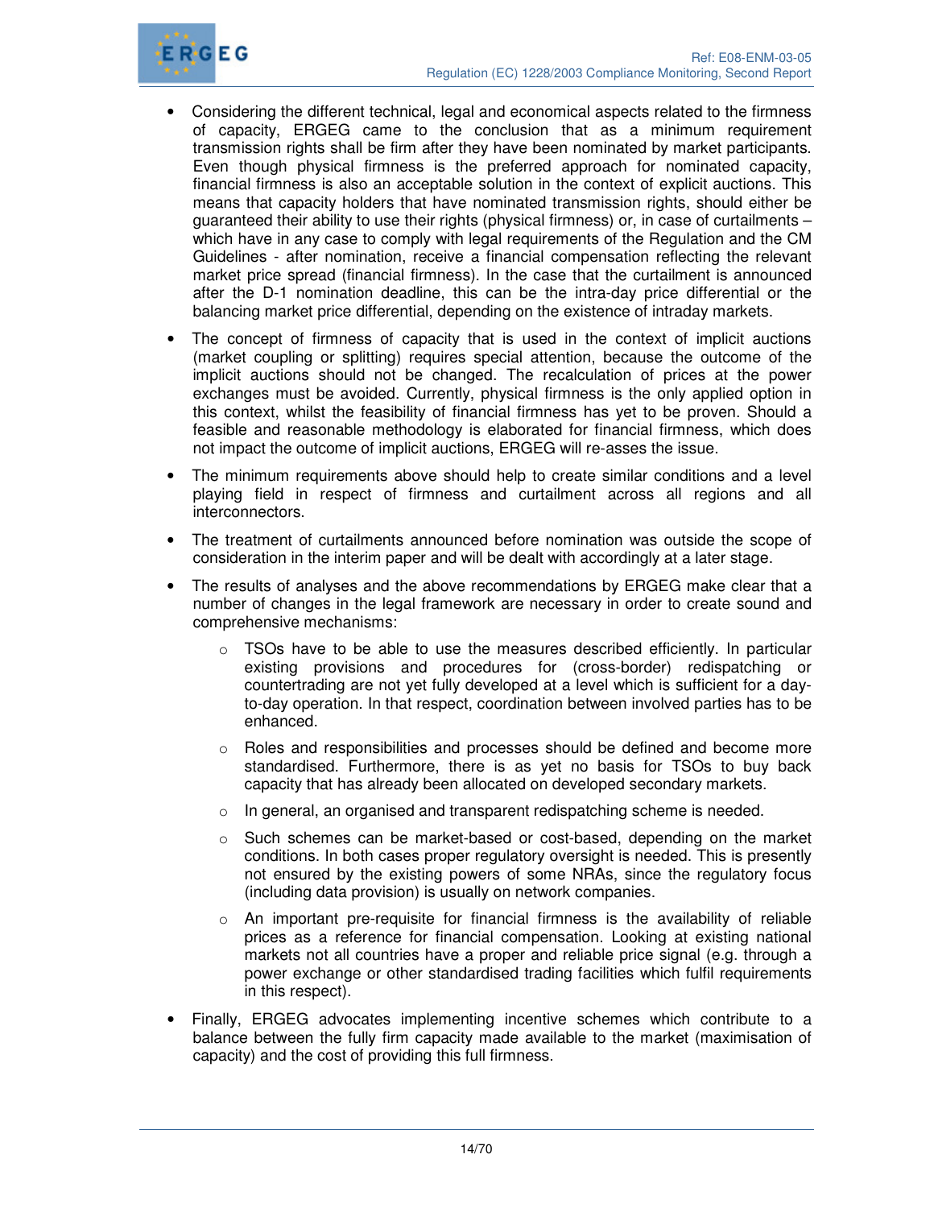- Considering the different technical, legal and economical aspects related to the firmness of capacity, ERGEG came to the conclusion that as a minimum requirement transmission rights shall be firm after they have been nominated by market participants. Even though physical firmness is the preferred approach for nominated capacity, financial firmness is also an acceptable solution in the context of explicit auctions. This means that capacity holders that have nominated transmission rights, should either be guaranteed their ability to use their rights (physical firmness) or, in case of curtailments – which have in any case to comply with legal requirements of the Regulation and the CM Guidelines - after nomination, receive a financial compensation reflecting the relevant market price spread (financial firmness). In the case that the curtailment is announced after the D-1 nomination deadline, this can be the intra-day price differential or the balancing market price differential, depending on the existence of intraday markets.
- The concept of firmness of capacity that is used in the context of implicit auctions (market coupling or splitting) requires special attention, because the outcome of the implicit auctions should not be changed. The recalculation of prices at the power exchanges must be avoided. Currently, physical firmness is the only applied option in this context, whilst the feasibility of financial firmness has yet to be proven. Should a feasible and reasonable methodology is elaborated for financial firmness, which does not impact the outcome of implicit auctions, ERGEG will re-asses the issue.
- The minimum requirements above should help to create similar conditions and a level playing field in respect of firmness and curtailment across all regions and all interconnectors.
- The treatment of curtailments announced before nomination was outside the scope of consideration in the interim paper and will be dealt with accordingly at a later stage.
- The results of analyses and the above recommendations by ERGEG make clear that a number of changes in the legal framework are necessary in order to create sound and comprehensive mechanisms:
  - TSOs have to be able to use the measures described efficiently. In particular existing provisions and procedures for (cross-border) redispatching or countertrading are not yet fully developed at a level which is sufficient for a day-to-day operation. In that respect, coordination between involved parties has to be enhanced.
  - Roles and responsibilities and processes should be defined and become more standardised. Furthermore, there is as yet no basis for TSOs to buy back capacity that has already been allocated on developed secondary markets.
  - In general, an organised and transparent redispatching scheme is needed.
  - Such schemes can be market-based or cost-based, depending on the market conditions. In both cases proper regulatory oversight is needed. This is presently not ensured by the existing powers of some NRAs, since the regulatory focus (including data provision) is usually on network companies.
  - An important pre-requisite for financial firmness is the availability of reliable prices as a reference for financial compensation. Looking at existing national markets not all countries have a proper and reliable price signal (e.g. through a power exchange or other standardised trading facilities which fulfil requirements in this respect).
- Finally, ERGEG advocates implementing incentive schemes which contribute to a balance between the fully firm capacity made available to the market (maximisation of capacity) and the cost of providing this full firmness.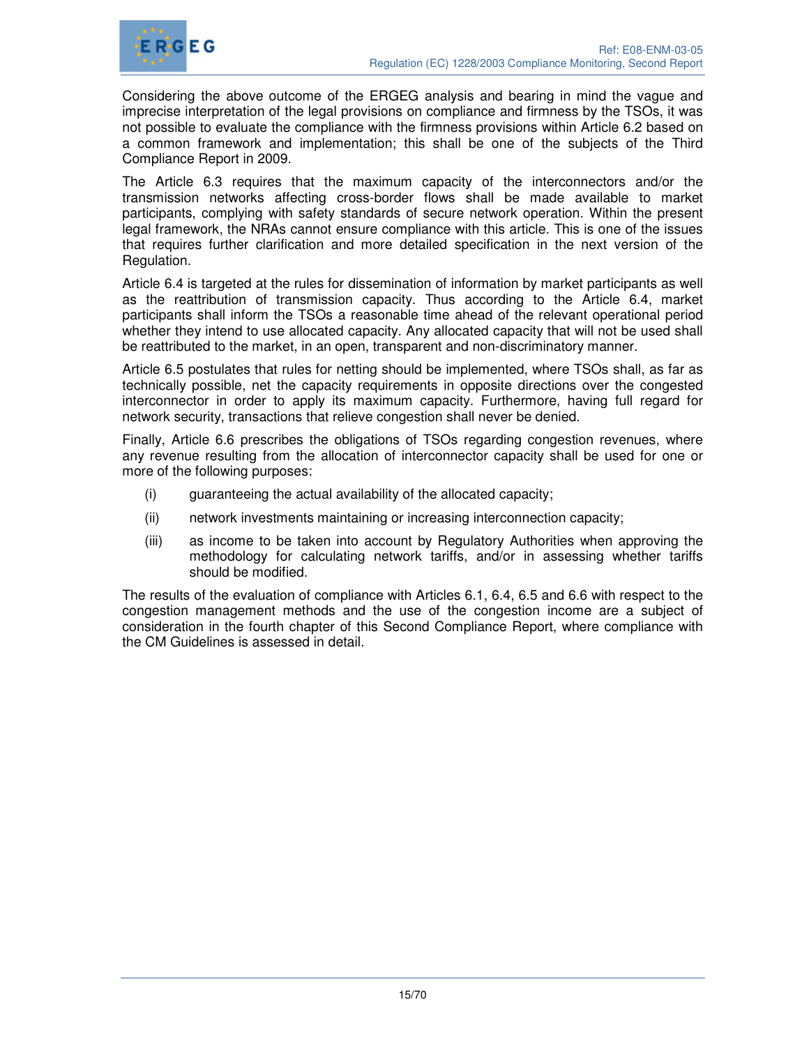Considering the above outcome of the ERGEG analysis and bearing in mind the vague and imprecise interpretation of the legal provisions on compliance and firmness by the TSOs, it was not possible to evaluate the compliance with the firmness provisions within Article 6.2 based on a common framework and implementation; this shall be one of the subjects of the Third Compliance Report in 2009.

The Article 6.3 requires that the maximum capacity of the interconnectors and/or the transmission networks affecting cross-border flows shall be made available to market participants, complying with safety standards of secure network operation. Within the present legal framework, the NRAs cannot ensure compliance with this article. This is one of the issues that requires further clarification and more detailed specification in the next version of the Regulation.

Article 6.4 is targeted at the rules for dissemination of information by market participants as well as the reattribution of transmission capacity. Thus according to the Article 6.4, market participants shall inform the TSOs a reasonable time ahead of the relevant operational period whether they intend to use allocated capacity. Any allocated capacity that will not be used shall be reattributed to the market, in an open, transparent and non-discriminatory manner.

Article 6.5 postulates that rules for netting should be implemented, where TSOs shall, as far as technically possible, net the capacity requirements in opposite directions over the congested interconnector in order to apply its maximum capacity. Furthermore, having full regard for network security, transactions that relieve congestion shall never be denied.

Finally, Article 6.6 prescribes the obligations of TSOs regarding congestion revenues, where any revenue resulting from the allocation of interconnector capacity shall be used for one or more of the following purposes:

(i) guaranteeing the actual availability of the allocated capacity;

(ii) network investments maintaining or increasing interconnection capacity;

(iii) as income to be taken into account by Regulatory Authorities when approving the methodology for calculating network tariffs, and/or in assessing whether tariffs should be modified.

The results of the evaluation of compliance with Articles 6.1, 6.4, 6.5 and 6.6 with respect to the congestion management methods and the use of the congestion income are a subject of consideration in the fourth chapter of this Second Compliance Report, where compliance with the CM Guidelines is assessed in detail.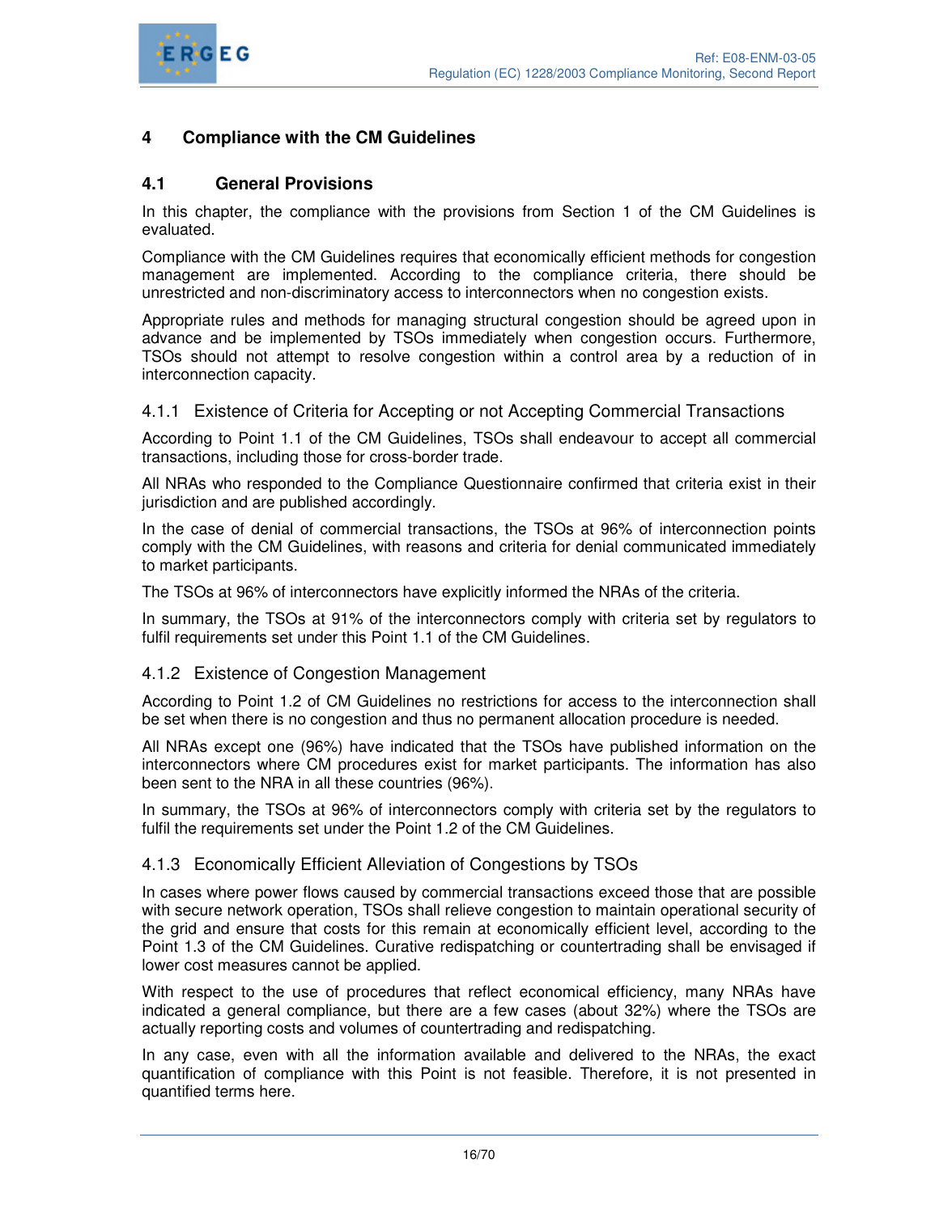# 4 Compliance with the CM Guidelines

## 4.1 General Provisions

In this chapter, the compliance with the provisions from Section 1 of the CM Guidelines is evaluated.

Compliance with the CM Guidelines requires that economically efficient methods for congestion management are implemented. According to the compliance criteria, there should be unrestricted and non-discriminatory access to interconnectors when no congestion exists.

Appropriate rules and methods for managing structural congestion should be agreed upon in advance and be implemented by TSOs immediately when congestion occurs. Furthermore, TSOs should not attempt to resolve congestion within a control area by a reduction of in interconnection capacity.

### 4.1.1 Existence of Criteria for Accepting or not Accepting Commercial Transactions

According to Point 1.1 of the CM Guidelines, TSOs shall endeavour to accept all commercial transactions, including those for cross-border trade.

All NRAs who responded to the Compliance Questionnaire confirmed that criteria exist in their jurisdiction and are published accordingly.

In the case of denial of commercial transactions, the TSOs at 96% of interconnection points comply with the CM Guidelines, with reasons and criteria for denial communicated immediately to market participants.

The TSOs at 96% of interconnectors have explicitly informed the NRAs of the criteria.

In summary, the TSOs at 91% of the interconnectors comply with criteria set by regulators to fulfil requirements set under this Point 1.1 of the CM Guidelines.

### 4.1.2 Existence of Congestion Management

According to Point 1.2 of CM Guidelines no restrictions for access to the interconnection shall be set when there is no congestion and thus no permanent allocation procedure is needed.

All NRAs except one (96%) have indicated that the TSOs have published information on the interconnectors where CM procedures exist for market participants. The information has also been sent to the NRA in all these countries (96%).

In summary, the TSOs at 96% of interconnectors comply with criteria set by the regulators to fulfil the requirements set under the Point 1.2 of the CM Guidelines.

### 4.1.3 Economically Efficient Alleviation of Congestions by TSOs

In cases where power flows caused by commercial transactions exceed those that are possible with secure network operation, TSOs shall relieve congestion to maintain operational security of the grid and ensure that costs for this remain at economically efficient level, according to the Point 1.3 of the CM Guidelines. Curative redispatching or countertrading shall be envisaged if lower cost measures cannot be applied.

With respect to the use of procedures that reflect economical efficiency, many NRAs have indicated a general compliance, but there are a few cases (about 32%) where the TSOs are actually reporting costs and volumes of countertrading and redispatching.

In any case, even with all the information available and delivered to the NRAs, the exact quantification of compliance with this Point is not feasible. Therefore, it is not presented in quantified terms here.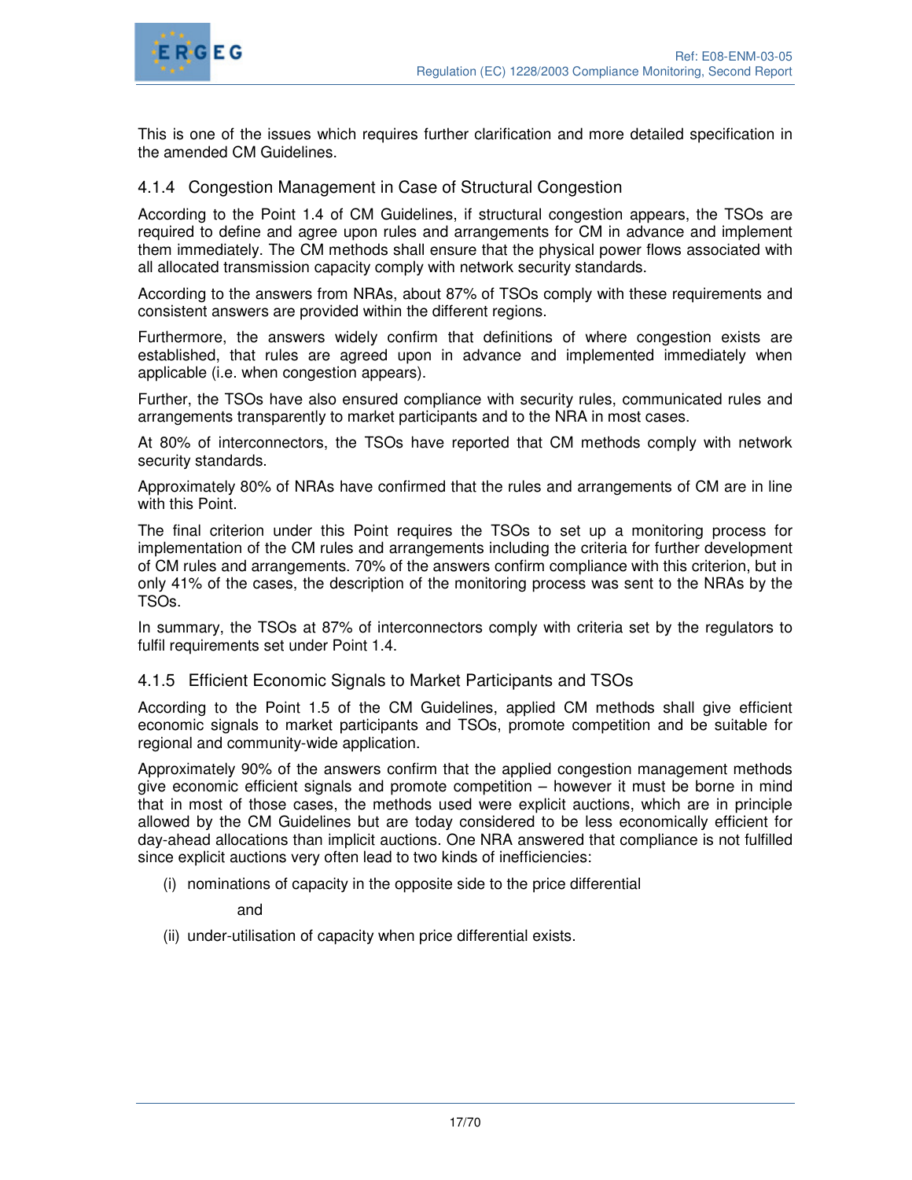This is one of the issues which requires further clarification and more detailed specification in the amended CM Guidelines.

### 4.1.4 Congestion Management in Case of Structural Congestion

According to the Point 1.4 of CM Guidelines, if structural congestion appears, the TSOs are required to define and agree upon rules and arrangements for CM in advance and implement them immediately. The CM methods shall ensure that the physical power flows associated with all allocated transmission capacity comply with network security standards.

According to the answers from NRAs, about 87% of TSOs comply with these requirements and consistent answers are provided within the different regions.

Furthermore, the answers widely confirm that definitions of where congestion exists are established, that rules are agreed upon in advance and implemented immediately when applicable (i.e. when congestion appears).

Further, the TSOs have also ensured compliance with security rules, communicated rules and arrangements transparently to market participants and to the NRA in most cases.

At 80% of interconnectors, the TSOs have reported that CM methods comply with network security standards.

Approximately 80% of NRAs have confirmed that the rules and arrangements of CM are in line with this Point.

The final criterion under this Point requires the TSOs to set up a monitoring process for implementation of the CM rules and arrangements including the criteria for further development of CM rules and arrangements. 70% of the answers confirm compliance with this criterion, but in only 41% of the cases, the description of the monitoring process was sent to the NRAs by the TSOs.

In summary, the TSOs at 87% of interconnectors comply with criteria set by the regulators to fulfil requirements set under Point 1.4.

### 4.1.5 Efficient Economic Signals to Market Participants and TSOs

According to the Point 1.5 of the CM Guidelines, applied CM methods shall give efficient economic signals to market participants and TSOs, promote competition and be suitable for regional and community-wide application.

Approximately 90% of the answers confirm that the applied congestion management methods give economic efficient signals and promote competition – however it must be borne in mind that in most of those cases, the methods used were explicit auctions, which are in principle allowed by the CM Guidelines but are today considered to be less economically efficient for day-ahead allocations than implicit auctions. One NRA answered that compliance is not fulfilled since explicit auctions very often lead to two kinds of inefficiencies:

(i) nominations of capacity in the opposite side to the price differential

and

(ii) under-utilisation of capacity when price differential exists.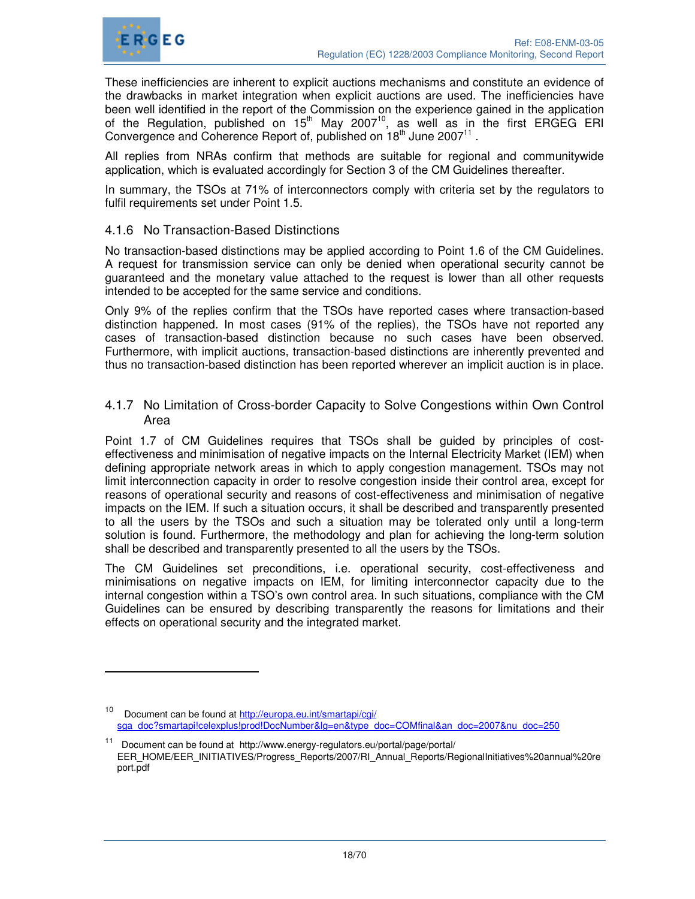These inefficiencies are inherent to explicit auctions mechanisms and constitute an evidence of the drawbacks in market integration when explicit auctions are used. The inefficiencies have been well identified in the report of the Commission on the experience gained in the application of the Regulation, published on 15th May 2007[10], as well as in the first ERGEG ERI Convergence and Coherence Report of, published on 18th June 2007[11] .

All replies from NRAs confirm that methods are suitable for regional and communitywide application, which is evaluated accordingly for Section 3 of the CM Guidelines thereafter.

In summary, the TSOs at 71% of interconnectors comply with criteria set by the regulators to fulfil requirements set under Point 1.5.

### 4.1.6 No Transaction-Based Distinctions

No transaction-based distinctions may be applied according to Point 1.6 of the CM Guidelines. A request for transmission service can only be denied when operational security cannot be guaranteed and the monetary value attached to the request is lower than all other requests intended to be accepted for the same service and conditions.

Only 9% of the replies confirm that the TSOs have reported cases where transaction-based distinction happened. In most cases (91% of the replies), the TSOs have not reported any cases of transaction-based distinction because no such cases have been observed. Furthermore, with implicit auctions, transaction-based distinctions are inherently prevented and thus no transaction-based distinction has been reported wherever an implicit auction is in place.

### 4.1.7 No Limitation of Cross-border Capacity to Solve Congestions within Own Control Area

Point 1.7 of CM Guidelines requires that TSOs shall be guided by principles of cost-effectiveness and minimisation of negative impacts on the Internal Electricity Market (IEM) when defining appropriate network areas in which to apply congestion management. TSOs may not limit interconnection capacity in order to resolve congestion inside their control area, except for reasons of operational security and reasons of cost-effectiveness and minimisation of negative impacts on the IEM. If such a situation occurs, it shall be described and transparently presented to all the users by the TSOs and such a situation may be tolerated only until a long-term solution is found. Furthermore, the methodology and plan for achieving the long-term solution shall be described and transparently presented to all the users by the TSOs.

The CM Guidelines set preconditions, i.e. operational security, cost-effectiveness and minimisations on negative impacts on IEM, for limiting interconnector capacity due to the internal congestion within a TSO's own control area. In such situations, compliance with the CM Guidelines can be ensured by describing transparently the reasons for limitations and their effects on operational security and the integrated market.

---

[10] Document can be found at http://europa.eu.int/smartapi/cgi/sga_doc?smartapi!celexplus!prod!DocNumber&lg=en&type_doc=COMfinal&an_doc=2007&nu_doc=250

[11] Document can be found at http://www.energy-regulators.eu/portal/page/portal/EER_HOME/EER_INITIATIVES/Progress_Reports/2007/RI_Annual_Reports/RegionalInitiatives%20annual%20report.pdf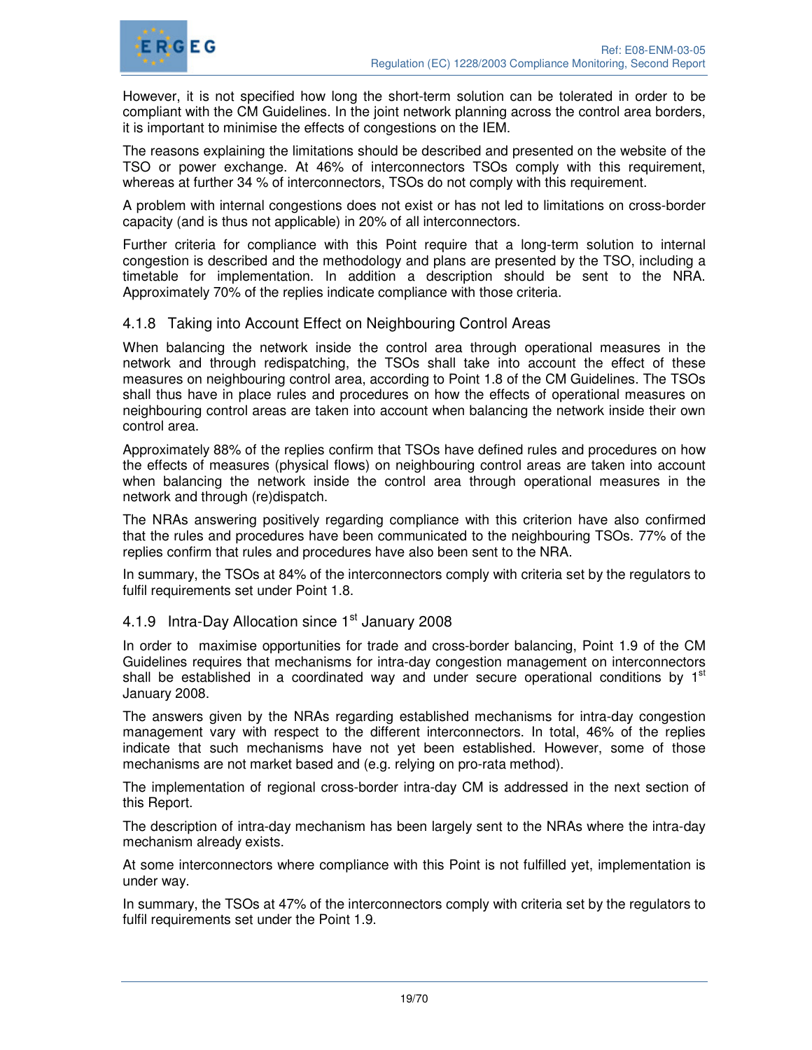However, it is not specified how long the short-term solution can be tolerated in order to be compliant with the CM Guidelines. In the joint network planning across the control area borders, it is important to minimise the effects of congestions on the IEM.

The reasons explaining the limitations should be described and presented on the website of the TSO or power exchange. At 46% of interconnectors TSOs comply with this requirement, whereas at further 34 % of interconnectors, TSOs do not comply with this requirement.

A problem with internal congestions does not exist or has not led to limitations on cross-border capacity (and is thus not applicable) in 20% of all interconnectors.

Further criteria for compliance with this Point require that a long-term solution to internal congestion is described and the methodology and plans are presented by the TSO, including a timetable for implementation. In addition a description should be sent to the NRA. Approximately 70% of the replies indicate compliance with those criteria.

### 4.1.8 Taking into Account Effect on Neighbouring Control Areas

When balancing the network inside the control area through operational measures in the network and through redispatching, the TSOs shall take into account the effect of these measures on neighbouring control area, according to Point 1.8 of the CM Guidelines. The TSOs shall thus have in place rules and procedures on how the effects of operational measures on neighbouring control areas are taken into account when balancing the network inside their own control area.

Approximately 88% of the replies confirm that TSOs have defined rules and procedures on how the effects of measures (physical flows) on neighbouring control areas are taken into account when balancing the network inside the control area through operational measures in the network and through (re)dispatch.

The NRAs answering positively regarding compliance with this criterion have also confirmed that the rules and procedures have been communicated to the neighbouring TSOs. 77% of the replies confirm that rules and procedures have also been sent to the NRA.

In summary, the TSOs at 84% of the interconnectors comply with criteria set by the regulators to fulfil requirements set under Point 1.8.

### 4.1.9 Intra-Day Allocation since 1st January 2008

In order to maximise opportunities for trade and cross-border balancing, Point 1.9 of the CM Guidelines requires that mechanisms for intra-day congestion management on interconnectors shall be established in a coordinated way and under secure operational conditions by 1st January 2008.

The answers given by the NRAs regarding established mechanisms for intra-day congestion management vary with respect to the different interconnectors. In total, 46% of the replies indicate that such mechanisms have not yet been established. However, some of those mechanisms are not market based and (e.g. relying on pro-rata method).

The implementation of regional cross-border intra-day CM is addressed in the next section of this Report.

The description of intra-day mechanism has been largely sent to the NRAs where the intra-day mechanism already exists.

At some interconnectors where compliance with this Point is not fulfilled yet, implementation is under way.

In summary, the TSOs at 47% of the interconnectors comply with criteria set by the regulators to fulfil requirements set under the Point 1.9.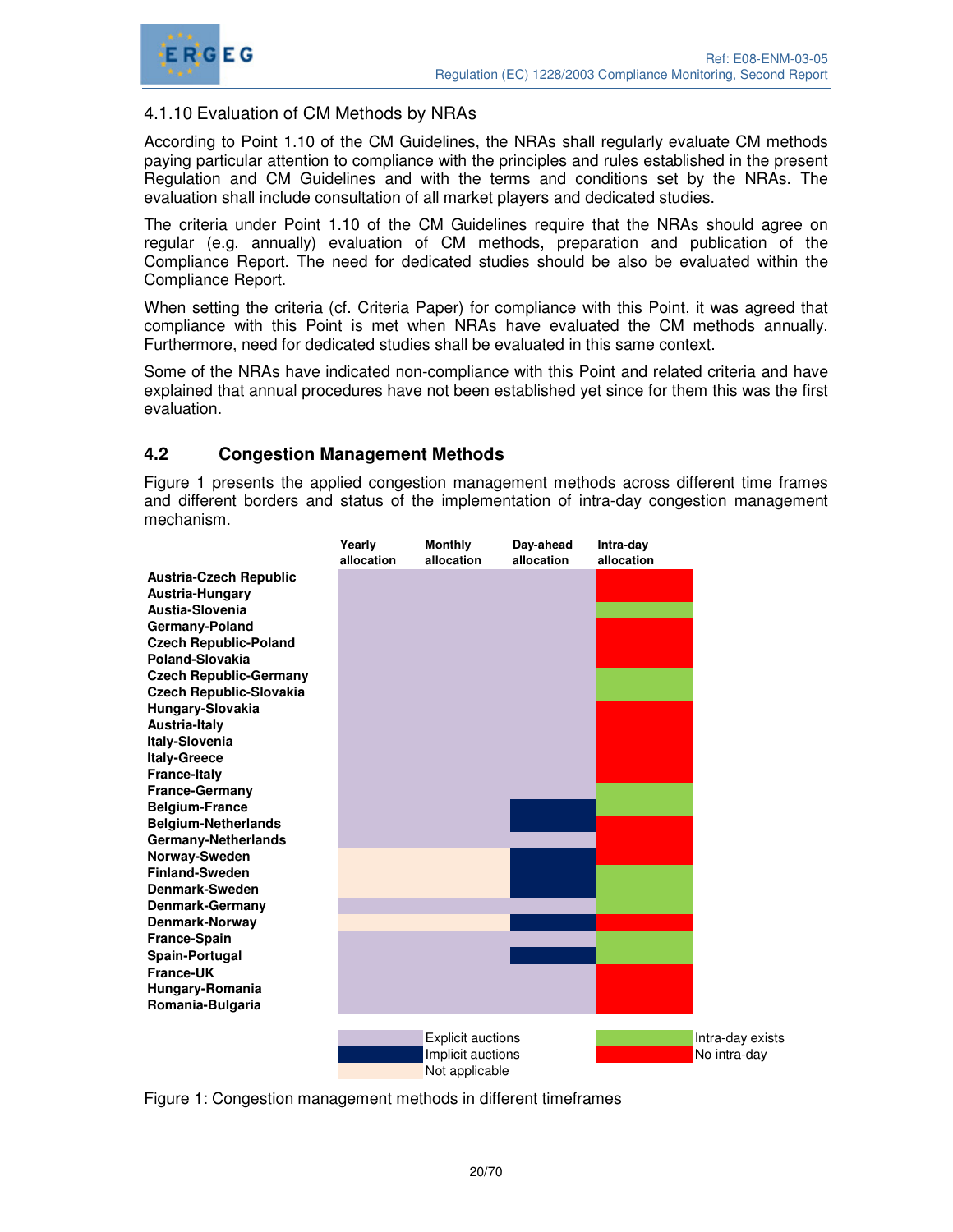### 4.1.10 Evaluation of CM Methods by NRAs

According to Point 1.10 of the CM Guidelines, the NRAs shall regularly evaluate CM methods paying particular attention to compliance with the principles and rules established in the present Regulation and CM Guidelines and with the terms and conditions set by the NRAs. The evaluation shall include consultation of all market players and dedicated studies.

The criteria under Point 1.10 of the CM Guidelines require that the NRAs should agree on regular (e.g. annually) evaluation of CM methods, preparation and publication of the Compliance Report. The need for dedicated studies should be also be evaluated within the Compliance Report.

When setting the criteria (cf. Criteria Paper) for compliance with this Point, it was agreed that compliance with this Point is met when NRAs have evaluated the CM methods annually. Furthermore, need for dedicated studies shall be evaluated in this same context.

Some of the NRAs have indicated non-compliance with this Point and related criteria and have explained that annual procedures have not been established yet since for them this was the first evaluation.

## 4.2 Congestion Management Methods

Figure 1 presents the applied congestion management methods across different time frames and different borders and status of the implementation of intra-day congestion management mechanism.

| | Yearly allocation | Monthly allocation | Day-ahead allocation | Intra-day allocation |
|---|---|---|---|---|
| **Austria-Czech Republic** | Explicit auctions | Explicit auctions | Explicit auctions | No intra-day |
| **Austria-Hungary** | Explicit auctions | Explicit auctions | Explicit auctions | No intra-day |
| **Austia-Slovenia** | Explicit auctions | Explicit auctions | Explicit auctions | Intra-day exists |
| **Germany-Poland** | Explicit auctions | Explicit auctions | Explicit auctions | No intra-day |
| **Czech Republic-Poland** | Explicit auctions | Explicit auctions | Explicit auctions | No intra-day |
| **Poland-Slovakia** | Explicit auctions | Explicit auctions | Explicit auctions | No intra-day |
| **Czech Republic-Germany** | Explicit auctions | Explicit auctions | Explicit auctions | Intra-day exists |
| **Czech Republic-Slovakia** | Explicit auctions | Explicit auctions | Explicit auctions | Intra-day exists |
| **Hungary-Slovakia** | Explicit auctions | Explicit auctions | Explicit auctions | No intra-day |
| **Austria-Italy** | Explicit auctions | Explicit auctions | Explicit auctions | No intra-day |
| **Italy-Slovenia** | Explicit auctions | Explicit auctions | Explicit auctions | No intra-day |
| **Italy-Greece** | Explicit auctions | Explicit auctions | Explicit auctions | No intra-day |
| **France-Italy** | Explicit auctions | Explicit auctions | Explicit auctions | No intra-day |
| **France-Germany** | Explicit auctions | Explicit auctions | Explicit auctions | Intra-day exists |
| **Belgium-France** | Explicit auctions | Explicit auctions | Implicit auctions | Intra-day exists |
| **Belgium-Netherlands** | Explicit auctions | Explicit auctions | Implicit auctions | No intra-day |
| **Germany-Netherlands** | Explicit auctions | Explicit auctions | Explicit auctions | No intra-day |
| **Norway-Sweden** | Not applicable | Not applicable | Implicit auctions | No intra-day |
| **Finland-Sweden** | Not applicable | Not applicable | Implicit auctions | Intra-day exists |
| **Denmark-Sweden** | Not applicable | Not applicable | Implicit auctions | Intra-day exists |
| **Denmark-Germany** | Explicit auctions | Explicit auctions | Explicit auctions | Intra-day exists |
| **Denmark-Norway** | Not applicable | Not applicable | Implicit auctions | No intra-day |
| **France-Spain** | Explicit auctions | Explicit auctions | Explicit auctions | Intra-day exists |
| **Spain-Portugal** | Explicit auctions | Explicit auctions | Implicit auctions | Intra-day exists |
| **France-UK** | Explicit auctions | Explicit auctions | Explicit auctions | No intra-day |
| **Hungary-Romania** | Explicit auctions | Explicit auctions | Explicit auctions | No intra-day |
| **Romania-Bulgaria** | Explicit auctions | Explicit auctions | Explicit auctions | No intra-day |

Figure 1: Congestion management methods in different timeframes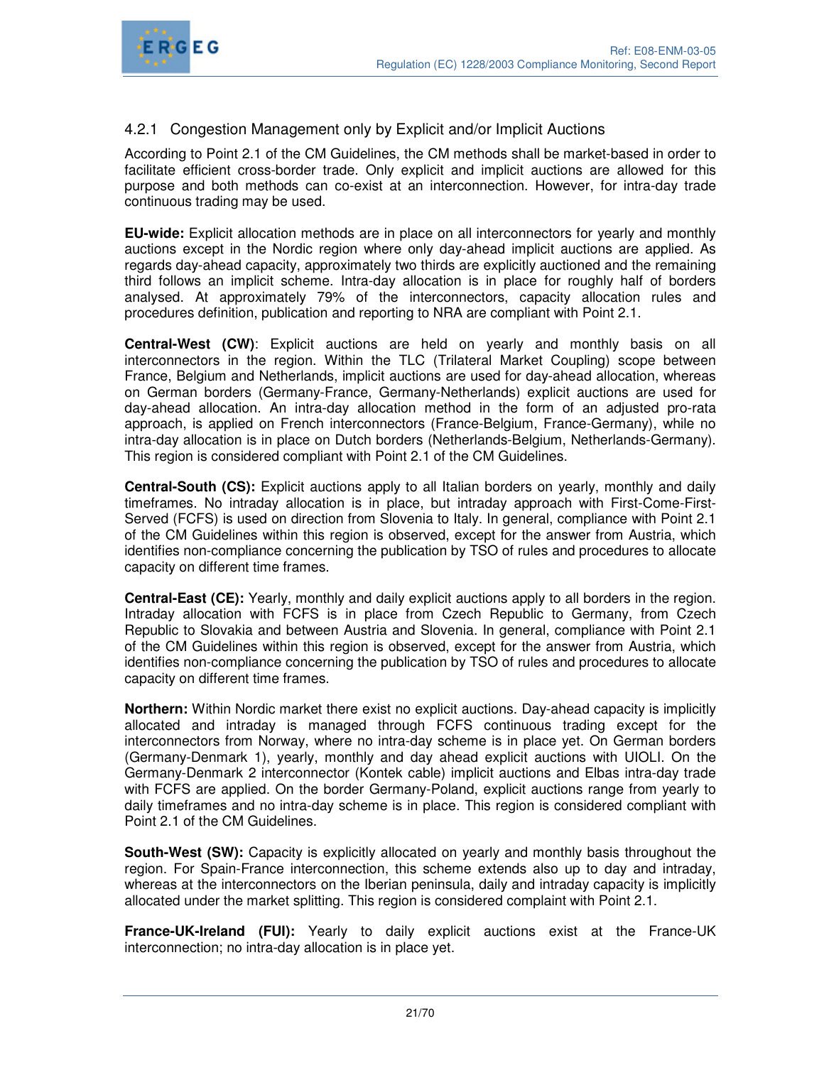### 4.2.1 Congestion Management only by Explicit and/or Implicit Auctions

According to Point 2.1 of the CM Guidelines, the CM methods shall be market-based in order to facilitate efficient cross-border trade. Only explicit and implicit auctions are allowed for this purpose and both methods can co-exist at an interconnection. However, for intra-day trade continuous trading may be used.

**EU-wide:** Explicit allocation methods are in place on all interconnectors for yearly and monthly auctions except in the Nordic region where only day-ahead implicit auctions are applied. As regards day-ahead capacity, approximately two thirds are explicitly auctioned and the remaining third follows an implicit scheme. Intra-day allocation is in place for roughly half of borders analysed. At approximately 79% of the interconnectors, capacity allocation rules and procedures definition, publication and reporting to NRA are compliant with Point 2.1.

**Central-West (CW)**: Explicit auctions are held on yearly and monthly basis on all interconnectors in the region. Within the TLC (Trilateral Market Coupling) scope between France, Belgium and Netherlands, implicit auctions are used for day-ahead allocation, whereas on German borders (Germany-France, Germany-Netherlands) explicit auctions are used for day-ahead allocation. An intra-day allocation method in the form of an adjusted pro-rata approach, is applied on French interconnectors (France-Belgium, France-Germany), while no intra-day allocation is in place on Dutch borders (Netherlands-Belgium, Netherlands-Germany). This region is considered compliant with Point 2.1 of the CM Guidelines.

**Central-South (CS):** Explicit auctions apply to all Italian borders on yearly, monthly and daily timeframes. No intraday allocation is in place, but intraday approach with First-Come-First-Served (FCFS) is used on direction from Slovenia to Italy. In general, compliance with Point 2.1 of the CM Guidelines within this region is observed, except for the answer from Austria, which identifies non-compliance concerning the publication by TSO of rules and procedures to allocate capacity on different time frames.

**Central-East (CE):** Yearly, monthly and daily explicit auctions apply to all borders in the region. Intraday allocation with FCFS is in place from Czech Republic to Germany, from Czech Republic to Slovakia and between Austria and Slovenia. In general, compliance with Point 2.1 of the CM Guidelines within this region is observed, except for the answer from Austria, which identifies non-compliance concerning the publication by TSO of rules and procedures to allocate capacity on different time frames.

**Northern:** Within Nordic market there exist no explicit auctions. Day-ahead capacity is implicitly allocated and intraday is managed through FCFS continuous trading except for the interconnectors from Norway, where no intra-day scheme is in place yet. On German borders (Germany-Denmark 1), yearly, monthly and day ahead explicit auctions with UIOLI. On the Germany-Denmark 2 interconnector (Kontek cable) implicit auctions and Elbas intra-day trade with FCFS are applied. On the border Germany-Poland, explicit auctions range from yearly to daily timeframes and no intra-day scheme is in place. This region is considered compliant with Point 2.1 of the CM Guidelines.

**South-West (SW):** Capacity is explicitly allocated on yearly and monthly basis throughout the region. For Spain-France interconnection, this scheme extends also up to day and intraday, whereas at the interconnectors on the Iberian peninsula, daily and intraday capacity is implicitly allocated under the market splitting. This region is considered complaint with Point 2.1.

**France-UK-Ireland (FUI):** Yearly to daily explicit auctions exist at the France-UK interconnection; no intra-day allocation is in place yet.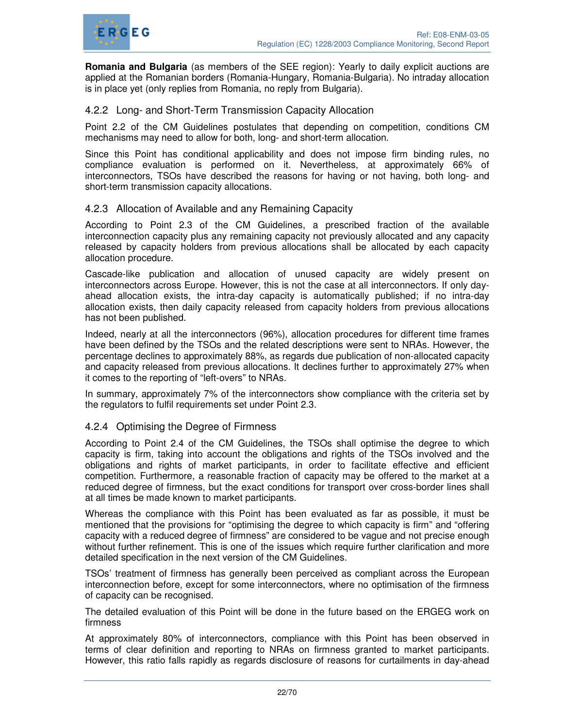**Romania and Bulgaria** (as members of the SEE region): Yearly to daily explicit auctions are applied at the Romanian borders (Romania-Hungary, Romania-Bulgaria). No intraday allocation is in place yet (only replies from Romania, no reply from Bulgaria).

### 4.2.2 Long- and Short-Term Transmission Capacity Allocation

Point 2.2 of the CM Guidelines postulates that depending on competition, conditions CM mechanisms may need to allow for both, long- and short-term allocation.

Since this Point has conditional applicability and does not impose firm binding rules, no compliance evaluation is performed on it. Nevertheless, at approximately 66% of interconnectors, TSOs have described the reasons for having or not having, both long- and short-term transmission capacity allocations.

### 4.2.3 Allocation of Available and any Remaining Capacity

According to Point 2.3 of the CM Guidelines, a prescribed fraction of the available interconnection capacity plus any remaining capacity not previously allocated and any capacity released by capacity holders from previous allocations shall be allocated by each capacity allocation procedure.

Cascade-like publication and allocation of unused capacity are widely present on interconnectors across Europe. However, this is not the case at all interconnectors. If only day-ahead allocation exists, the intra-day capacity is automatically published; if no intra-day allocation exists, then daily capacity released from capacity holders from previous allocations has not been published.

Indeed, nearly at all the interconnectors (96%), allocation procedures for different time frames have been defined by the TSOs and the related descriptions were sent to NRAs. However, the percentage declines to approximately 88%, as regards due publication of non-allocated capacity and capacity released from previous allocations. It declines further to approximately 27% when it comes to the reporting of "left-overs" to NRAs.

In summary, approximately 7% of the interconnectors show compliance with the criteria set by the regulators to fulfil requirements set under Point 2.3.

### 4.2.4 Optimising the Degree of Firmness

According to Point 2.4 of the CM Guidelines, the TSOs shall optimise the degree to which capacity is firm, taking into account the obligations and rights of the TSOs involved and the obligations and rights of market participants, in order to facilitate effective and efficient competition. Furthermore, a reasonable fraction of capacity may be offered to the market at a reduced degree of firmness, but the exact conditions for transport over cross-border lines shall at all times be made known to market participants.

Whereas the compliance with this Point has been evaluated as far as possible, it must be mentioned that the provisions for "optimising the degree to which capacity is firm" and "offering capacity with a reduced degree of firmness" are considered to be vague and not precise enough without further refinement. This is one of the issues which require further clarification and more detailed specification in the next version of the CM Guidelines.

TSOs' treatment of firmness has generally been perceived as compliant across the European interconnection before, except for some interconnectors, where no optimisation of the firmness of capacity can be recognised.

The detailed evaluation of this Point will be done in the future based on the ERGEG work on firmness

At approximately 80% of interconnectors, compliance with this Point has been observed in terms of clear definition and reporting to NRAs on firmness granted to market participants. However, this ratio falls rapidly as regards disclosure of reasons for curtailments in day-ahead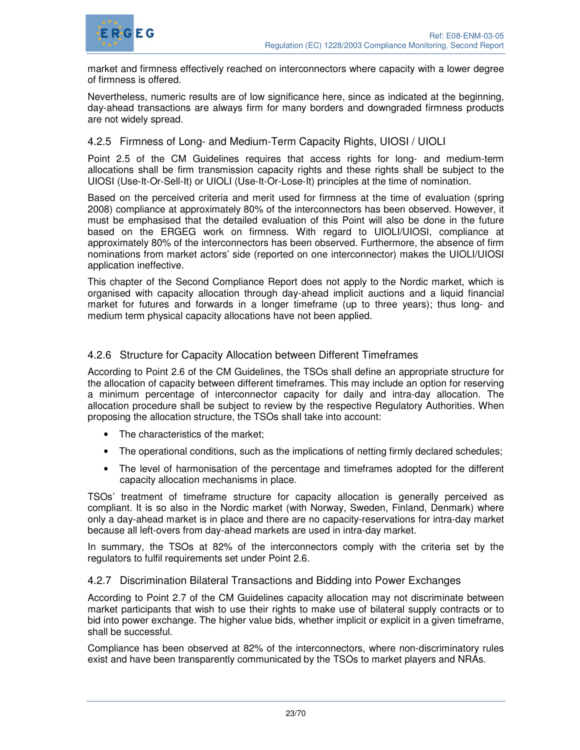market and firmness effectively reached on interconnectors where capacity with a lower degree of firmness is offered.

Nevertheless, numeric results are of low significance here, since as indicated at the beginning, day-ahead transactions are always firm for many borders and downgraded firmness products are not widely spread.

### 4.2.5 Firmness of Long- and Medium-Term Capacity Rights, UIOSI / UIOLI

Point 2.5 of the CM Guidelines requires that access rights for long- and medium-term allocations shall be firm transmission capacity rights and these rights shall be subject to the UIOSI (Use-It-Or-Sell-It) or UIOLI (Use-It-Or-Lose-It) principles at the time of nomination.

Based on the perceived criteria and merit used for firmness at the time of evaluation (spring 2008) compliance at approximately 80% of the interconnectors has been observed. However, it must be emphasised that the detailed evaluation of this Point will also be done in the future based on the ERGEG work on firmness. With regard to UIOLI/UIOSI, compliance at approximately 80% of the interconnectors has been observed. Furthermore, the absence of firm nominations from market actors' side (reported on one interconnector) makes the UIOLI/UIOSI application ineffective.

This chapter of the Second Compliance Report does not apply to the Nordic market, which is organised with capacity allocation through day-ahead implicit auctions and a liquid financial market for futures and forwards in a longer timeframe (up to three years); thus long- and medium term physical capacity allocations have not been applied.

### 4.2.6 Structure for Capacity Allocation between Different Timeframes

According to Point 2.6 of the CM Guidelines, the TSOs shall define an appropriate structure for the allocation of capacity between different timeframes. This may include an option for reserving a minimum percentage of interconnector capacity for daily and intra-day allocation. The allocation procedure shall be subject to review by the respective Regulatory Authorities. When proposing the allocation structure, the TSOs shall take into account:

- The characteristics of the market;
- The operational conditions, such as the implications of netting firmly declared schedules;
- The level of harmonisation of the percentage and timeframes adopted for the different capacity allocation mechanisms in place.

TSOs' treatment of timeframe structure for capacity allocation is generally perceived as compliant. It is so also in the Nordic market (with Norway, Sweden, Finland, Denmark) where only a day-ahead market is in place and there are no capacity-reservations for intra-day market because all left-overs from day-ahead markets are used in intra-day market.

In summary, the TSOs at 82% of the interconnectors comply with the criteria set by the regulators to fulfil requirements set under Point 2.6.

### 4.2.7 Discrimination Bilateral Transactions and Bidding into Power Exchanges

According to Point 2.7 of the CM Guidelines capacity allocation may not discriminate between market participants that wish to use their rights to make use of bilateral supply contracts or to bid into power exchange. The higher value bids, whether implicit or explicit in a given timeframe, shall be successful.

Compliance has been observed at 82% of the interconnectors, where non-discriminatory rules exist and have been transparently communicated by the TSOs to market players and NRAs.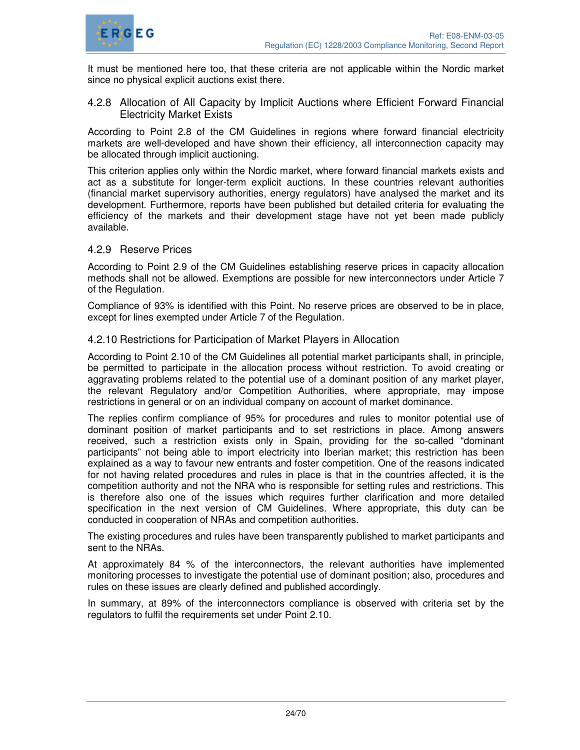It must be mentioned here too, that these criteria are not applicable within the Nordic market since no physical explicit auctions exist there.

### 4.2.8 Allocation of All Capacity by Implicit Auctions where Efficient Forward Financial Electricity Market Exists

According to Point 2.8 of the CM Guidelines in regions where forward financial electricity markets are well-developed and have shown their efficiency, all interconnection capacity may be allocated through implicit auctioning.

This criterion applies only within the Nordic market, where forward financial markets exists and act as a substitute for longer-term explicit auctions. In these countries relevant authorities (financial market supervisory authorities, energy regulators) have analysed the market and its development. Furthermore, reports have been published but detailed criteria for evaluating the efficiency of the markets and their development stage have not yet been made publicly available.

### 4.2.9 Reserve Prices

According to Point 2.9 of the CM Guidelines establishing reserve prices in capacity allocation methods shall not be allowed. Exemptions are possible for new interconnectors under Article 7 of the Regulation.

Compliance of 93% is identified with this Point. No reserve prices are observed to be in place, except for lines exempted under Article 7 of the Regulation.

### 4.2.10 Restrictions for Participation of Market Players in Allocation

According to Point 2.10 of the CM Guidelines all potential market participants shall, in principle, be permitted to participate in the allocation process without restriction. To avoid creating or aggravating problems related to the potential use of a dominant position of any market player, the relevant Regulatory and/or Competition Authorities, where appropriate, may impose restrictions in general or on an individual company on account of market dominance.

The replies confirm compliance of 95% for procedures and rules to monitor potential use of dominant position of market participants and to set restrictions in place. Among answers received, such a restriction exists only in Spain, providing for the so-called "dominant participants" not being able to import electricity into Iberian market; this restriction has been explained as a way to favour new entrants and foster competition. One of the reasons indicated for not having related procedures and rules in place is that in the countries affected, it is the competition authority and not the NRA who is responsible for setting rules and restrictions. This is therefore also one of the issues which requires further clarification and more detailed specification in the next version of CM Guidelines. Where appropriate, this duty can be conducted in cooperation of NRAs and competition authorities.

The existing procedures and rules have been transparently published to market participants and sent to the NRAs.

At approximately 84 % of the interconnectors, the relevant authorities have implemented monitoring processes to investigate the potential use of dominant position; also, procedures and rules on these issues are clearly defined and published accordingly.

In summary, at 89% of the interconnectors compliance is observed with criteria set by the regulators to fulfil the requirements set under Point 2.10.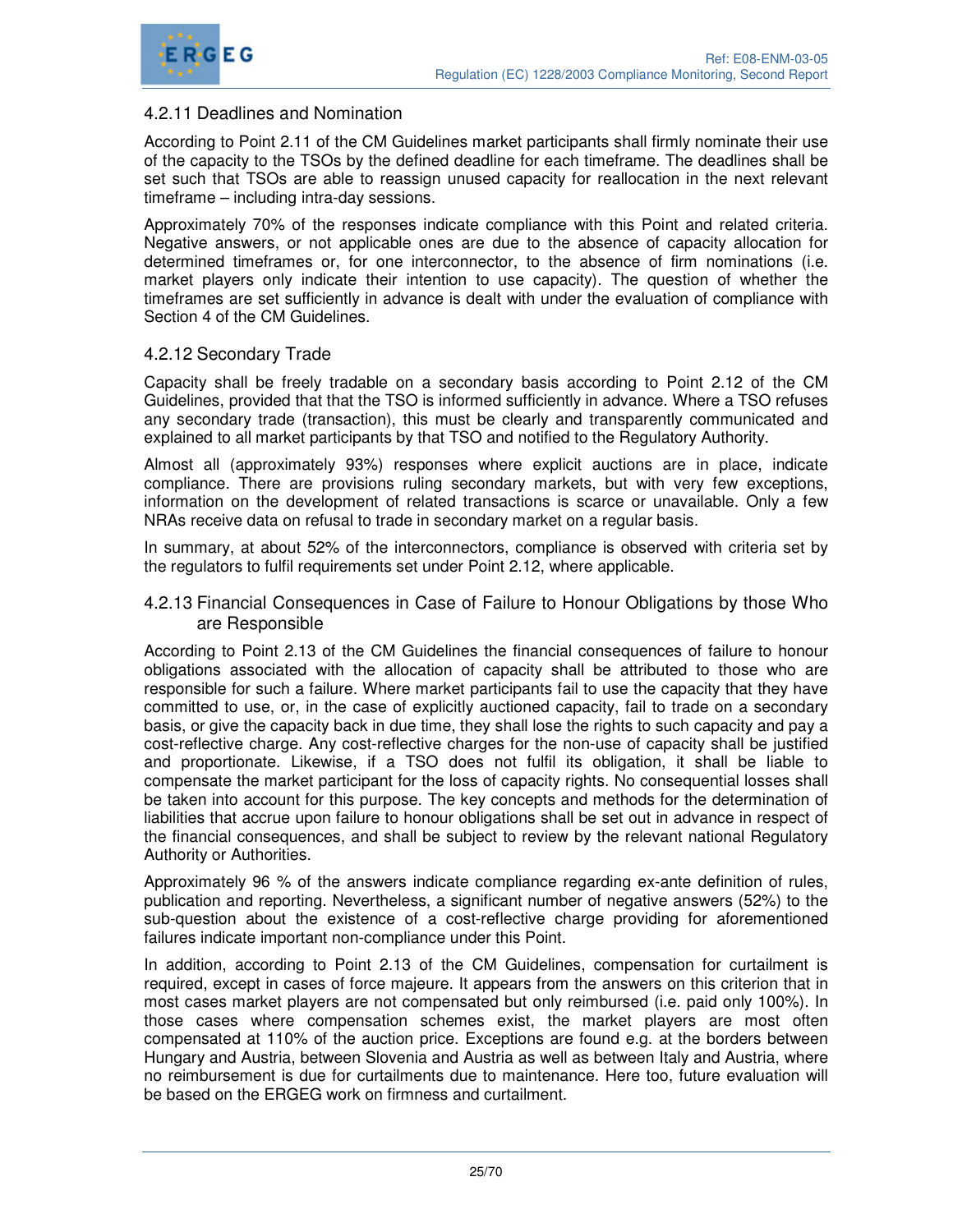### 4.2.11 Deadlines and Nomination

According to Point 2.11 of the CM Guidelines market participants shall firmly nominate their use of the capacity to the TSOs by the defined deadline for each timeframe. The deadlines shall be set such that TSOs are able to reassign unused capacity for reallocation in the next relevant timeframe – including intra-day sessions.

Approximately 70% of the responses indicate compliance with this Point and related criteria. Negative answers, or not applicable ones are due to the absence of capacity allocation for determined timeframes or, for one interconnector, to the absence of firm nominations (i.e. market players only indicate their intention to use capacity). The question of whether the timeframes are set sufficiently in advance is dealt with under the evaluation of compliance with Section 4 of the CM Guidelines.

### 4.2.12 Secondary Trade

Capacity shall be freely tradable on a secondary basis according to Point 2.12 of the CM Guidelines, provided that that the TSO is informed sufficiently in advance. Where a TSO refuses any secondary trade (transaction), this must be clearly and transparently communicated and explained to all market participants by that TSO and notified to the Regulatory Authority.

Almost all (approximately 93%) responses where explicit auctions are in place, indicate compliance. There are provisions ruling secondary markets, but with very few exceptions, information on the development of related transactions is scarce or unavailable. Only a few NRAs receive data on refusal to trade in secondary market on a regular basis.

In summary, at about 52% of the interconnectors, compliance is observed with criteria set by the regulators to fulfil requirements set under Point 2.12, where applicable.

### 4.2.13 Financial Consequences in Case of Failure to Honour Obligations by those Who are Responsible

According to Point 2.13 of the CM Guidelines the financial consequences of failure to honour obligations associated with the allocation of capacity shall be attributed to those who are responsible for such a failure. Where market participants fail to use the capacity that they have committed to use, or, in the case of explicitly auctioned capacity, fail to trade on a secondary basis, or give the capacity back in due time, they shall lose the rights to such capacity and pay a cost-reflective charge. Any cost-reflective charges for the non-use of capacity shall be justified and proportionate. Likewise, if a TSO does not fulfil its obligation, it shall be liable to compensate the market participant for the loss of capacity rights. No consequential losses shall be taken into account for this purpose. The key concepts and methods for the determination of liabilities that accrue upon failure to honour obligations shall be set out in advance in respect of the financial consequences, and shall be subject to review by the relevant national Regulatory Authority or Authorities.

Approximately 96 % of the answers indicate compliance regarding ex-ante definition of rules, publication and reporting. Nevertheless, a significant number of negative answers (52%) to the sub-question about the existence of a cost-reflective charge providing for aforementioned failures indicate important non-compliance under this Point.

In addition, according to Point 2.13 of the CM Guidelines, compensation for curtailment is required, except in cases of force majeure. It appears from the answers on this criterion that in most cases market players are not compensated but only reimbursed (i.e. paid only 100%). In those cases where compensation schemes exist, the market players are most often compensated at 110% of the auction price. Exceptions are found e.g. at the borders between Hungary and Austria, between Slovenia and Austria as well as between Italy and Austria, where no reimbursement is due for curtailments due to maintenance. Here too, future evaluation will be based on the ERGEG work on firmness and curtailment.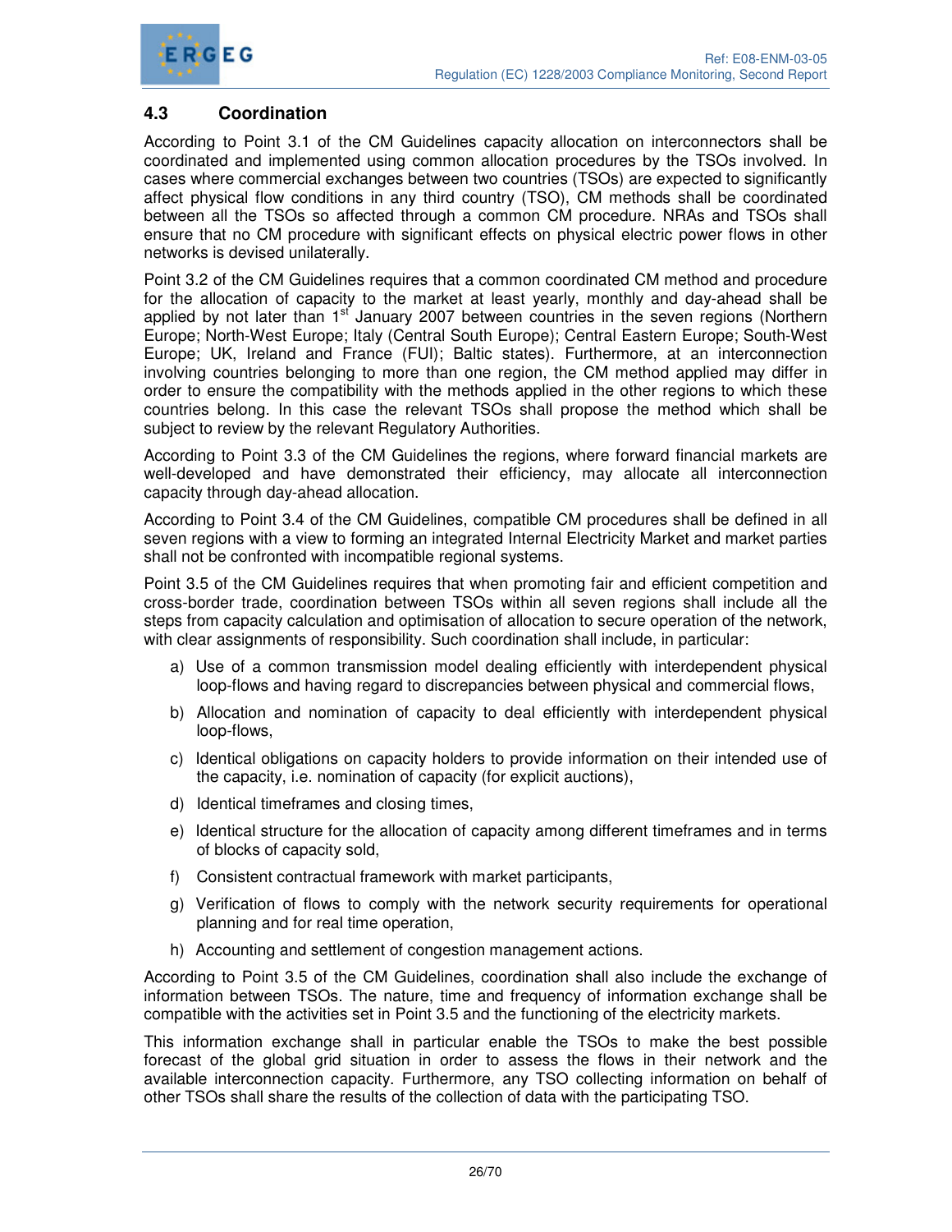## 4.3 Coordination

According to Point 3.1 of the CM Guidelines capacity allocation on interconnectors shall be coordinated and implemented using common allocation procedures by the TSOs involved. In cases where commercial exchanges between two countries (TSOs) are expected to significantly affect physical flow conditions in any third country (TSO), CM methods shall be coordinated between all the TSOs so affected through a common CM procedure. NRAs and TSOs shall ensure that no CM procedure with significant effects on physical electric power flows in other networks is devised unilaterally.

Point 3.2 of the CM Guidelines requires that a common coordinated CM method and procedure for the allocation of capacity to the market at least yearly, monthly and day-ahead shall be applied by not later than 1st January 2007 between countries in the seven regions (Northern Europe; North-West Europe; Italy (Central South Europe); Central Eastern Europe; South-West Europe; UK, Ireland and France (FUI); Baltic states). Furthermore, at an interconnection involving countries belonging to more than one region, the CM method applied may differ in order to ensure the compatibility with the methods applied in the other regions to which these countries belong. In this case the relevant TSOs shall propose the method which shall be subject to review by the relevant Regulatory Authorities.

According to Point 3.3 of the CM Guidelines the regions, where forward financial markets are well-developed and have demonstrated their efficiency, may allocate all interconnection capacity through day-ahead allocation.

According to Point 3.4 of the CM Guidelines, compatible CM procedures shall be defined in all seven regions with a view to forming an integrated Internal Electricity Market and market parties shall not be confronted with incompatible regional systems.

Point 3.5 of the CM Guidelines requires that when promoting fair and efficient competition and cross-border trade, coordination between TSOs within all seven regions shall include all the steps from capacity calculation and optimisation of allocation to secure operation of the network, with clear assignments of responsibility. Such coordination shall include, in particular:

a) Use of a common transmission model dealing efficiently with interdependent physical loop-flows and having regard to discrepancies between physical and commercial flows,

b) Allocation and nomination of capacity to deal efficiently with interdependent physical loop-flows,

c) Identical obligations on capacity holders to provide information on their intended use of the capacity, i.e. nomination of capacity (for explicit auctions),

d) Identical timeframes and closing times,

e) Identical structure for the allocation of capacity among different timeframes and in terms of blocks of capacity sold,

f) Consistent contractual framework with market participants,

g) Verification of flows to comply with the network security requirements for operational planning and for real time operation,

h) Accounting and settlement of congestion management actions.

According to Point 3.5 of the CM Guidelines, coordination shall also include the exchange of information between TSOs. The nature, time and frequency of information exchange shall be compatible with the activities set in Point 3.5 and the functioning of the electricity markets.

This information exchange shall in particular enable the TSOs to make the best possible forecast of the global grid situation in order to assess the flows in their network and the available interconnection capacity. Furthermore, any TSO collecting information on behalf of other TSOs shall share the results of the collection of data with the participating TSO.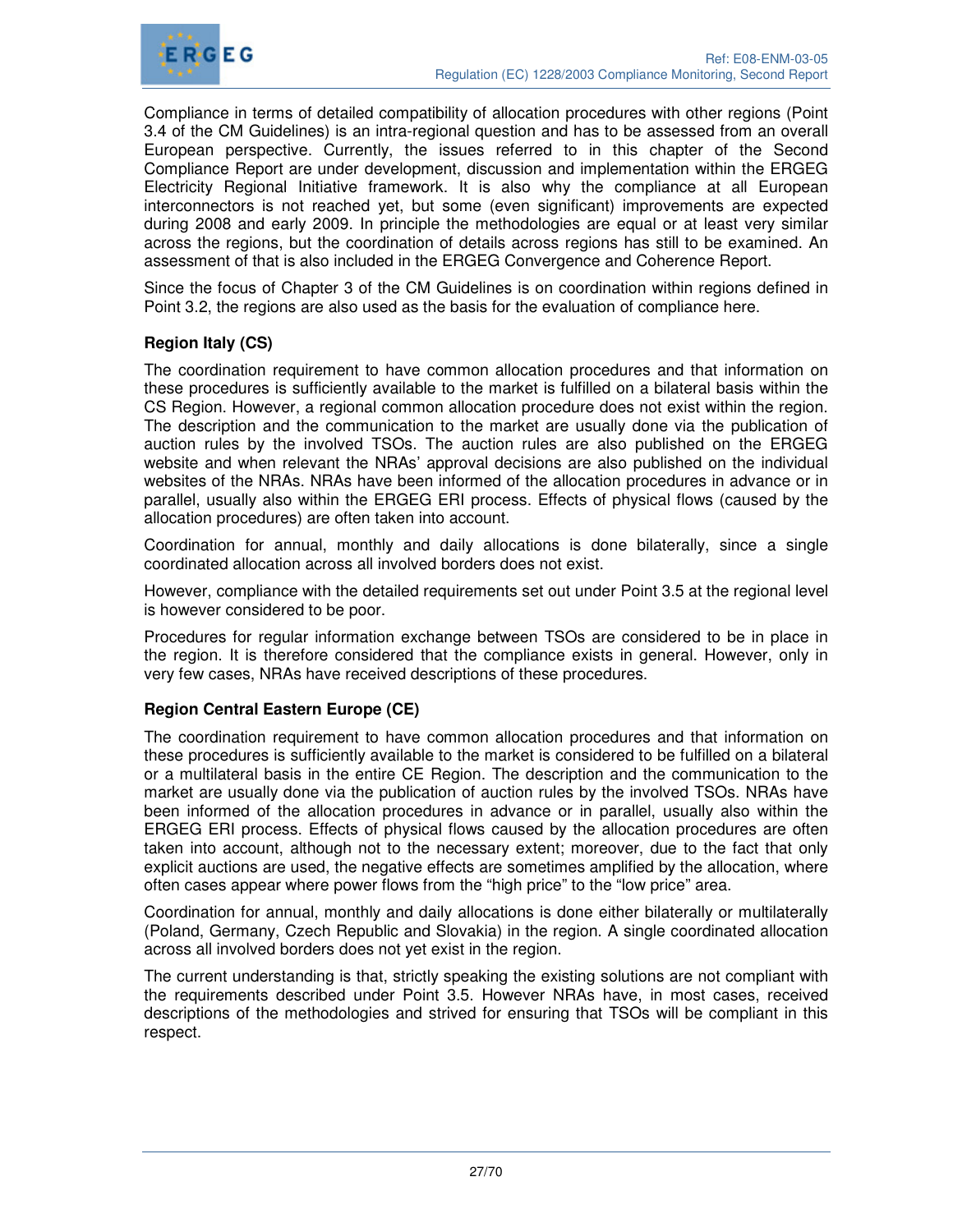Compliance in terms of detailed compatibility of allocation procedures with other regions (Point 3.4 of the CM Guidelines) is an intra-regional question and has to be assessed from an overall European perspective. Currently, the issues referred to in this chapter of the Second Compliance Report are under development, discussion and implementation within the ERGEG Electricity Regional Initiative framework. It is also why the compliance at all European interconnectors is not reached yet, but some (even significant) improvements are expected during 2008 and early 2009. In principle the methodologies are equal or at least very similar across the regions, but the coordination of details across regions has still to be examined. An assessment of that is also included in the ERGEG Convergence and Coherence Report.

Since the focus of Chapter 3 of the CM Guidelines is on coordination within regions defined in Point 3.2, the regions are also used as the basis for the evaluation of compliance here.

**Region Italy (CS)**

The coordination requirement to have common allocation procedures and that information on these procedures is sufficiently available to the market is fulfilled on a bilateral basis within the CS Region. However, a regional common allocation procedure does not exist within the region. The description and the communication to the market are usually done via the publication of auction rules by the involved TSOs. The auction rules are also published on the ERGEG website and when relevant the NRAs' approval decisions are also published on the individual websites of the NRAs. NRAs have been informed of the allocation procedures in advance or in parallel, usually also within the ERGEG ERI process. Effects of physical flows (caused by the allocation procedures) are often taken into account.

Coordination for annual, monthly and daily allocations is done bilaterally, since a single coordinated allocation across all involved borders does not exist.

However, compliance with the detailed requirements set out under Point 3.5 at the regional level is however considered to be poor.

Procedures for regular information exchange between TSOs are considered to be in place in the region. It is therefore considered that the compliance exists in general. However, only in very few cases, NRAs have received descriptions of these procedures.

**Region Central Eastern Europe (CE)**

The coordination requirement to have common allocation procedures and that information on these procedures is sufficiently available to the market is considered to be fulfilled on a bilateral or a multilateral basis in the entire CE Region. The description and the communication to the market are usually done via the publication of auction rules by the involved TSOs. NRAs have been informed of the allocation procedures in advance or in parallel, usually also within the ERGEG ERI process. Effects of physical flows caused by the allocation procedures are often taken into account, although not to the necessary extent; moreover, due to the fact that only explicit auctions are used, the negative effects are sometimes amplified by the allocation, where often cases appear where power flows from the "high price" to the "low price" area.

Coordination for annual, monthly and daily allocations is done either bilaterally or multilaterally (Poland, Germany, Czech Republic and Slovakia) in the region. A single coordinated allocation across all involved borders does not yet exist in the region.

The current understanding is that, strictly speaking the existing solutions are not compliant with the requirements described under Point 3.5. However NRAs have, in most cases, received descriptions of the methodologies and strived for ensuring that TSOs will be compliant in this respect.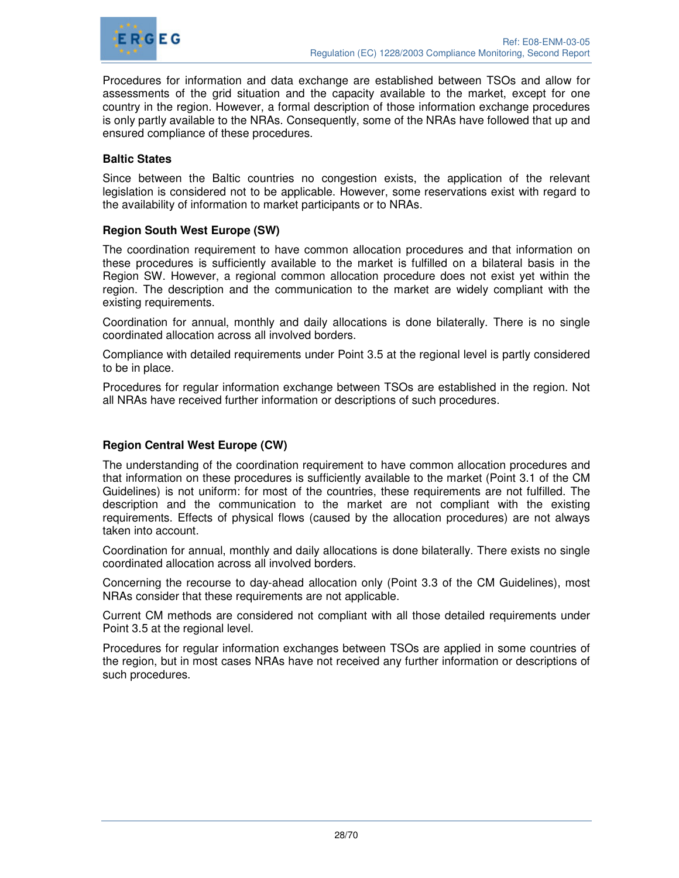Procedures for information and data exchange are established between TSOs and allow for assessments of the grid situation and the capacity available to the market, except for one country in the region. However, a formal description of those information exchange procedures is only partly available to the NRAs. Consequently, some of the NRAs have followed that up and ensured compliance of these procedures.

**Baltic States**

Since between the Baltic countries no congestion exists, the application of the relevant legislation is considered not to be applicable. However, some reservations exist with regard to the availability of information to market participants or to NRAs.

**Region South West Europe (SW)**

The coordination requirement to have common allocation procedures and that information on these procedures is sufficiently available to the market is fulfilled on a bilateral basis in the Region SW. However, a regional common allocation procedure does not exist yet within the region. The description and the communication to the market are widely compliant with the existing requirements.

Coordination for annual, monthly and daily allocations is done bilaterally. There is no single coordinated allocation across all involved borders.

Compliance with detailed requirements under Point 3.5 at the regional level is partly considered to be in place.

Procedures for regular information exchange between TSOs are established in the region. Not all NRAs have received further information or descriptions of such procedures.

**Region Central West Europe (CW)**

The understanding of the coordination requirement to have common allocation procedures and that information on these procedures is sufficiently available to the market (Point 3.1 of the CM Guidelines) is not uniform: for most of the countries, these requirements are not fulfilled. The description and the communication to the market are not compliant with the existing requirements. Effects of physical flows (caused by the allocation procedures) are not always taken into account.

Coordination for annual, monthly and daily allocations is done bilaterally. There exists no single coordinated allocation across all involved borders.

Concerning the recourse to day-ahead allocation only (Point 3.3 of the CM Guidelines), most NRAs consider that these requirements are not applicable.

Current CM methods are considered not compliant with all those detailed requirements under Point 3.5 at the regional level.

Procedures for regular information exchanges between TSOs are applied in some countries of the region, but in most cases NRAs have not received any further information or descriptions of such procedures.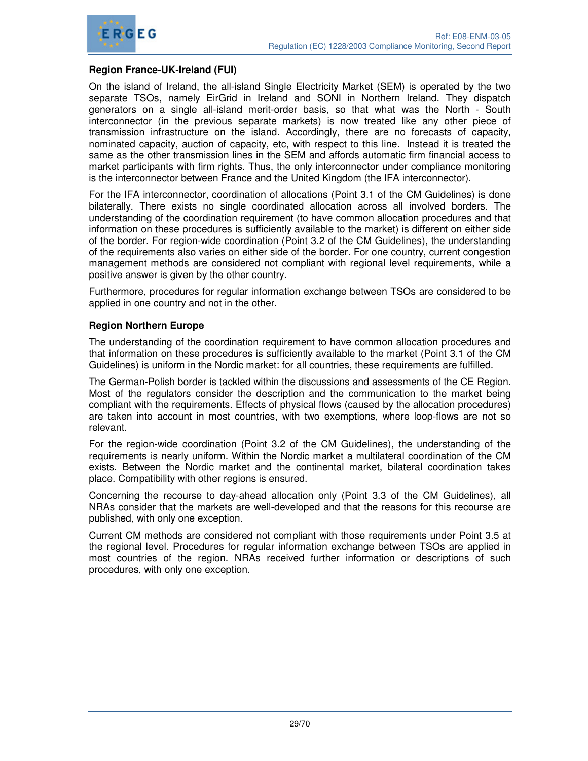**Region France-UK-Ireland (FUI)**

On the island of Ireland, the all-island Single Electricity Market (SEM) is operated by the two separate TSOs, namely EirGrid in Ireland and SONI in Northern Ireland. They dispatch generators on a single all-island merit-order basis, so that what was the North - South interconnector (in the previous separate markets) is now treated like any other piece of transmission infrastructure on the island. Accordingly, there are no forecasts of capacity, nominated capacity, auction of capacity, etc, with respect to this line. Instead it is treated the same as the other transmission lines in the SEM and affords automatic firm financial access to market participants with firm rights. Thus, the only interconnector under compliance monitoring is the interconnector between France and the United Kingdom (the IFA interconnector).

For the IFA interconnector, coordination of allocations (Point 3.1 of the CM Guidelines) is done bilaterally. There exists no single coordinated allocation across all involved borders. The understanding of the coordination requirement (to have common allocation procedures and that information on these procedures is sufficiently available to the market) is different on either side of the border. For region-wide coordination (Point 3.2 of the CM Guidelines), the understanding of the requirements also varies on either side of the border. For one country, current congestion management methods are considered not compliant with regional level requirements, while a positive answer is given by the other country.

Furthermore, procedures for regular information exchange between TSOs are considered to be applied in one country and not in the other.

**Region Northern Europe**

The understanding of the coordination requirement to have common allocation procedures and that information on these procedures is sufficiently available to the market (Point 3.1 of the CM Guidelines) is uniform in the Nordic market: for all countries, these requirements are fulfilled.

The German-Polish border is tackled within the discussions and assessments of the CE Region. Most of the regulators consider the description and the communication to the market being compliant with the requirements. Effects of physical flows (caused by the allocation procedures) are taken into account in most countries, with two exemptions, where loop-flows are not so relevant.

For the region-wide coordination (Point 3.2 of the CM Guidelines), the understanding of the requirements is nearly uniform. Within the Nordic market a multilateral coordination of the CM exists. Between the Nordic market and the continental market, bilateral coordination takes place. Compatibility with other regions is ensured.

Concerning the recourse to day-ahead allocation only (Point 3.3 of the CM Guidelines), all NRAs consider that the markets are well-developed and that the reasons for this recourse are published, with only one exception.

Current CM methods are considered not compliant with those requirements under Point 3.5 at the regional level. Procedures for regular information exchange between TSOs are applied in most countries of the region. NRAs received further information or descriptions of such procedures, with only one exception.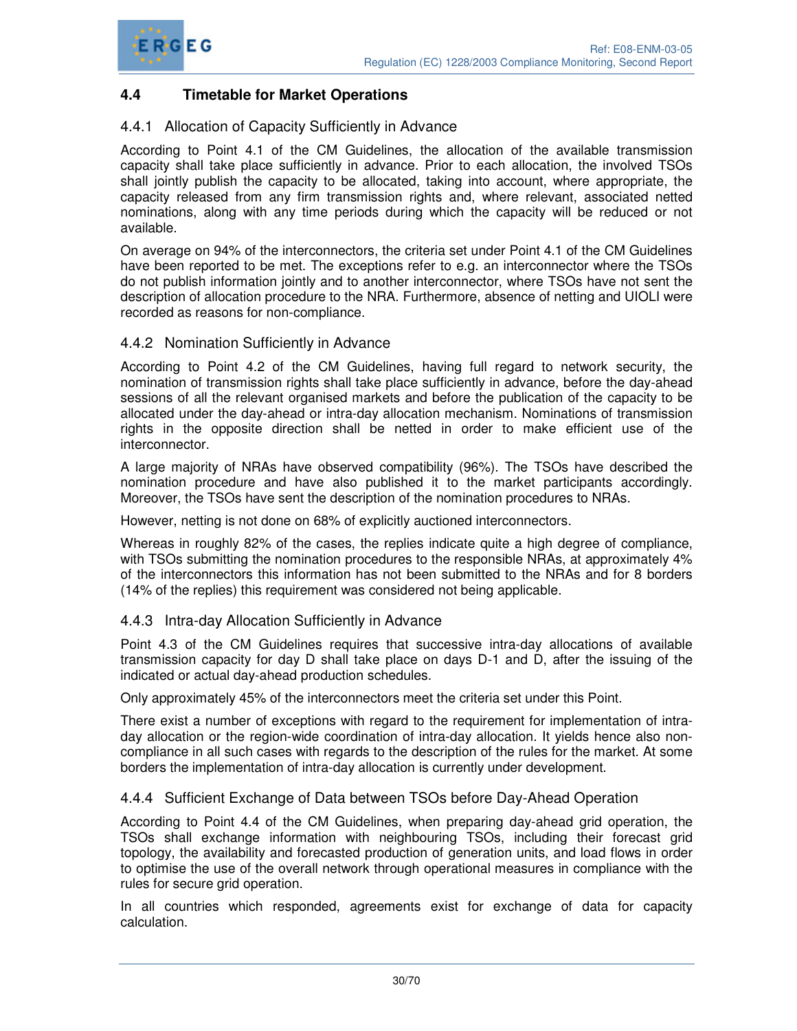## 4.4 Timetable for Market Operations

### 4.4.1 Allocation of Capacity Sufficiently in Advance

According to Point 4.1 of the CM Guidelines, the allocation of the available transmission capacity shall take place sufficiently in advance. Prior to each allocation, the involved TSOs shall jointly publish the capacity to be allocated, taking into account, where appropriate, the capacity released from any firm transmission rights and, where relevant, associated netted nominations, along with any time periods during which the capacity will be reduced or not available.

On average on 94% of the interconnectors, the criteria set under Point 4.1 of the CM Guidelines have been reported to be met. The exceptions refer to e.g. an interconnector where the TSOs do not publish information jointly and to another interconnector, where TSOs have not sent the description of allocation procedure to the NRA. Furthermore, absence of netting and UIOLI were recorded as reasons for non-compliance.

### 4.4.2 Nomination Sufficiently in Advance

According to Point 4.2 of the CM Guidelines, having full regard to network security, the nomination of transmission rights shall take place sufficiently in advance, before the day-ahead sessions of all the relevant organised markets and before the publication of the capacity to be allocated under the day-ahead or intra-day allocation mechanism. Nominations of transmission rights in the opposite direction shall be netted in order to make efficient use of the interconnector.

A large majority of NRAs have observed compatibility (96%). The TSOs have described the nomination procedure and have also published it to the market participants accordingly. Moreover, the TSOs have sent the description of the nomination procedures to NRAs.

However, netting is not done on 68% of explicitly auctioned interconnectors.

Whereas in roughly 82% of the cases, the replies indicate quite a high degree of compliance, with TSOs submitting the nomination procedures to the responsible NRAs, at approximately 4% of the interconnectors this information has not been submitted to the NRAs and for 8 borders (14% of the replies) this requirement was considered not being applicable.

### 4.4.3 Intra-day Allocation Sufficiently in Advance

Point 4.3 of the CM Guidelines requires that successive intra-day allocations of available transmission capacity for day D shall take place on days D-1 and D, after the issuing of the indicated or actual day-ahead production schedules.

Only approximately 45% of the interconnectors meet the criteria set under this Point.

There exist a number of exceptions with regard to the requirement for implementation of intra-day allocation or the region-wide coordination of intra-day allocation. It yields hence also non-compliance in all such cases with regards to the description of the rules for the market. At some borders the implementation of intra-day allocation is currently under development.

### 4.4.4 Sufficient Exchange of Data between TSOs before Day-Ahead Operation

According to Point 4.4 of the CM Guidelines, when preparing day-ahead grid operation, the TSOs shall exchange information with neighbouring TSOs, including their forecast grid topology, the availability and forecasted production of generation units, and load flows in order to optimise the use of the overall network through operational measures in compliance with the rules for secure grid operation.

In all countries which responded, agreements exist for exchange of data for capacity calculation.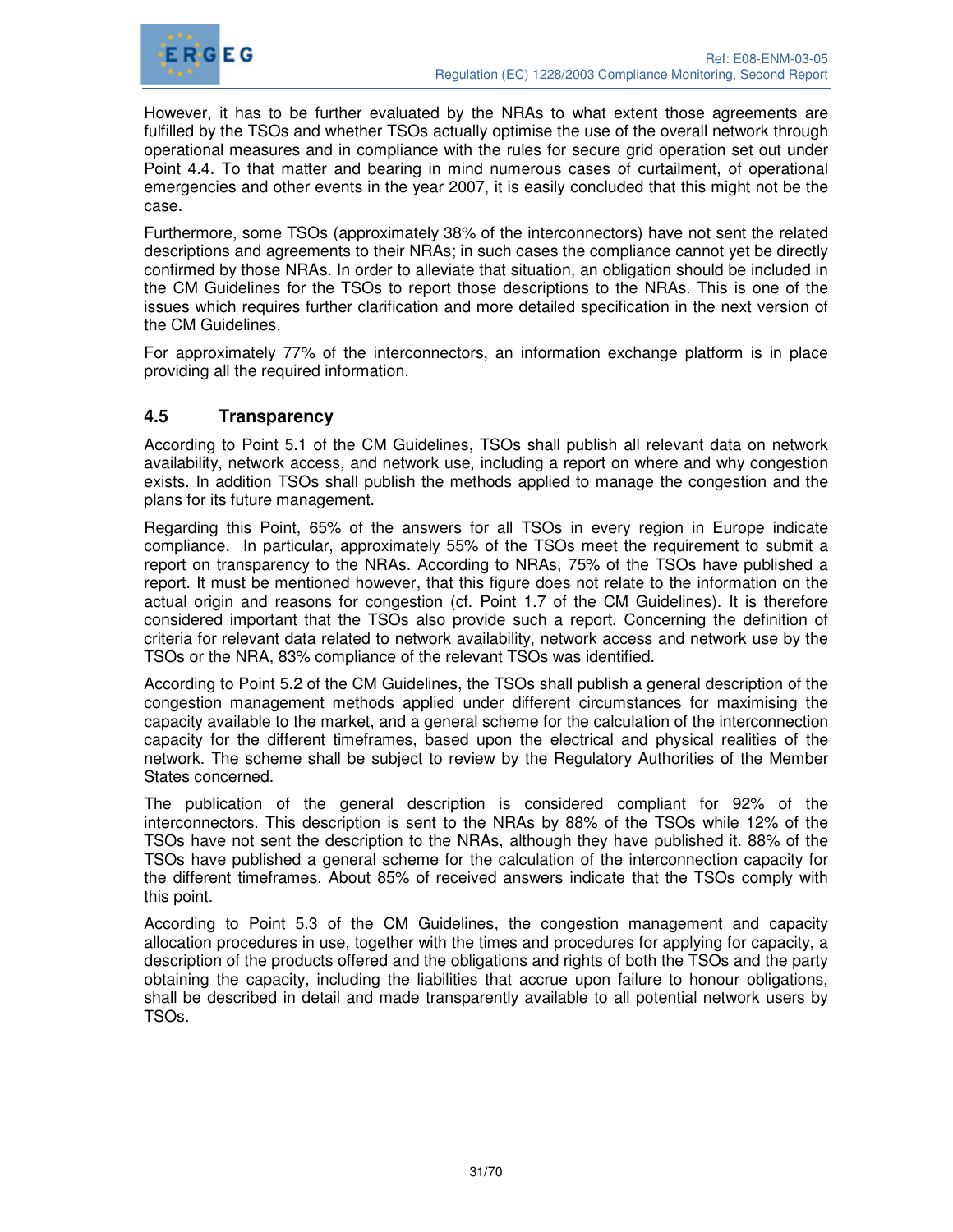However, it has to be further evaluated by the NRAs to what extent those agreements are fulfilled by the TSOs and whether TSOs actually optimise the use of the overall network through operational measures and in compliance with the rules for secure grid operation set out under Point 4.4. To that matter and bearing in mind numerous cases of curtailment, of operational emergencies and other events in the year 2007, it is easily concluded that this might not be the case.

Furthermore, some TSOs (approximately 38% of the interconnectors) have not sent the related descriptions and agreements to their NRAs; in such cases the compliance cannot yet be directly confirmed by those NRAs. In order to alleviate that situation, an obligation should be included in the CM Guidelines for the TSOs to report those descriptions to the NRAs. This is one of the issues which requires further clarification and more detailed specification in the next version of the CM Guidelines.

For approximately 77% of the interconnectors, an information exchange platform is in place providing all the required information.

## 4.5 Transparency

According to Point 5.1 of the CM Guidelines, TSOs shall publish all relevant data on network availability, network access, and network use, including a report on where and why congestion exists. In addition TSOs shall publish the methods applied to manage the congestion and the plans for its future management.

Regarding this Point, 65% of the answers for all TSOs in every region in Europe indicate compliance. In particular, approximately 55% of the TSOs meet the requirement to submit a report on transparency to the NRAs. According to NRAs, 75% of the TSOs have published a report. It must be mentioned however, that this figure does not relate to the information on the actual origin and reasons for congestion (cf. Point 1.7 of the CM Guidelines). It is therefore considered important that the TSOs also provide such a report. Concerning the definition of criteria for relevant data related to network availability, network access and network use by the TSOs or the NRA, 83% compliance of the relevant TSOs was identified.

According to Point 5.2 of the CM Guidelines, the TSOs shall publish a general description of the congestion management methods applied under different circumstances for maximising the capacity available to the market, and a general scheme for the calculation of the interconnection capacity for the different timeframes, based upon the electrical and physical realities of the network. The scheme shall be subject to review by the Regulatory Authorities of the Member States concerned.

The publication of the general description is considered compliant for 92% of the interconnectors. This description is sent to the NRAs by 88% of the TSOs while 12% of the TSOs have not sent the description to the NRAs, although they have published it. 88% of the TSOs have published a general scheme for the calculation of the interconnection capacity for the different timeframes. About 85% of received answers indicate that the TSOs comply with this point.

According to Point 5.3 of the CM Guidelines, the congestion management and capacity allocation procedures in use, together with the times and procedures for applying for capacity, a description of the products offered and the obligations and rights of both the TSOs and the party obtaining the capacity, including the liabilities that accrue upon failure to honour obligations, shall be described in detail and made transparently available to all potential network users by TSOs.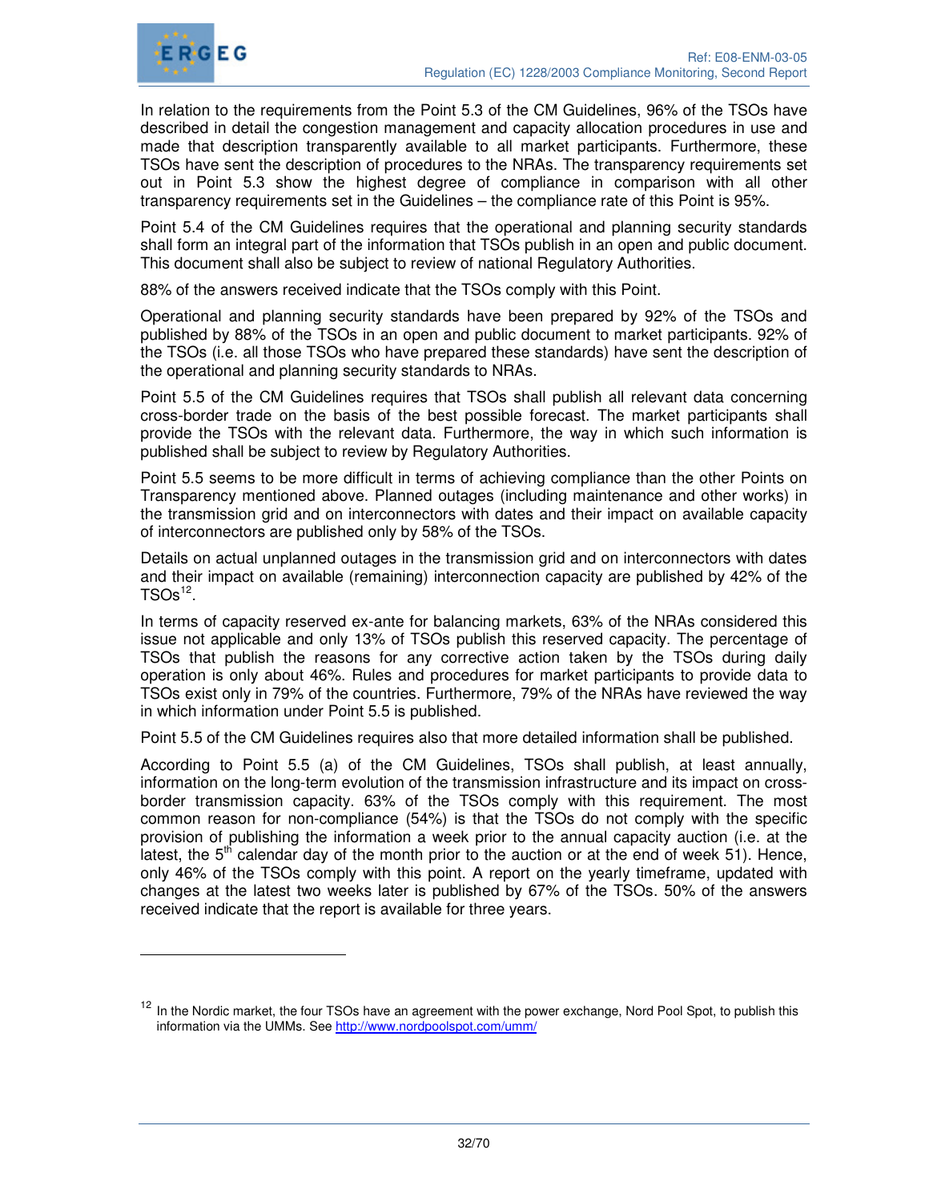In relation to the requirements from the Point 5.3 of the CM Guidelines, 96% of the TSOs have described in detail the congestion management and capacity allocation procedures in use and made that description transparently available to all market participants. Furthermore, these TSOs have sent the description of procedures to the NRAs. The transparency requirements set out in Point 5.3 show the highest degree of compliance in comparison with all other transparency requirements set in the Guidelines – the compliance rate of this Point is 95%.

Point 5.4 of the CM Guidelines requires that the operational and planning security standards shall form an integral part of the information that TSOs publish in an open and public document. This document shall also be subject to review of national Regulatory Authorities.

88% of the answers received indicate that the TSOs comply with this Point.

Operational and planning security standards have been prepared by 92% of the TSOs and published by 88% of the TSOs in an open and public document to market participants. 92% of the TSOs (i.e. all those TSOs who have prepared these standards) have sent the description of the operational and planning security standards to NRAs.

Point 5.5 of the CM Guidelines requires that TSOs shall publish all relevant data concerning cross-border trade on the basis of the best possible forecast. The market participants shall provide the TSOs with the relevant data. Furthermore, the way in which such information is published shall be subject to review by Regulatory Authorities.

Point 5.5 seems to be more difficult in terms of achieving compliance than the other Points on Transparency mentioned above. Planned outages (including maintenance and other works) in the transmission grid and on interconnectors with dates and their impact on available capacity of interconnectors are published only by 58% of the TSOs.

Details on actual unplanned outages in the transmission grid and on interconnectors with dates and their impact on available (remaining) interconnection capacity are published by 42% of the TSOs[12].

In terms of capacity reserved ex-ante for balancing markets, 63% of the NRAs considered this issue not applicable and only 13% of TSOs publish this reserved capacity. The percentage of TSOs that publish the reasons for any corrective action taken by the TSOs during daily operation is only about 46%. Rules and procedures for market participants to provide data to TSOs exist only in 79% of the countries. Furthermore, 79% of the NRAs have reviewed the way in which information under Point 5.5 is published.

Point 5.5 of the CM Guidelines requires also that more detailed information shall be published.

According to Point 5.5 (a) of the CM Guidelines, TSOs shall publish, at least annually, information on the long-term evolution of the transmission infrastructure and its impact on cross-border transmission capacity. 63% of the TSOs comply with this requirement. The most common reason for non-compliance (54%) is that the TSOs do not comply with the specific provision of publishing the information a week prior to the annual capacity auction (i.e. at the latest, the 5th calendar day of the month prior to the auction or at the end of week 51). Hence, only 46% of the TSOs comply with this point. A report on the yearly timeframe, updated with changes at the latest two weeks later is published by 67% of the TSOs. 50% of the answers received indicate that the report is available for three years.

---

[12] In the Nordic market, the four TSOs have an agreement with the power exchange, Nord Pool Spot, to publish this information via the UMMs. See http://www.nordpoolspot.com/umm/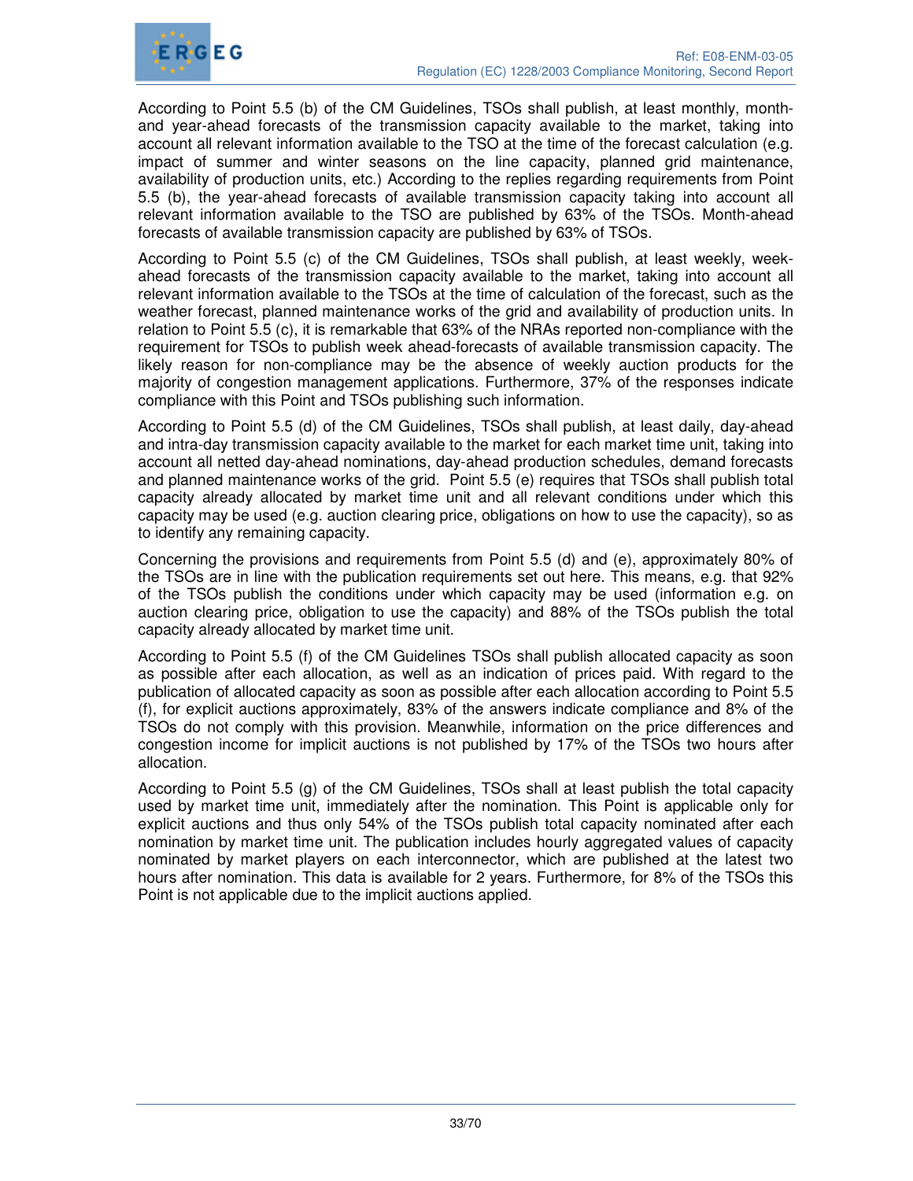According to Point 5.5 (b) of the CM Guidelines, TSOs shall publish, at least monthly, month- and year-ahead forecasts of the transmission capacity available to the market, taking into account all relevant information available to the TSO at the time of the forecast calculation (e.g. impact of summer and winter seasons on the line capacity, planned grid maintenance, availability of production units, etc.) According to the replies regarding requirements from Point 5.5 (b), the year-ahead forecasts of available transmission capacity taking into account all relevant information available to the TSO are published by 63% of the TSOs. Month-ahead forecasts of available transmission capacity are published by 63% of TSOs.

According to Point 5.5 (c) of the CM Guidelines, TSOs shall publish, at least weekly, week-ahead forecasts of the transmission capacity available to the market, taking into account all relevant information available to the TSOs at the time of calculation of the forecast, such as the weather forecast, planned maintenance works of the grid and availability of production units. In relation to Point 5.5 (c), it is remarkable that 63% of the NRAs reported non-compliance with the requirement for TSOs to publish week ahead-forecasts of available transmission capacity. The likely reason for non-compliance may be the absence of weekly auction products for the majority of congestion management applications. Furthermore, 37% of the responses indicate compliance with this Point and TSOs publishing such information.

According to Point 5.5 (d) of the CM Guidelines, TSOs shall publish, at least daily, day-ahead and intra-day transmission capacity available to the market for each market time unit, taking into account all netted day-ahead nominations, day-ahead production schedules, demand forecasts and planned maintenance works of the grid. Point 5.5 (e) requires that TSOs shall publish total capacity already allocated by market time unit and all relevant conditions under which this capacity may be used (e.g. auction clearing price, obligations on how to use the capacity), so as to identify any remaining capacity.

Concerning the provisions and requirements from Point 5.5 (d) and (e), approximately 80% of the TSOs are in line with the publication requirements set out here. This means, e.g. that 92% of the TSOs publish the conditions under which capacity may be used (information e.g. on auction clearing price, obligation to use the capacity) and 88% of the TSOs publish the total capacity already allocated by market time unit.

According to Point 5.5 (f) of the CM Guidelines TSOs shall publish allocated capacity as soon as possible after each allocation, as well as an indication of prices paid. With regard to the publication of allocated capacity as soon as possible after each allocation according to Point 5.5 (f), for explicit auctions approximately, 83% of the answers indicate compliance and 8% of the TSOs do not comply with this provision. Meanwhile, information on the price differences and congestion income for implicit auctions is not published by 17% of the TSOs two hours after allocation.

According to Point 5.5 (g) of the CM Guidelines, TSOs shall at least publish the total capacity used by market time unit, immediately after the nomination. This Point is applicable only for explicit auctions and thus only 54% of the TSOs publish total capacity nominated after each nomination by market time unit. The publication includes hourly aggregated values of capacity nominated by market players on each interconnector, which are published at the latest two hours after nomination. This data is available for 2 years. Furthermore, for 8% of the TSOs this Point is not applicable due to the implicit auctions applied.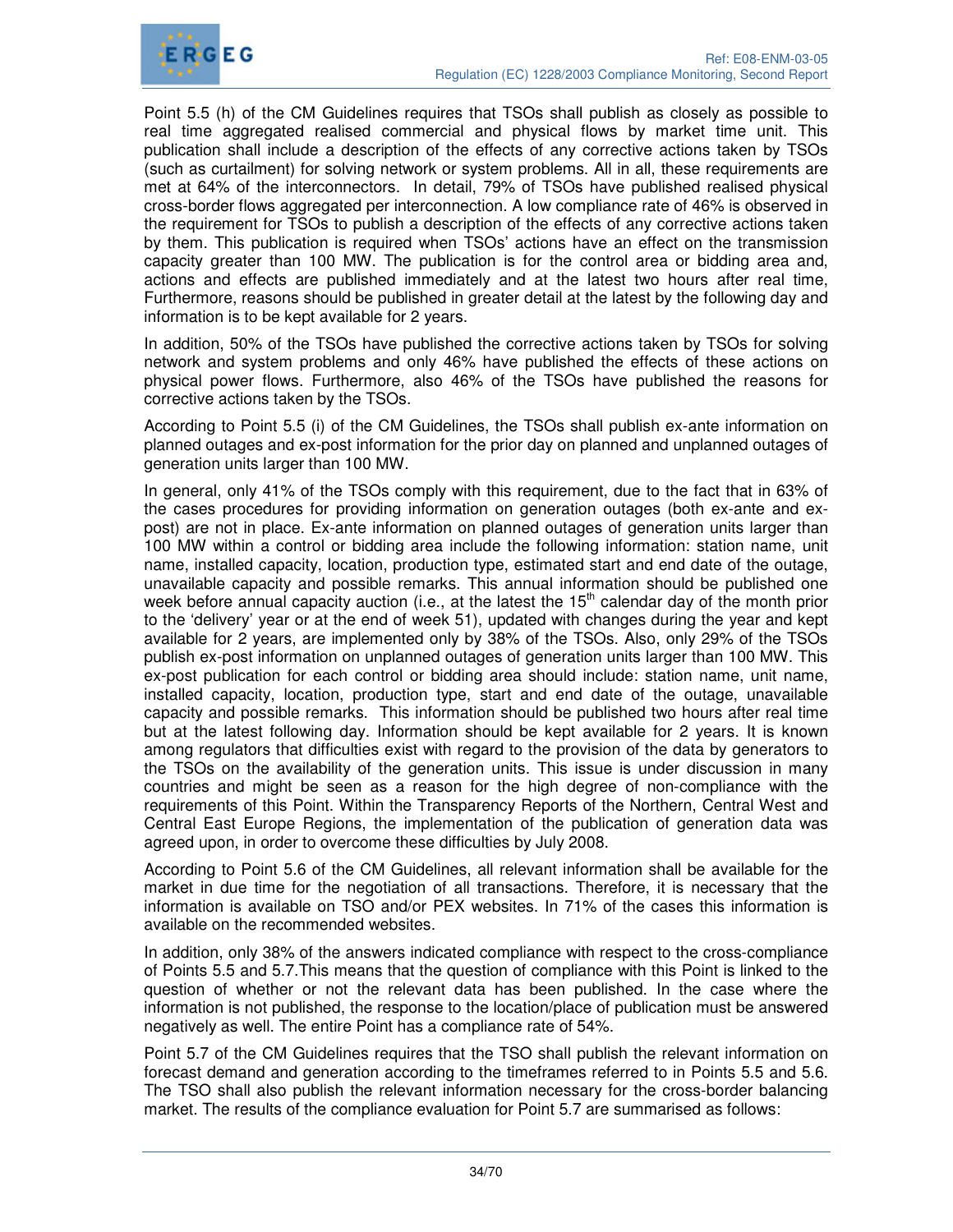Point 5.5 (h) of the CM Guidelines requires that TSOs shall publish as closely as possible to real time aggregated realised commercial and physical flows by market time unit. This publication shall include a description of the effects of any corrective actions taken by TSOs (such as curtailment) for solving network or system problems. All in all, these requirements are met at 64% of the interconnectors. In detail, 79% of TSOs have published realised physical cross-border flows aggregated per interconnection. A low compliance rate of 46% is observed in the requirement for TSOs to publish a description of the effects of any corrective actions taken by them. This publication is required when TSOs' actions have an effect on the transmission capacity greater than 100 MW. The publication is for the control area or bidding area and, actions and effects are published immediately and at the latest two hours after real time, Furthermore, reasons should be published in greater detail at the latest by the following day and information is to be kept available for 2 years.

In addition, 50% of the TSOs have published the corrective actions taken by TSOs for solving network and system problems and only 46% have published the effects of these actions on physical power flows. Furthermore, also 46% of the TSOs have published the reasons for corrective actions taken by the TSOs.

According to Point 5.5 (i) of the CM Guidelines, the TSOs shall publish ex-ante information on planned outages and ex-post information for the prior day on planned and unplanned outages of generation units larger than 100 MW.

In general, only 41% of the TSOs comply with this requirement, due to the fact that in 63% of the cases procedures for providing information on generation outages (both ex-ante and ex-post) are not in place. Ex-ante information on planned outages of generation units larger than 100 MW within a control or bidding area include the following information: station name, unit name, installed capacity, location, production type, estimated start and end date of the outage, unavailable capacity and possible remarks. This annual information should be published one week before annual capacity auction (i.e., at the latest the 15th calendar day of the month prior to the 'delivery' year or at the end of week 51), updated with changes during the year and kept available for 2 years, are implemented only by 38% of the TSOs. Also, only 29% of the TSOs publish ex-post information on unplanned outages of generation units larger than 100 MW. This ex-post publication for each control or bidding area should include: station name, unit name, installed capacity, location, production type, start and end date of the outage, unavailable capacity and possible remarks. This information should be published two hours after real time but at the latest following day. Information should be kept available for 2 years. It is known among regulators that difficulties exist with regard to the provision of the data by generators to the TSOs on the availability of the generation units. This issue is under discussion in many countries and might be seen as a reason for the high degree of non-compliance with the requirements of this Point. Within the Transparency Reports of the Northern, Central West and Central East Europe Regions, the implementation of the publication of generation data was agreed upon, in order to overcome these difficulties by July 2008.

According to Point 5.6 of the CM Guidelines, all relevant information shall be available for the market in due time for the negotiation of all transactions. Therefore, it is necessary that the information is available on TSO and/or PEX websites. In 71% of the cases this information is available on the recommended websites.

In addition, only 38% of the answers indicated compliance with respect to the cross-compliance of Points 5.5 and 5.7.This means that the question of compliance with this Point is linked to the question of whether or not the relevant data has been published. In the case where the information is not published, the response to the location/place of publication must be answered negatively as well. The entire Point has a compliance rate of 54%.

Point 5.7 of the CM Guidelines requires that the TSO shall publish the relevant information on forecast demand and generation according to the timeframes referred to in Points 5.5 and 5.6. The TSO shall also publish the relevant information necessary for the cross-border balancing market. The results of the compliance evaluation for Point 5.7 are summarised as follows: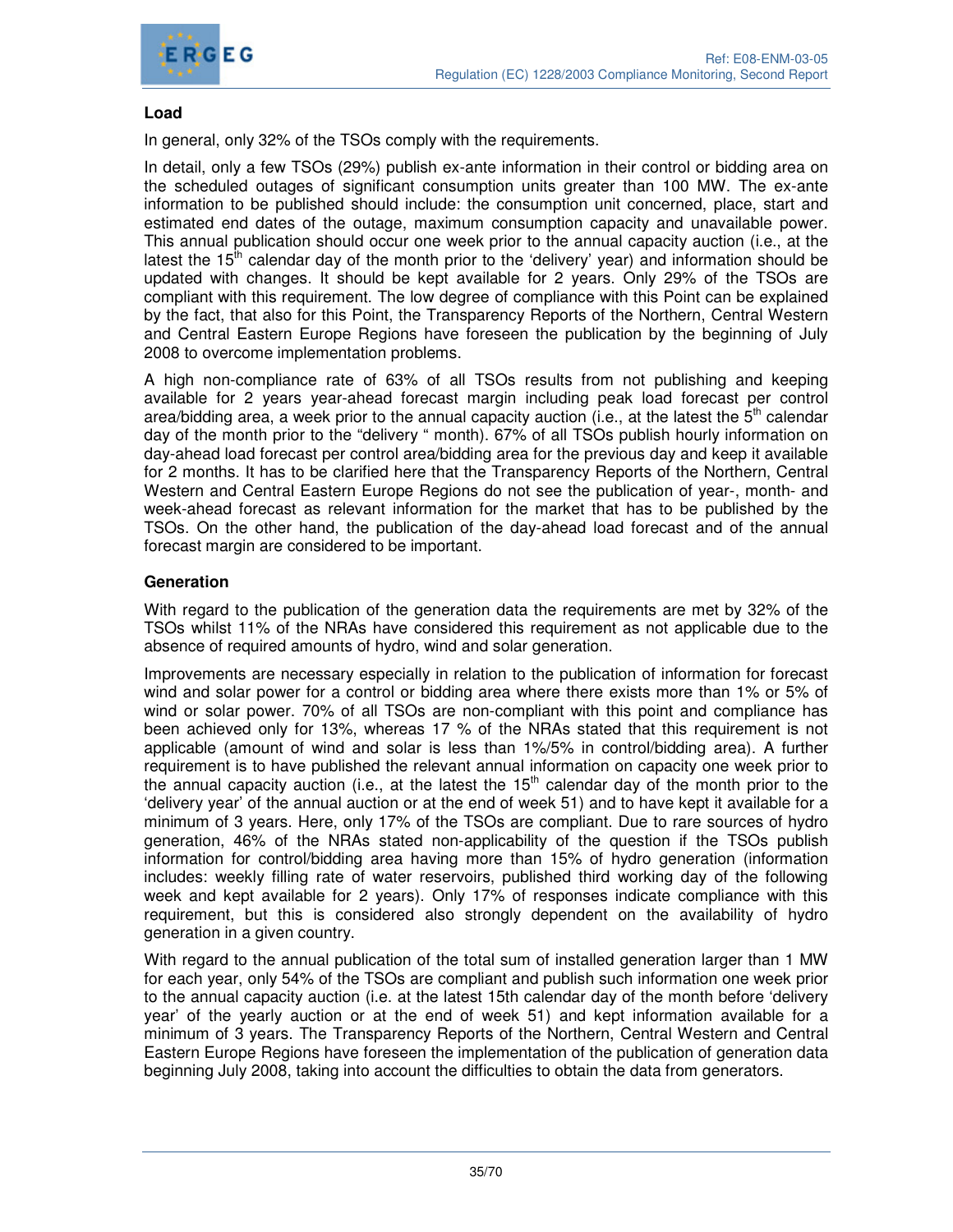### Load

In general, only 32% of the TSOs comply with the requirements.

In detail, only a few TSOs (29%) publish ex-ante information in their control or bidding area on the scheduled outages of significant consumption units greater than 100 MW. The ex-ante information to be published should include: the consumption unit concerned, place, start and estimated end dates of the outage, maximum consumption capacity and unavailable power. This annual publication should occur one week prior to the annual capacity auction (i.e., at the latest the 15th calendar day of the month prior to the 'delivery' year) and information should be updated with changes. It should be kept available for 2 years. Only 29% of the TSOs are compliant with this requirement. The low degree of compliance with this Point can be explained by the fact, that also for this Point, the Transparency Reports of the Northern, Central Western and Central Eastern Europe Regions have foreseen the publication by the beginning of July 2008 to overcome implementation problems.

A high non-compliance rate of 63% of all TSOs results from not publishing and keeping available for 2 years year-ahead forecast margin including peak load forecast per control area/bidding area, a week prior to the annual capacity auction (i.e., at the latest the 5th calendar day of the month prior to the "delivery " month). 67% of all TSOs publish hourly information on day-ahead load forecast per control area/bidding area for the previous day and keep it available for 2 months. It has to be clarified here that the Transparency Reports of the Northern, Central Western and Central Eastern Europe Regions do not see the publication of year-, month- and week-ahead forecast as relevant information for the market that has to be published by the TSOs. On the other hand, the publication of the day-ahead load forecast and of the annual forecast margin are considered to be important.

### Generation

With regard to the publication of the generation data the requirements are met by 32% of the TSOs whilst 11% of the NRAs have considered this requirement as not applicable due to the absence of required amounts of hydro, wind and solar generation.

Improvements are necessary especially in relation to the publication of information for forecast wind and solar power for a control or bidding area where there exists more than 1% or 5% of wind or solar power. 70% of all TSOs are non-compliant with this point and compliance has been achieved only for 13%, whereas 17 % of the NRAs stated that this requirement is not applicable (amount of wind and solar is less than 1%/5% in control/bidding area). A further requirement is to have published the relevant annual information on capacity one week prior to the annual capacity auction (i.e., at the latest the 15th calendar day of the month prior to the 'delivery year' of the annual auction or at the end of week 51) and to have kept it available for a minimum of 3 years. Here, only 17% of the TSOs are compliant. Due to rare sources of hydro generation, 46% of the NRAs stated non-applicability of the question if the TSOs publish information for control/bidding area having more than 15% of hydro generation (information includes: weekly filling rate of water reservoirs, published third working day of the following week and kept available for 2 years). Only 17% of responses indicate compliance with this requirement, but this is considered also strongly dependent on the availability of hydro generation in a given country.

With regard to the annual publication of the total sum of installed generation larger than 1 MW for each year, only 54% of the TSOs are compliant and publish such information one week prior to the annual capacity auction (i.e. at the latest 15th calendar day of the month before 'delivery year' of the yearly auction or at the end of week 51) and kept information available for a minimum of 3 years. The Transparency Reports of the Northern, Central Western and Central Eastern Europe Regions have foreseen the implementation of the publication of generation data beginning July 2008, taking into account the difficulties to obtain the data from generators.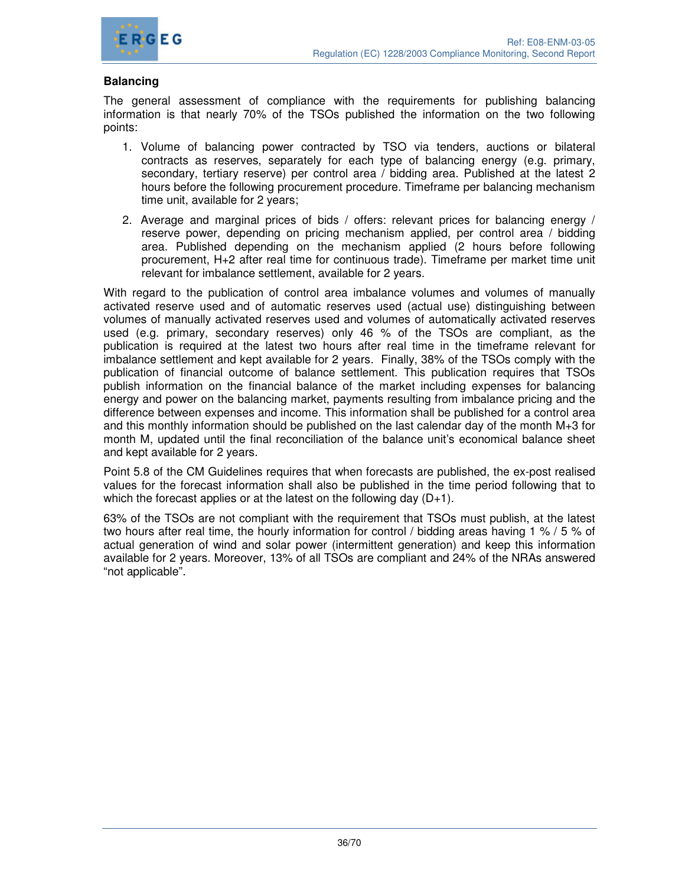**Balancing**

The general assessment of compliance with the requirements for publishing balancing information is that nearly 70% of the TSOs published the information on the two following points:

1. Volume of balancing power contracted by TSO via tenders, auctions or bilateral contracts as reserves, separately for each type of balancing energy (e.g. primary, secondary, tertiary reserve) per control area / bidding area. Published at the latest 2 hours before the following procurement procedure. Timeframe per balancing mechanism time unit, available for 2 years;
2. Average and marginal prices of bids / offers: relevant prices for balancing energy / reserve power, depending on pricing mechanism applied, per control area / bidding area. Published depending on the mechanism applied (2 hours before following procurement, H+2 after real time for continuous trade). Timeframe per market time unit relevant for imbalance settlement, available for 2 years.

With regard to the publication of control area imbalance volumes and volumes of manually activated reserve used and of automatic reserves used (actual use) distinguishing between volumes of manually activated reserves used and volumes of automatically activated reserves used (e.g. primary, secondary reserves) only 46 % of the TSOs are compliant, as the publication is required at the latest two hours after real time in the timeframe relevant for imbalance settlement and kept available for 2 years. Finally, 38% of the TSOs comply with the publication of financial outcome of balance settlement. This publication requires that TSOs publish information on the financial balance of the market including expenses for balancing energy and power on the balancing market, payments resulting from imbalance pricing and the difference between expenses and income. This information shall be published for a control area and this monthly information should be published on the last calendar day of the month M+3 for month M, updated until the final reconciliation of the balance unit's economical balance sheet and kept available for 2 years.

Point 5.8 of the CM Guidelines requires that when forecasts are published, the ex-post realised values for the forecast information shall also be published in the time period following that to which the forecast applies or at the latest on the following day (D+1).

63% of the TSOs are not compliant with the requirement that TSOs must publish, at the latest two hours after real time, the hourly information for control / bidding areas having 1 % / 5 % of actual generation of wind and solar power (intermittent generation) and keep this information available for 2 years. Moreover, 13% of all TSOs are compliant and 24% of the NRAs answered "not applicable".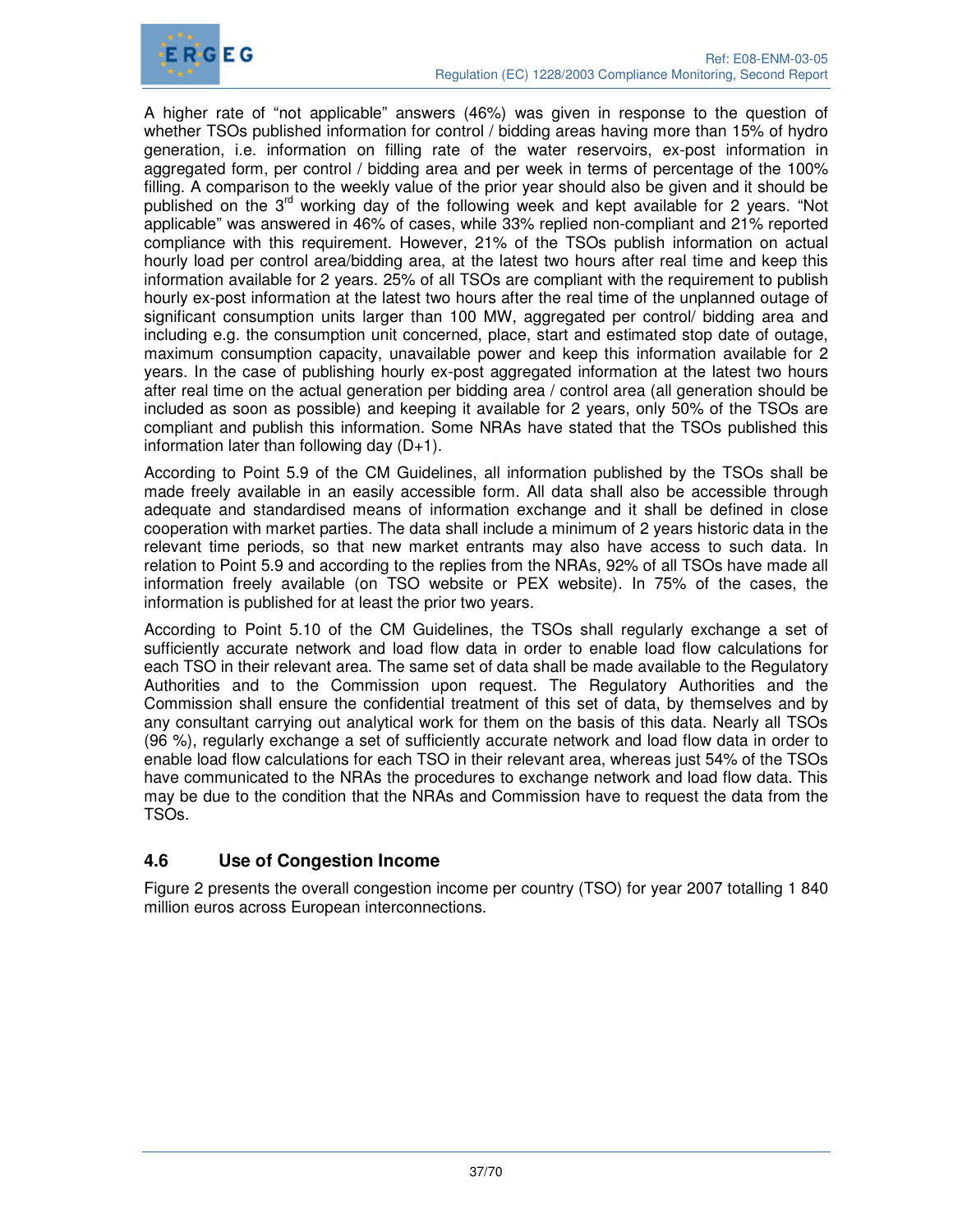A higher rate of "not applicable" answers (46%) was given in response to the question of whether TSOs published information for control / bidding areas having more than 15% of hydro generation, i.e. information on filling rate of the water reservoirs, ex-post information in aggregated form, per control / bidding area and per week in terms of percentage of the 100% filling. A comparison to the weekly value of the prior year should also be given and it should be published on the 3rd working day of the following week and kept available for 2 years. "Not applicable" was answered in 46% of cases, while 33% replied non-compliant and 21% reported compliance with this requirement. However, 21% of the TSOs publish information on actual hourly load per control area/bidding area, at the latest two hours after real time and keep this information available for 2 years. 25% of all TSOs are compliant with the requirement to publish hourly ex-post information at the latest two hours after the real time of the unplanned outage of significant consumption units larger than 100 MW, aggregated per control/ bidding area and including e.g. the consumption unit concerned, place, start and estimated stop date of outage, maximum consumption capacity, unavailable power and keep this information available for 2 years. In the case of publishing hourly ex-post aggregated information at the latest two hours after real time on the actual generation per bidding area / control area (all generation should be included as soon as possible) and keeping it available for 2 years, only 50% of the TSOs are compliant and publish this information. Some NRAs have stated that the TSOs published this information later than following day (D+1).

According to Point 5.9 of the CM Guidelines, all information published by the TSOs shall be made freely available in an easily accessible form. All data shall also be accessible through adequate and standardised means of information exchange and it shall be defined in close cooperation with market parties. The data shall include a minimum of 2 years historic data in the relevant time periods, so that new market entrants may also have access to such data. In relation to Point 5.9 and according to the replies from the NRAs, 92% of all TSOs have made all information freely available (on TSO website or PEX website). In 75% of the cases, the information is published for at least the prior two years.

According to Point 5.10 of the CM Guidelines, the TSOs shall regularly exchange a set of sufficiently accurate network and load flow data in order to enable load flow calculations for each TSO in their relevant area. The same set of data shall be made available to the Regulatory Authorities and to the Commission upon request. The Regulatory Authorities and the Commission shall ensure the confidential treatment of this set of data, by themselves and by any consultant carrying out analytical work for them on the basis of this data. Nearly all TSOs (96 %), regularly exchange a set of sufficiently accurate network and load flow data in order to enable load flow calculations for each TSO in their relevant area, whereas just 54% of the TSOs have communicated to the NRAs the procedures to exchange network and load flow data. This may be due to the condition that the NRAs and Commission have to request the data from the TSOs.

### 4.6 Use of Congestion Income

Figure 2 presents the overall congestion income per country (TSO) for year 2007 totalling 1 840 million euros across European interconnections.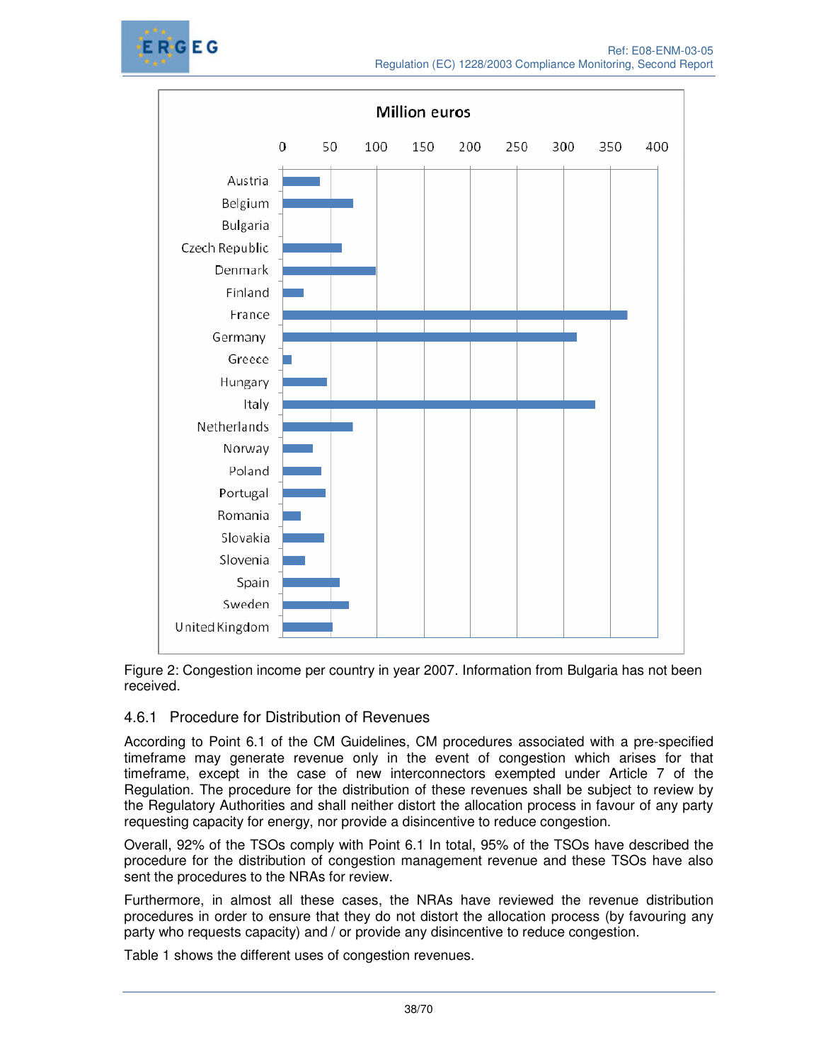Figure 2: Congestion income per country in year 2007. Information from Bulgaria has not been received.

### 4.6.1 Procedure for Distribution of Revenues

According to Point 6.1 of the CM Guidelines, CM procedures associated with a pre-specified timeframe may generate revenue only in the event of congestion which arises for that timeframe, except in the case of new interconnectors exempted under Article 7 of the Regulation. The procedure for the distribution of these revenues shall be subject to review by the Regulatory Authorities and shall neither distort the allocation process in favour of any party requesting capacity for energy, nor provide a disincentive to reduce congestion.

Overall, 92% of the TSOs comply with Point 6.1 In total, 95% of the TSOs have described the procedure for the distribution of congestion management revenue and these TSOs have also sent the procedures to the NRAs for review.

Furthermore, in almost all these cases, the NRAs have reviewed the revenue distribution procedures in order to ensure that they do not distort the allocation process (by favouring any party who requests capacity) and / or provide any disincentive to reduce congestion.

Table 1 shows the different uses of congestion revenues.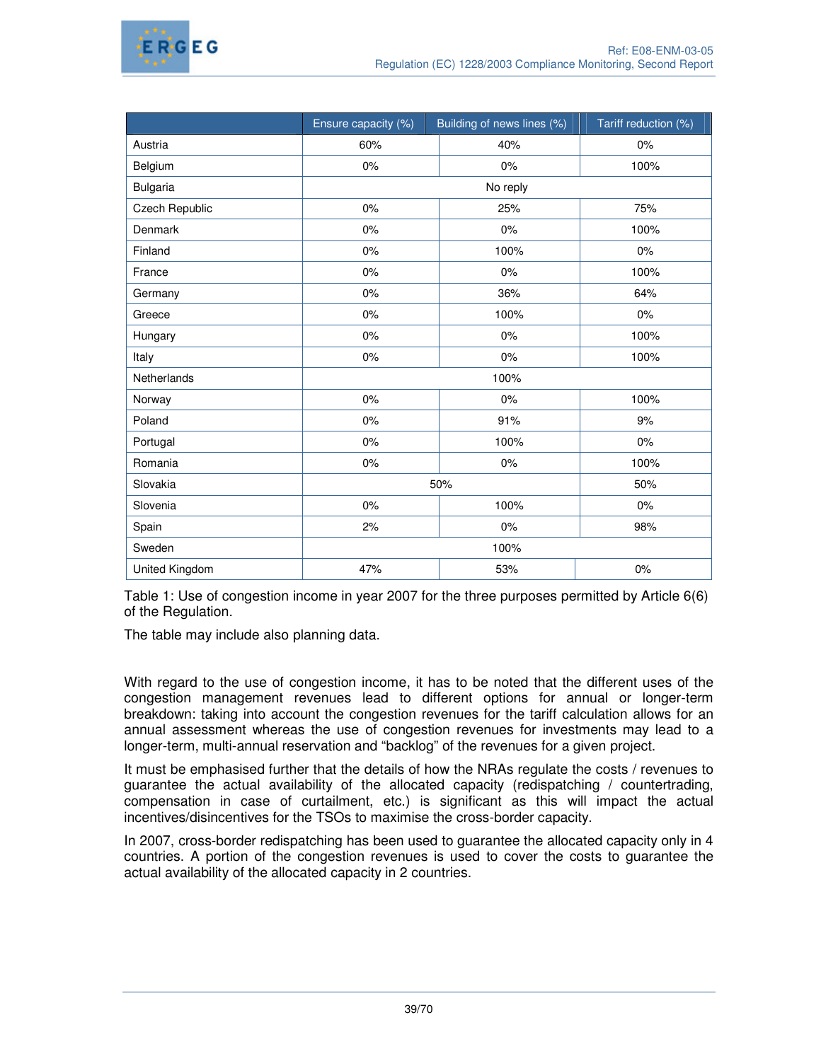| | Ensure capacity (%) | Building of news lines (%) | Tariff reduction (%) |
|---|---|---|---|
| Austria | 60% | 40% | 0% |
| Belgium | 0% | 0% | 100% |
| Bulgaria | No reply | | |
| Czech Republic | 0% | 25% | 75% |
| Denmark | 0% | 0% | 100% |
| Finland | 0% | 100% | 0% |
| France | 0% | 0% | 100% |
| Germany | 0% | 36% | 64% |
| Greece | 0% | 100% | 0% |
| Hungary | 0% | 0% | 100% |
| Italy | 0% | 0% | 100% |
| Netherlands | 100% | | |
| Norway | 0% | 0% | 100% |
| Poland | 0% | 91% | 9% |
| Portugal | 0% | 100% | 0% |
| Romania | 0% | 0% | 100% |
| Slovakia | 50% | | 50% |
| Slovenia | 0% | 100% | 0% |
| Spain | 2% | 0% | 98% |
| Sweden | 100% | | |
| United Kingdom | 47% | 53% | 0% |

Table 1: Use of congestion income in year 2007 for the three purposes permitted by Article 6(6) of the Regulation.

The table may include also planning data.

With regard to the use of congestion income, it has to be noted that the different uses of the congestion management revenues lead to different options for annual or longer-term breakdown: taking into account the congestion revenues for the tariff calculation allows for an annual assessment whereas the use of congestion revenues for investments may lead to a longer-term, multi-annual reservation and "backlog" of the revenues for a given project.

It must be emphasised further that the details of how the NRAs regulate the costs / revenues to guarantee the actual availability of the allocated capacity (redispatching / countertrading, compensation in case of curtailment, etc.) is significant as this will impact the actual incentives/disincentives for the TSOs to maximise the cross-border capacity.

In 2007, cross-border redispatching has been used to guarantee the allocated capacity only in 4 countries. A portion of the congestion revenues is used to cover the costs to guarantee the actual availability of the allocated capacity in 2 countries.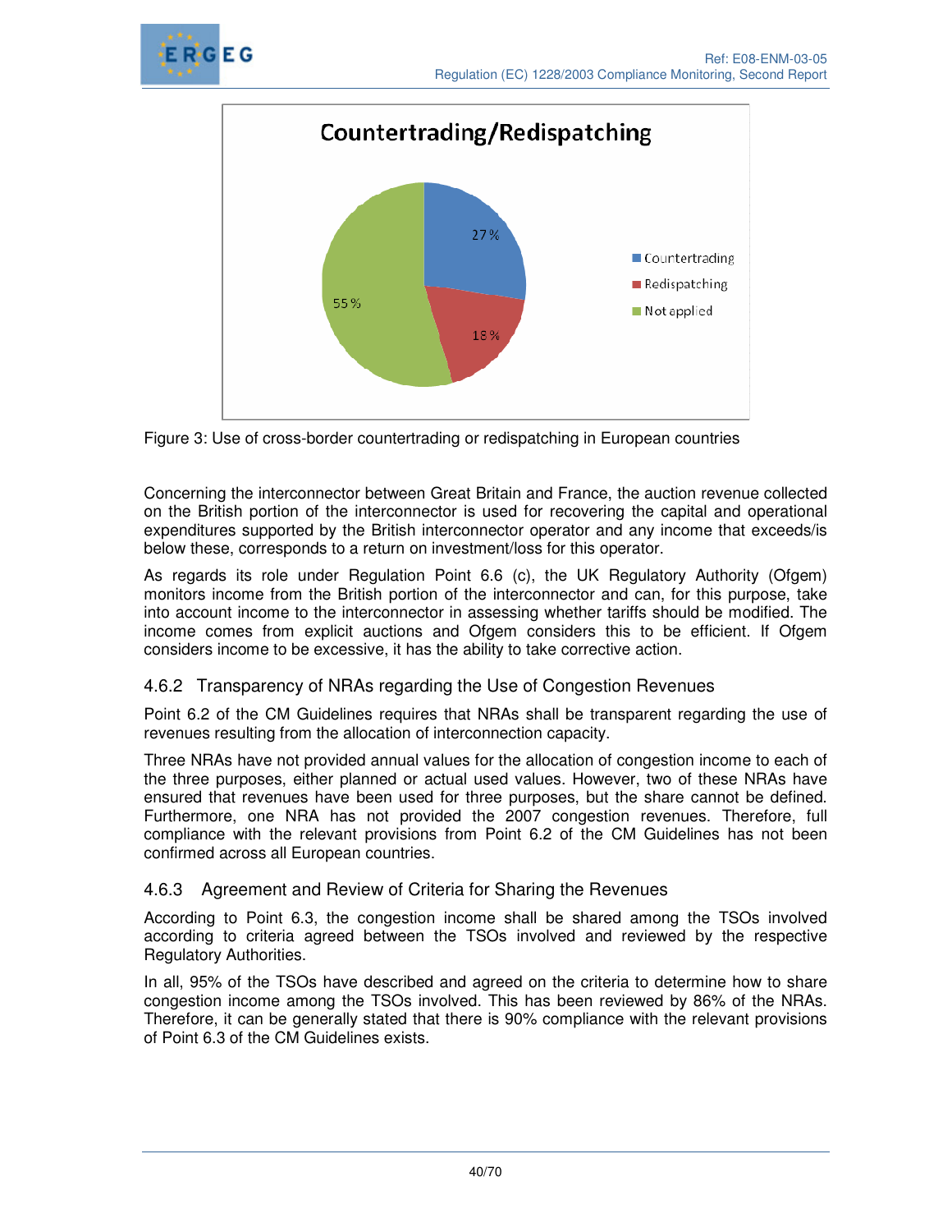Figure 3: Use of cross-border countertrading or redispatching in European countries

Concerning the interconnector between Great Britain and France, the auction revenue collected on the British portion of the interconnector is used for recovering the capital and operational expenditures supported by the British interconnector operator and any income that exceeds/is below these, corresponds to a return on investment/loss for this operator.

As regards its role under Regulation Point 6.6 (c), the UK Regulatory Authority (Ofgem) monitors income from the British portion of the interconnector and can, for this purpose, take into account income to the interconnector in assessing whether tariffs should be modified. The income comes from explicit auctions and Ofgem considers this to be efficient. If Ofgem considers income to be excessive, it has the ability to take corrective action.

### 4.6.2 Transparency of NRAs regarding the Use of Congestion Revenues

Point 6.2 of the CM Guidelines requires that NRAs shall be transparent regarding the use of revenues resulting from the allocation of interconnection capacity.

Three NRAs have not provided annual values for the allocation of congestion income to each of the three purposes, either planned or actual used values. However, two of these NRAs have ensured that revenues have been used for three purposes, but the share cannot be defined. Furthermore, one NRA has not provided the 2007 congestion revenues. Therefore, full compliance with the relevant provisions from Point 6.2 of the CM Guidelines has not been confirmed across all European countries.

### 4.6.3 Agreement and Review of Criteria for Sharing the Revenues

According to Point 6.3, the congestion income shall be shared among the TSOs involved according to criteria agreed between the TSOs involved and reviewed by the respective Regulatory Authorities.

In all, 95% of the TSOs have described and agreed on the criteria to determine how to share congestion income among the TSOs involved. This has been reviewed by 86% of the NRAs. Therefore, it can be generally stated that there is 90% compliance with the relevant provisions of Point 6.3 of the CM Guidelines exists.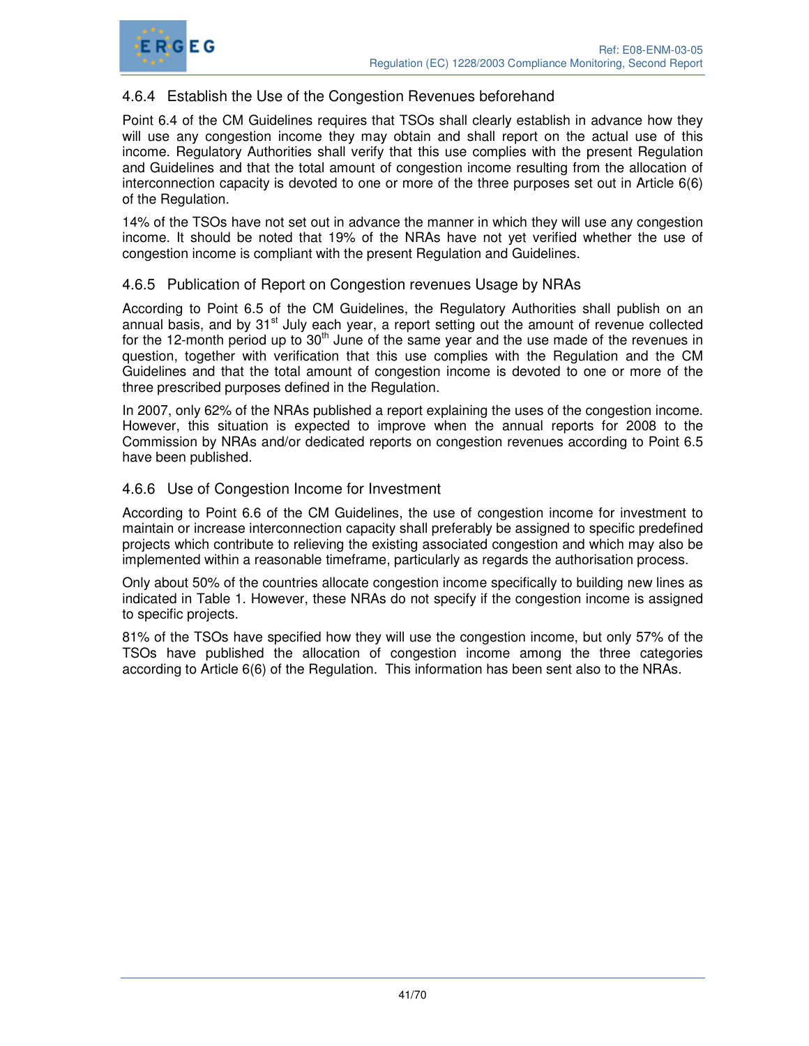### 4.6.4 Establish the Use of the Congestion Revenues beforehand

Point 6.4 of the CM Guidelines requires that TSOs shall clearly establish in advance how they will use any congestion income they may obtain and shall report on the actual use of this income. Regulatory Authorities shall verify that this use complies with the present Regulation and Guidelines and that the total amount of congestion income resulting from the allocation of interconnection capacity is devoted to one or more of the three purposes set out in Article 6(6) of the Regulation.

14% of the TSOs have not set out in advance the manner in which they will use any congestion income. It should be noted that 19% of the NRAs have not yet verified whether the use of congestion income is compliant with the present Regulation and Guidelines.

### 4.6.5 Publication of Report on Congestion revenues Usage by NRAs

According to Point 6.5 of the CM Guidelines, the Regulatory Authorities shall publish on an annual basis, and by 31st July each year, a report setting out the amount of revenue collected for the 12-month period up to 30th June of the same year and the use made of the revenues in question, together with verification that this use complies with the Regulation and the CM Guidelines and that the total amount of congestion income is devoted to one or more of the three prescribed purposes defined in the Regulation.

In 2007, only 62% of the NRAs published a report explaining the uses of the congestion income. However, this situation is expected to improve when the annual reports for 2008 to the Commission by NRAs and/or dedicated reports on congestion revenues according to Point 6.5 have been published.

### 4.6.6 Use of Congestion Income for Investment

According to Point 6.6 of the CM Guidelines, the use of congestion income for investment to maintain or increase interconnection capacity shall preferably be assigned to specific predefined projects which contribute to relieving the existing associated congestion and which may also be implemented within a reasonable timeframe, particularly as regards the authorisation process.

Only about 50% of the countries allocate congestion income specifically to building new lines as indicated in Table 1. However, these NRAs do not specify if the congestion income is assigned to specific projects.

81% of the TSOs have specified how they will use the congestion income, but only 57% of the TSOs have published the allocation of congestion income among the three categories according to Article 6(6) of the Regulation. This information has been sent also to the NRAs.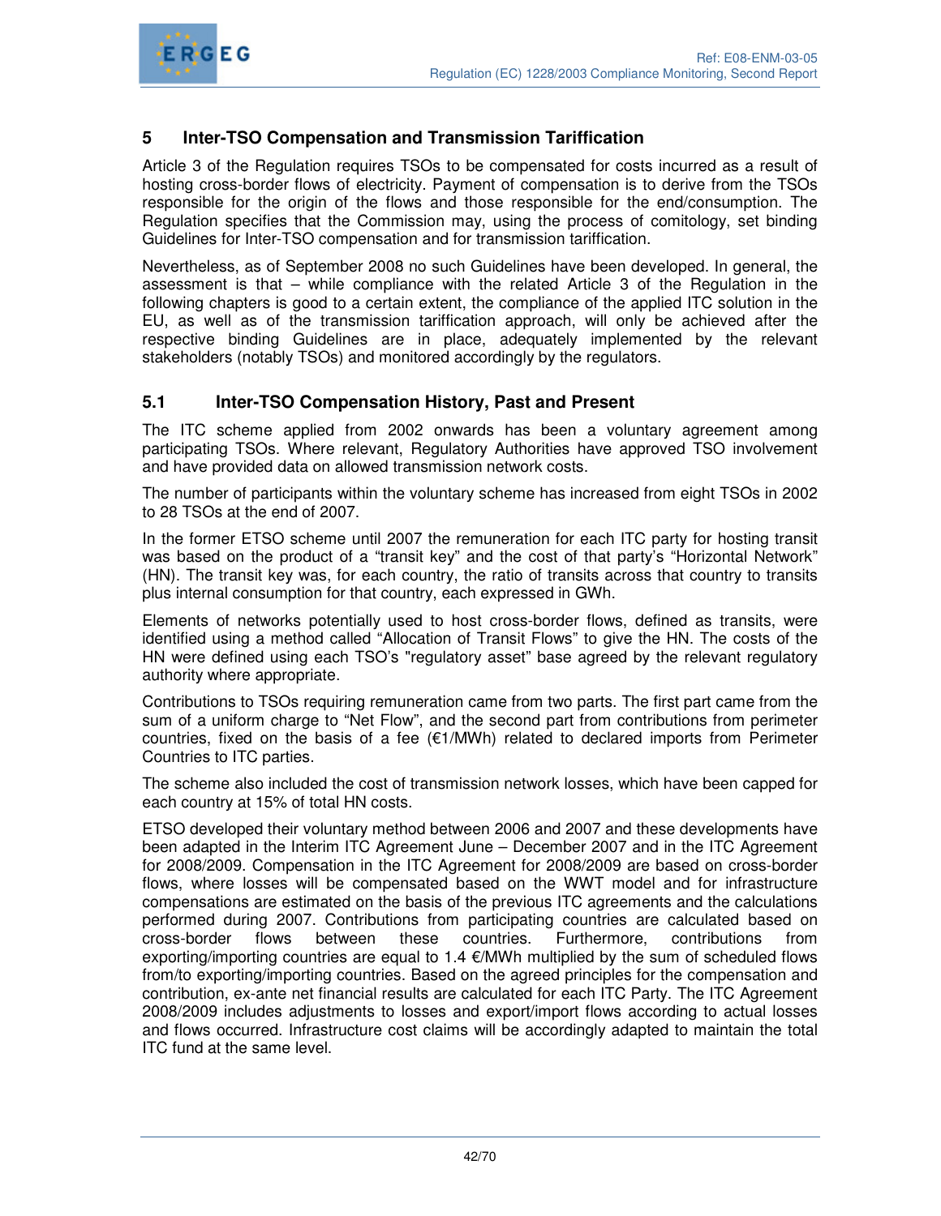## 5 Inter-TSO Compensation and Transmission Tariffication

Article 3 of the Regulation requires TSOs to be compensated for costs incurred as a result of hosting cross-border flows of electricity. Payment of compensation is to derive from the TSOs responsible for the origin of the flows and those responsible for the end/consumption. The Regulation specifies that the Commission may, using the process of comitology, set binding Guidelines for Inter-TSO compensation and for transmission tariffication.

Nevertheless, as of September 2008 no such Guidelines have been developed. In general, the assessment is that – while compliance with the related Article 3 of the Regulation in the following chapters is good to a certain extent, the compliance of the applied ITC solution in the EU, as well as of the transmission tariffication approach, will only be achieved after the respective binding Guidelines are in place, adequately implemented by the relevant stakeholders (notably TSOs) and monitored accordingly by the regulators.

### 5.1 Inter-TSO Compensation History, Past and Present

The ITC scheme applied from 2002 onwards has been a voluntary agreement among participating TSOs. Where relevant, Regulatory Authorities have approved TSO involvement and have provided data on allowed transmission network costs.

The number of participants within the voluntary scheme has increased from eight TSOs in 2002 to 28 TSOs at the end of 2007.

In the former ETSO scheme until 2007 the remuneration for each ITC party for hosting transit was based on the product of a "transit key" and the cost of that party's "Horizontal Network" (HN). The transit key was, for each country, the ratio of transits across that country to transits plus internal consumption for that country, each expressed in GWh.

Elements of networks potentially used to host cross-border flows, defined as transits, were identified using a method called "Allocation of Transit Flows" to give the HN. The costs of the HN were defined using each TSO's "regulatory asset" base agreed by the relevant regulatory authority where appropriate.

Contributions to TSOs requiring remuneration came from two parts. The first part came from the sum of a uniform charge to "Net Flow", and the second part from contributions from perimeter countries, fixed on the basis of a fee (€1/MWh) related to declared imports from Perimeter Countries to ITC parties.

The scheme also included the cost of transmission network losses, which have been capped for each country at 15% of total HN costs.

ETSO developed their voluntary method between 2006 and 2007 and these developments have been adapted in the Interim ITC Agreement June – December 2007 and in the ITC Agreement for 2008/2009. Compensation in the ITC Agreement for 2008/2009 are based on cross-border flows, where losses will be compensated based on the WWT model and for infrastructure compensations are estimated on the basis of the previous ITC agreements and the calculations performed during 2007. Contributions from participating countries are calculated based on cross-border flows between these countries. Furthermore, contributions from exporting/importing countries are equal to 1.4 €/MWh multiplied by the sum of scheduled flows from/to exporting/importing countries. Based on the agreed principles for the compensation and contribution, ex-ante net financial results are calculated for each ITC Party. The ITC Agreement 2008/2009 includes adjustments to losses and export/import flows according to actual losses and flows occurred. Infrastructure cost claims will be accordingly adapted to maintain the total ITC fund at the same level.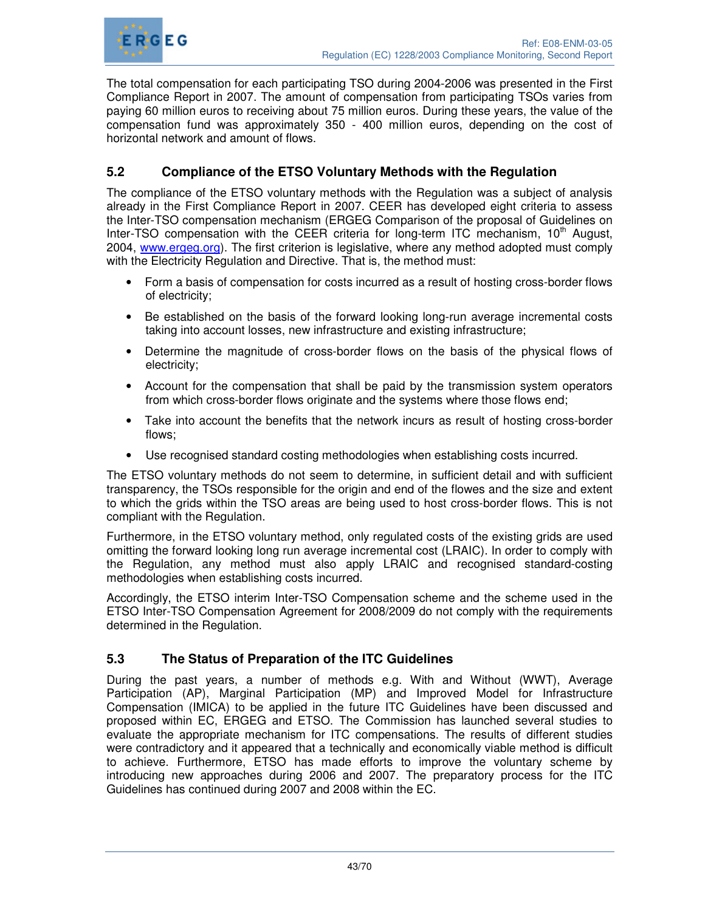The total compensation for each participating TSO during 2004-2006 was presented in the First Compliance Report in 2007. The amount of compensation from participating TSOs varies from paying 60 million euros to receiving about 75 million euros. During these years, the value of the compensation fund was approximately 350 - 400 million euros, depending on the cost of horizontal network and amount of flows.

## 5.2 Compliance of the ETSO Voluntary Methods with the Regulation

The compliance of the ETSO voluntary methods with the Regulation was a subject of analysis already in the First Compliance Report in 2007. CEER has developed eight criteria to assess the Inter-TSO compensation mechanism (ERGEG Comparison of the proposal of Guidelines on Inter-TSO compensation with the CEER criteria for long-term ITC mechanism, 10th August, 2004, www.ergeg.org). The first criterion is legislative, where any method adopted must comply with the Electricity Regulation and Directive. That is, the method must:

- Form a basis of compensation for costs incurred as a result of hosting cross-border flows of electricity;
- Be established on the basis of the forward looking long-run average incremental costs taking into account losses, new infrastructure and existing infrastructure;
- Determine the magnitude of cross-border flows on the basis of the physical flows of electricity;
- Account for the compensation that shall be paid by the transmission system operators from which cross-border flows originate and the systems where those flows end;
- Take into account the benefits that the network incurs as result of hosting cross-border flows;
- Use recognised standard costing methodologies when establishing costs incurred.

The ETSO voluntary methods do not seem to determine, in sufficient detail and with sufficient transparency, the TSOs responsible for the origin and end of the flowes and the size and extent to which the grids within the TSO areas are being used to host cross-border flows. This is not compliant with the Regulation.

Furthermore, in the ETSO voluntary method, only regulated costs of the existing grids are used omitting the forward looking long run average incremental cost (LRAIC). In order to comply with the Regulation, any method must also apply LRAIC and recognised standard-costing methodologies when establishing costs incurred.

Accordingly, the ETSO interim Inter-TSO Compensation scheme and the scheme used in the ETSO Inter-TSO Compensation Agreement for 2008/2009 do not comply with the requirements determined in the Regulation.

## 5.3 The Status of Preparation of the ITC Guidelines

During the past years, a number of methods e.g. With and Without (WWT), Average Participation (AP), Marginal Participation (MP) and Improved Model for Infrastructure Compensation (IMICA) to be applied in the future ITC Guidelines have been discussed and proposed within EC, ERGEG and ETSO. The Commission has launched several studies to evaluate the appropriate mechanism for ITC compensations. The results of different studies were contradictory and it appeared that a technically and economically viable method is difficult to achieve. Furthermore, ETSO has made efforts to improve the voluntary scheme by introducing new approaches during 2006 and 2007. The preparatory process for the ITC Guidelines has continued during 2007 and 2008 within the EC.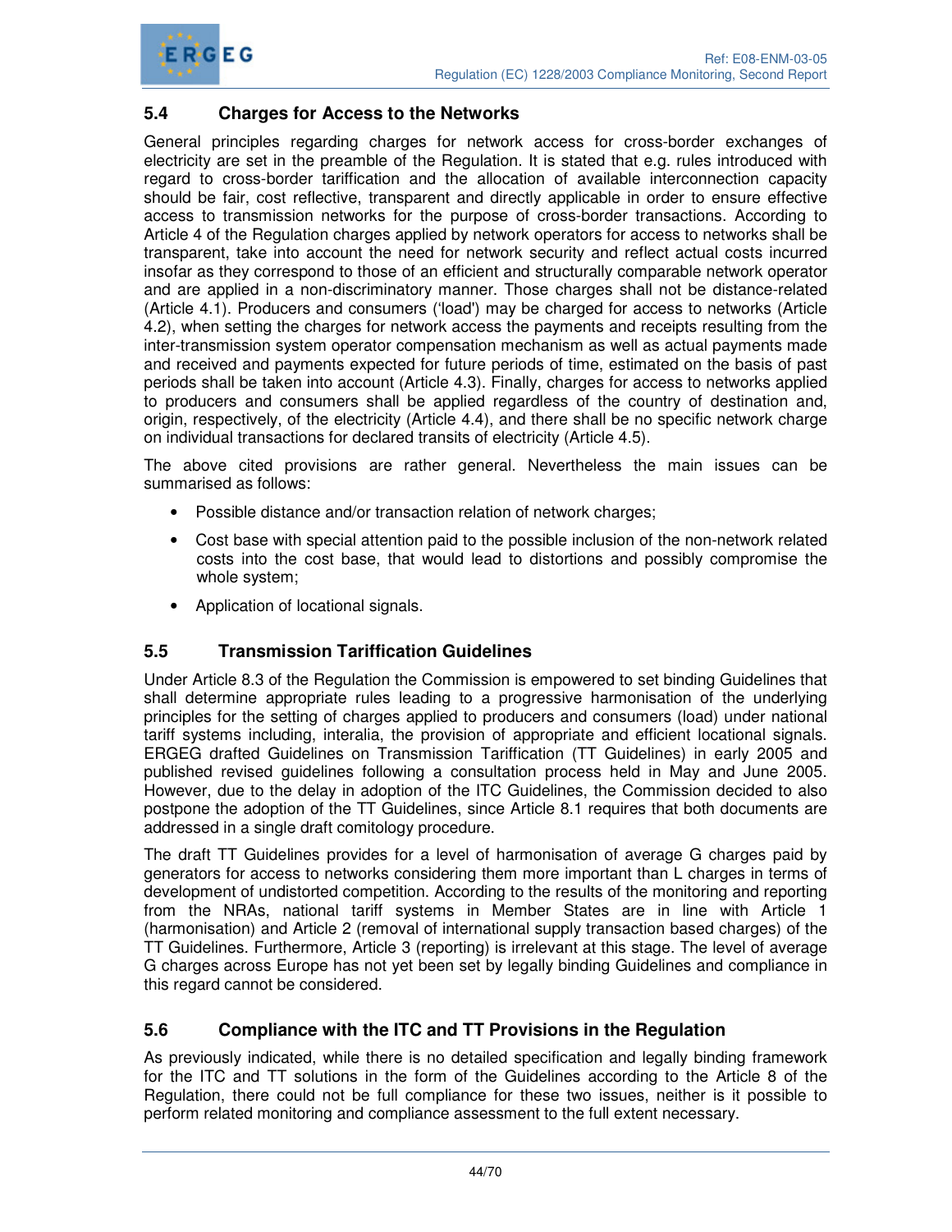## 5.4 Charges for Access to the Networks

General principles regarding charges for network access for cross-border exchanges of electricity are set in the preamble of the Regulation. It is stated that e.g. rules introduced with regard to cross-border tariffication and the allocation of available interconnection capacity should be fair, cost reflective, transparent and directly applicable in order to ensure effective access to transmission networks for the purpose of cross-border transactions. According to Article 4 of the Regulation charges applied by network operators for access to networks shall be transparent, take into account the need for network security and reflect actual costs incurred insofar as they correspond to those of an efficient and structurally comparable network operator and are applied in a non-discriminatory manner. Those charges shall not be distance-related (Article 4.1). Producers and consumers ('load') may be charged for access to networks (Article 4.2), when setting the charges for network access the payments and receipts resulting from the inter-transmission system operator compensation mechanism as well as actual payments made and received and payments expected for future periods of time, estimated on the basis of past periods shall be taken into account (Article 4.3). Finally, charges for access to networks applied to producers and consumers shall be applied regardless of the country of destination and, origin, respectively, of the electricity (Article 4.4), and there shall be no specific network charge on individual transactions for declared transits of electricity (Article 4.5).

The above cited provisions are rather general. Nevertheless the main issues can be summarised as follows:

- Possible distance and/or transaction relation of network charges;
- Cost base with special attention paid to the possible inclusion of the non-network related costs into the cost base, that would lead to distortions and possibly compromise the whole system;
- Application of locational signals.

## 5.5 Transmission Tariffication Guidelines

Under Article 8.3 of the Regulation the Commission is empowered to set binding Guidelines that shall determine appropriate rules leading to a progressive harmonisation of the underlying principles for the setting of charges applied to producers and consumers (load) under national tariff systems including, interalia, the provision of appropriate and efficient locational signals. ERGEG drafted Guidelines on Transmission Tariffication (TT Guidelines) in early 2005 and published revised guidelines following a consultation process held in May and June 2005. However, due to the delay in adoption of the ITC Guidelines, the Commission decided to also postpone the adoption of the TT Guidelines, since Article 8.1 requires that both documents are addressed in a single draft comitology procedure.

The draft TT Guidelines provides for a level of harmonisation of average G charges paid by generators for access to networks considering them more important than L charges in terms of development of undistorted competition. According to the results of the monitoring and reporting from the NRAs, national tariff systems in Member States are in line with Article 1 (harmonisation) and Article 2 (removal of international supply transaction based charges) of the TT Guidelines. Furthermore, Article 3 (reporting) is irrelevant at this stage. The level of average G charges across Europe has not yet been set by legally binding Guidelines and compliance in this regard cannot be considered.

## 5.6 Compliance with the ITC and TT Provisions in the Regulation

As previously indicated, while there is no detailed specification and legally binding framework for the ITC and TT solutions in the form of the Guidelines according to the Article 8 of the Regulation, there could not be full compliance for these two issues, neither is it possible to perform related monitoring and compliance assessment to the full extent necessary.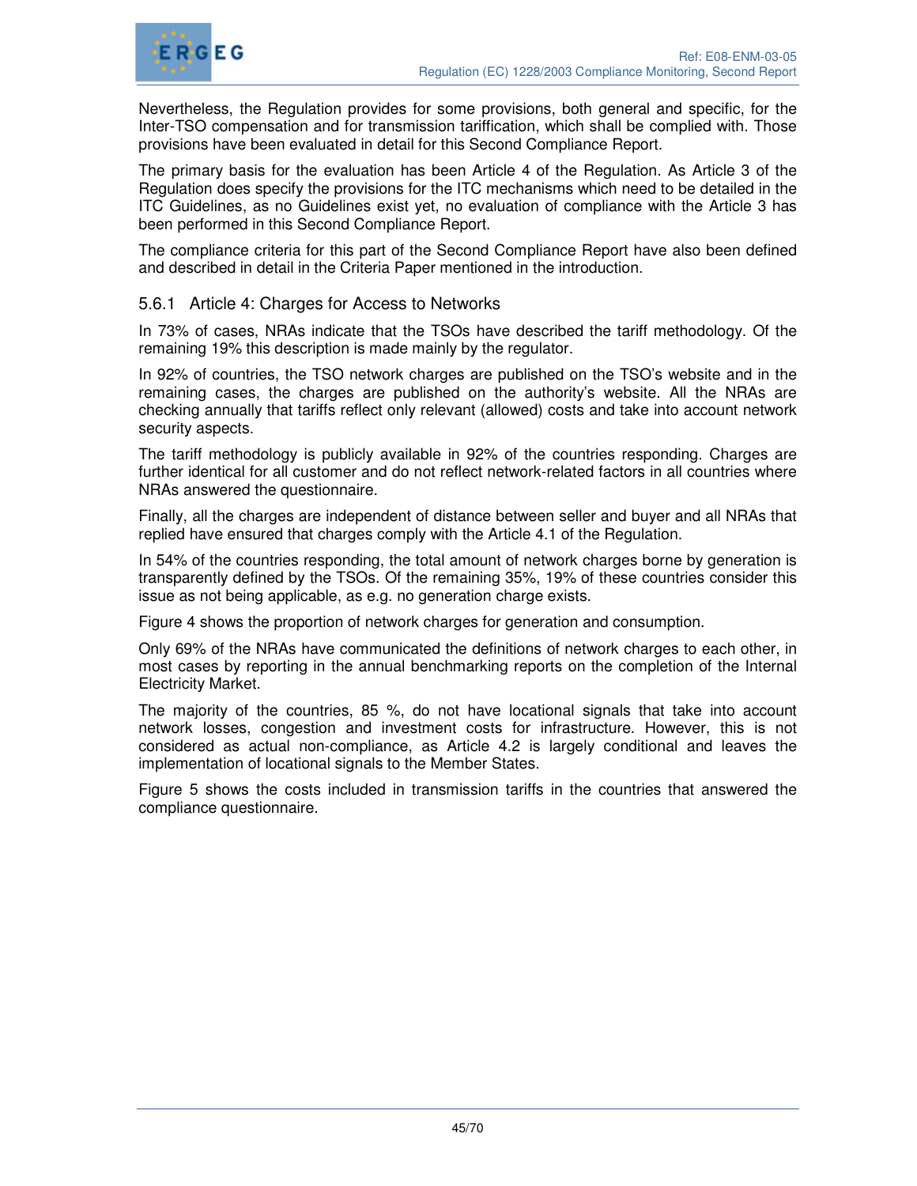Nevertheless, the Regulation provides for some provisions, both general and specific, for the Inter-TSO compensation and for transmission tariffication, which shall be complied with. Those provisions have been evaluated in detail for this Second Compliance Report.

The primary basis for the evaluation has been Article 4 of the Regulation. As Article 3 of the Regulation does specify the provisions for the ITC mechanisms which need to be detailed in the ITC Guidelines, as no Guidelines exist yet, no evaluation of compliance with the Article 3 has been performed in this Second Compliance Report.

The compliance criteria for this part of the Second Compliance Report have also been defined and described in detail in the Criteria Paper mentioned in the introduction.

### 5.6.1 Article 4: Charges for Access to Networks

In 73% of cases, NRAs indicate that the TSOs have described the tariff methodology. Of the remaining 19% this description is made mainly by the regulator.

In 92% of countries, the TSO network charges are published on the TSO's website and in the remaining cases, the charges are published on the authority's website. All the NRAs are checking annually that tariffs reflect only relevant (allowed) costs and take into account network security aspects.

The tariff methodology is publicly available in 92% of the countries responding. Charges are further identical for all customer and do not reflect network-related factors in all countries where NRAs answered the questionnaire.

Finally, all the charges are independent of distance between seller and buyer and all NRAs that replied have ensured that charges comply with the Article 4.1 of the Regulation.

In 54% of the countries responding, the total amount of network charges borne by generation is transparently defined by the TSOs. Of the remaining 35%, 19% of these countries consider this issue as not being applicable, as e.g. no generation charge exists.

Figure 4 shows the proportion of network charges for generation and consumption.

Only 69% of the NRAs have communicated the definitions of network charges to each other, in most cases by reporting in the annual benchmarking reports on the completion of the Internal Electricity Market.

The majority of the countries, 85 %, do not have locational signals that take into account network losses, congestion and investment costs for infrastructure. However, this is not considered as actual non-compliance, as Article 4.2 is largely conditional and leaves the implementation of locational signals to the Member States.

Figure 5 shows the costs included in transmission tariffs in the countries that answered the compliance questionnaire.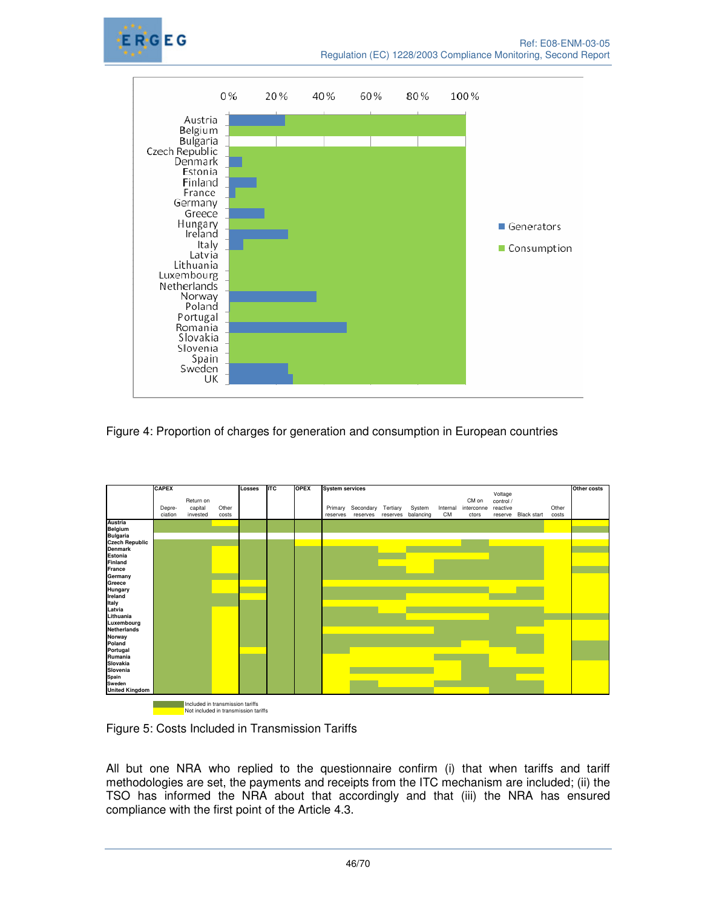Figure 4: Proportion of charges for generation and consumption in European countries

Figure 5: Costs Included in Transmission Tariffs

All but one NRA who replied to the questionnaire confirm (i) that when tariffs and tariff methodologies are set, the payments and receipts from the ITC mechanism are included; (ii) the TSO has informed the NRA about that accordingly and that (iii) the NRA has ensured compliance with the first point of the Article 4.3.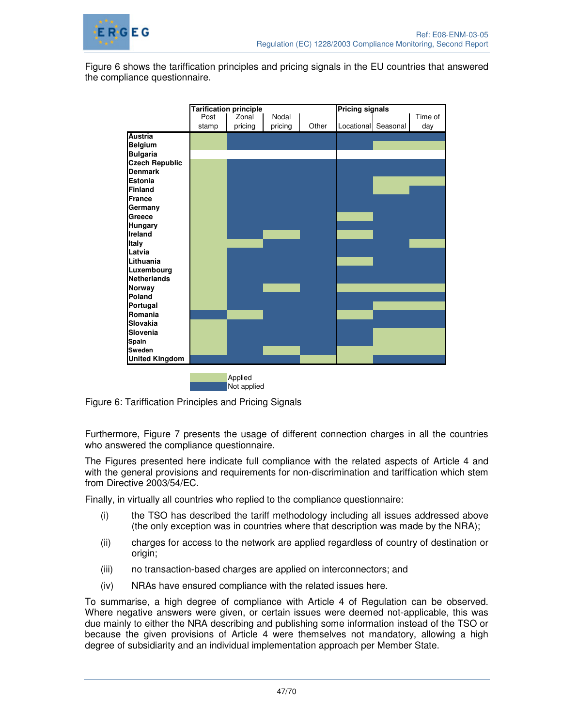Figure 6 shows the tariffication principles and pricing signals in the EU countries that answered the compliance questionnaire.

| | Tarification principle | | | | Pricing signals | | |
|---|---|---|---|---|---|---|---|
| | Post stamp | Zonal pricing | Nodal pricing | Other | Locational | Seasonal | Time of day |
| **Austria** | Applied | Not applied | Not applied | Not applied | Not applied | Not applied | Not applied |
| **Belgium** | Applied | Not applied | Not applied | Not applied | Not applied | Applied | Applied |
| **Bulgaria** | | | | | | | |
| **Czech Republic** | Applied | Not applied | Not applied | Not applied | Not applied | Not applied | Not applied |
| **Denmark** | Applied | Not applied | Not applied | Not applied | Not applied | Not applied | Not applied |
| **Estonia** | Applied | Not applied | Not applied | Not applied | Not applied | Applied | Applied |
| **Finland** | Applied | Not applied | Not applied | Not applied | Not applied | Applied | Not applied |
| **France** | Applied | Not applied | Not applied | Not applied | Not applied | Not applied | Not applied |
| **Germany** | Applied | Not applied | Not applied | Not applied | Not applied | Not applied | Not applied |
| **Greece** | Applied | Not applied | Not applied | Not applied | Applied | Not applied | Not applied |
| **Hungary** | Applied | Not applied | Not applied | Not applied | Not applied | Not applied | Not applied |
| **Ireland** | Applied | Not applied | Applied | Not applied | Applied | Not applied | Not applied |
| **Italy** | Applied | Applied | Not applied | Not applied | Not applied | Not applied | Applied |
| **Latvia** | Applied | Not applied | Not applied | Not applied | Not applied | Not applied | Not applied |
| **Lithuania** | Applied | Not applied | Not applied | Not applied | Applied | Not applied | Not applied |
| **Luxembourg** | Applied | Not applied | Not applied | Not applied | Not applied | Not applied | Not applied |
| **Netherlands** | Applied | Not applied | Not applied | Not applied | Not applied | Not applied | Not applied |
| **Norway** | Applied | Not applied | Applied | Not applied | Applied | Applied | Applied |
| **Poland** | Applied | Not applied | Not applied | Not applied | Not applied | Not applied | Not applied |
| **Portugal** | Applied | Not applied | Not applied | Not applied | Not applied | Applied | Applied |
| **Romania** | Not applied | Applied | Not applied | Not applied | Applied | Not applied | Not applied |
| **Slovakia** | Applied | Not applied | Not applied | Not applied | Not applied | Not applied | Not applied |
| **Slovenia** | Applied | Not applied | Not applied | Not applied | Not applied | Applied | Applied |
| **Spain** | Applied | Not applied | Not applied | Not applied | Not applied | Applied | Applied |
| **Sweden** | Applied | Not applied | Applied | Not applied | Applied | Applied | Applied |
| **United Kingdom** | Not applied | Not applied | Not applied | Applied | Applied | Not applied | Not applied |

Legend: Applied / Not applied

Figure 6: Tariffication Principles and Pricing Signals

Furthermore, Figure 7 presents the usage of different connection charges in all the countries who answered the compliance questionnaire.

The Figures presented here indicate full compliance with the related aspects of Article 4 and with the general provisions and requirements for non-discrimination and tariffication which stem from Directive 2003/54/EC.

Finally, in virtually all countries who replied to the compliance questionnaire:

(i) the TSO has described the tariff methodology including all issues addressed above (the only exception was in countries where that description was made by the NRA);

(ii) charges for access to the network are applied regardless of country of destination or origin;

(iii) no transaction-based charges are applied on interconnectors; and

(iv) NRAs have ensured compliance with the related issues here.

To summarise, a high degree of compliance with Article 4 of Regulation can be observed. Where negative answers were given, or certain issues were deemed not-applicable, this was due mainly to either the NRA describing and publishing some information instead of the TSO or because the given provisions of Article 4 were themselves not mandatory, allowing a high degree of subsidiarity and an individual implementation approach per Member State.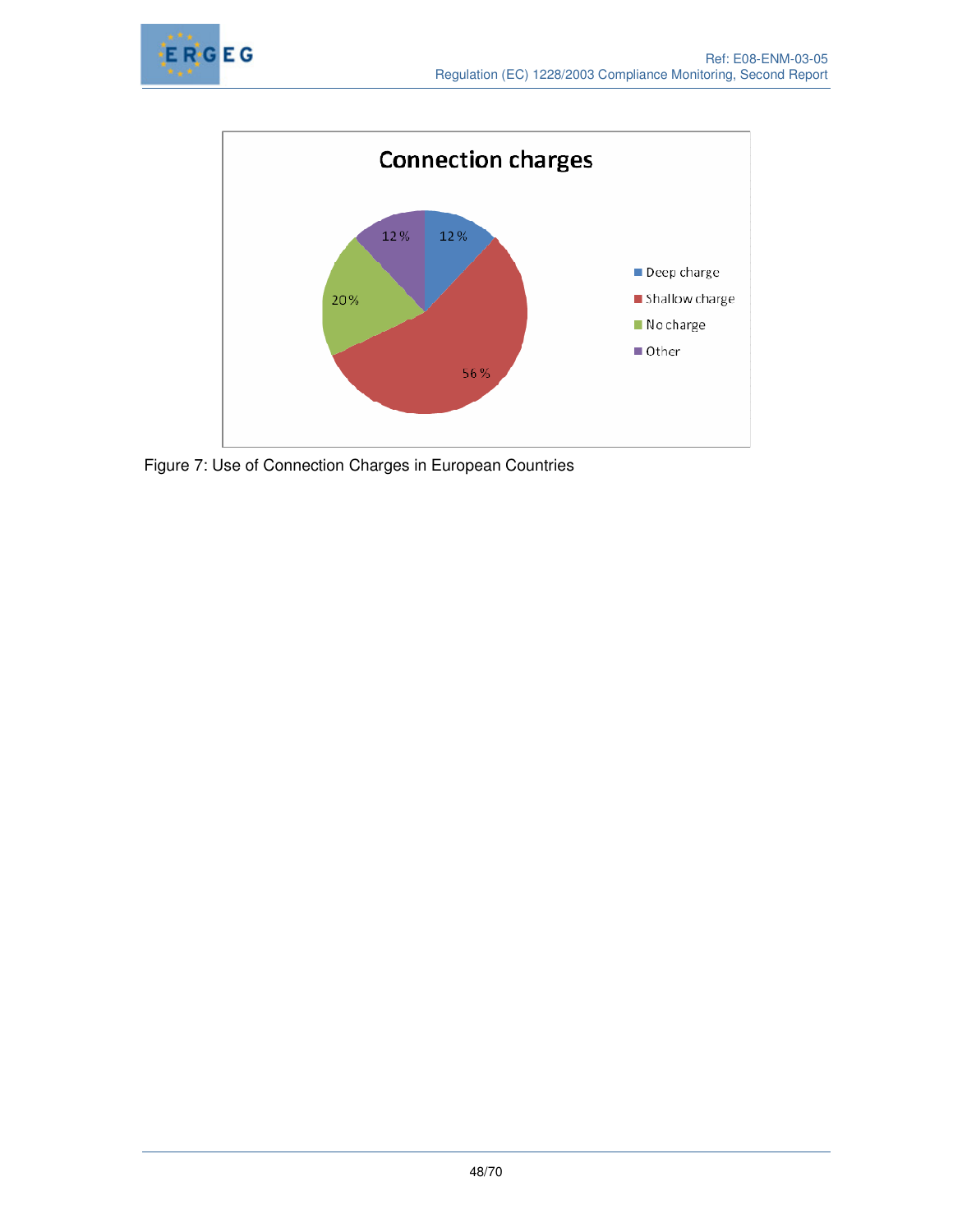Connection charges

| Category | Share |
|---|---|
| Deep charge | 12 % |
| Shallow charge | 56 % |
| No charge | 20 % |
| Other | 12 % |

Figure 7: Use of Connection Charges in European Countries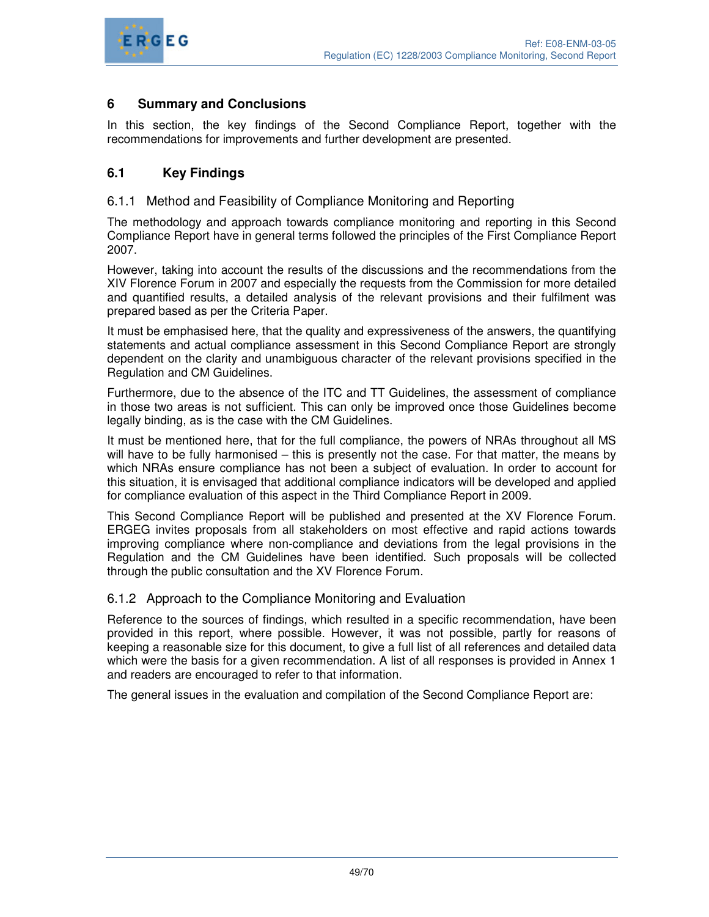# 6 Summary and Conclusions

In this section, the key findings of the Second Compliance Report, together with the recommendations for improvements and further development are presented.

## 6.1 Key Findings

### 6.1.1 Method and Feasibility of Compliance Monitoring and Reporting

The methodology and approach towards compliance monitoring and reporting in this Second Compliance Report have in general terms followed the principles of the First Compliance Report 2007.

However, taking into account the results of the discussions and the recommendations from the XIV Florence Forum in 2007 and especially the requests from the Commission for more detailed and quantified results, a detailed analysis of the relevant provisions and their fulfilment was prepared based as per the Criteria Paper.

It must be emphasised here, that the quality and expressiveness of the answers, the quantifying statements and actual compliance assessment in this Second Compliance Report are strongly dependent on the clarity and unambiguous character of the relevant provisions specified in the Regulation and CM Guidelines.

Furthermore, due to the absence of the ITC and TT Guidelines, the assessment of compliance in those two areas is not sufficient. This can only be improved once those Guidelines become legally binding, as is the case with the CM Guidelines.

It must be mentioned here, that for the full compliance, the powers of NRAs throughout all MS will have to be fully harmonised – this is presently not the case. For that matter, the means by which NRAs ensure compliance has not been a subject of evaluation. In order to account for this situation, it is envisaged that additional compliance indicators will be developed and applied for compliance evaluation of this aspect in the Third Compliance Report in 2009.

This Second Compliance Report will be published and presented at the XV Florence Forum. ERGEG invites proposals from all stakeholders on most effective and rapid actions towards improving compliance where non-compliance and deviations from the legal provisions in the Regulation and the CM Guidelines have been identified. Such proposals will be collected through the public consultation and the XV Florence Forum.

### 6.1.2 Approach to the Compliance Monitoring and Evaluation

Reference to the sources of findings, which resulted in a specific recommendation, have been provided in this report, where possible. However, it was not possible, partly for reasons of keeping a reasonable size for this document, to give a full list of all references and detailed data which were the basis for a given recommendation. A list of all responses is provided in Annex 1 and readers are encouraged to refer to that information.

The general issues in the evaluation and compilation of the Second Compliance Report are: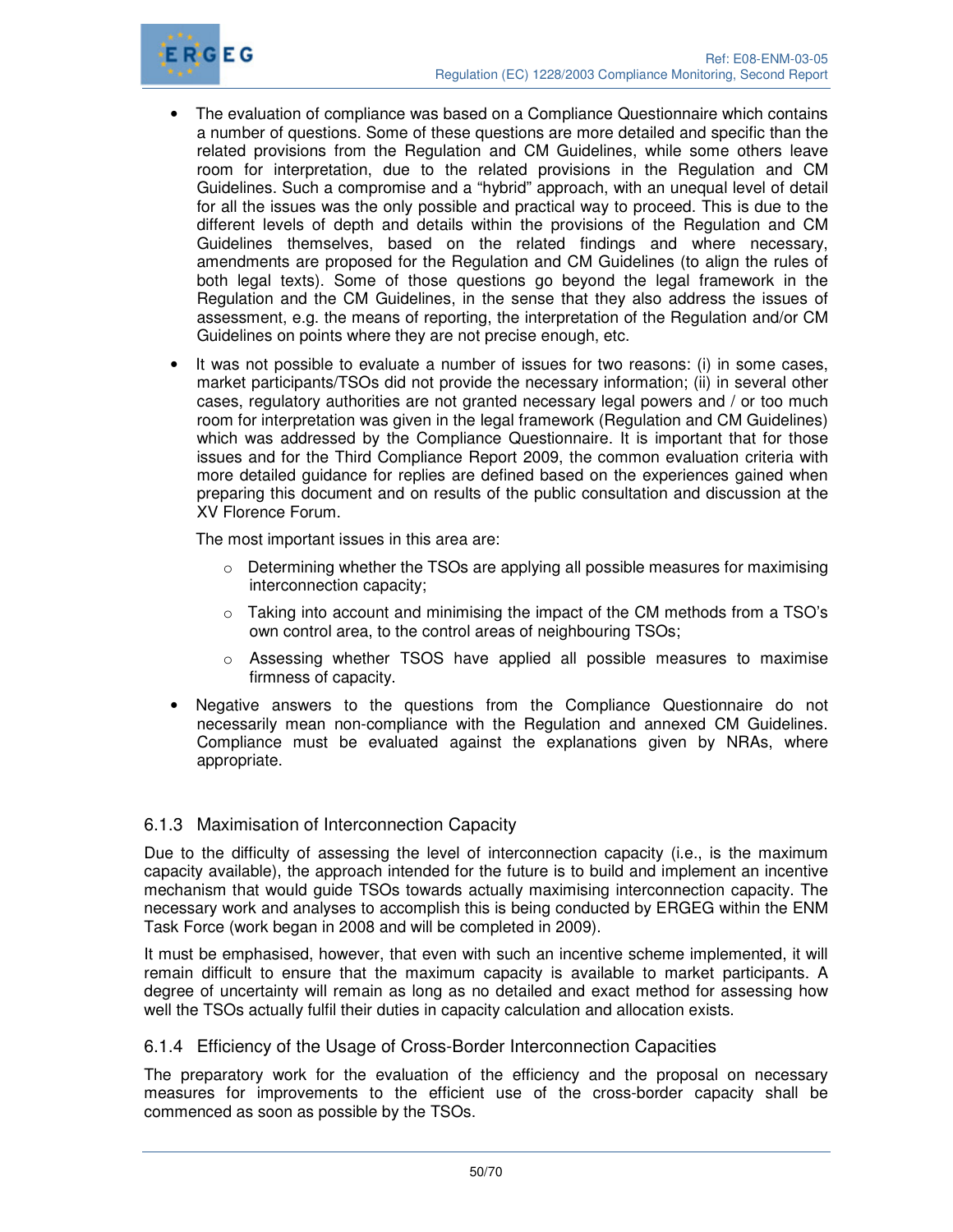- The evaluation of compliance was based on a Compliance Questionnaire which contains a number of questions. Some of these questions are more detailed and specific than the related provisions from the Regulation and CM Guidelines, while some others leave room for interpretation, due to the related provisions in the Regulation and CM Guidelines. Such a compromise and a "hybrid" approach, with an unequal level of detail for all the issues was the only possible and practical way to proceed. This is due to the different levels of depth and details within the provisions of the Regulation and CM Guidelines themselves, based on the related findings and where necessary, amendments are proposed for the Regulation and CM Guidelines (to align the rules of both legal texts). Some of those questions go beyond the legal framework in the Regulation and the CM Guidelines, in the sense that they also address the issues of assessment, e.g. the means of reporting, the interpretation of the Regulation and/or CM Guidelines on points where they are not precise enough, etc.

- It was not possible to evaluate a number of issues for two reasons: (i) in some cases, market participants/TSOs did not provide the necessary information; (ii) in several other cases, regulatory authorities are not granted necessary legal powers and / or too much room for interpretation was given in the legal framework (Regulation and CM Guidelines) which was addressed by the Compliance Questionnaire. It is important that for those issues and for the Third Compliance Report 2009, the common evaluation criteria with more detailed guidance for replies are defined based on the experiences gained when preparing this document and on results of the public consultation and discussion at the XV Florence Forum.

  The most important issues in this area are:

  - Determining whether the TSOs are applying all possible measures for maximising interconnection capacity;
  - Taking into account and minimising the impact of the CM methods from a TSO's own control area, to the control areas of neighbouring TSOs;
  - Assessing whether TSOS have applied all possible measures to maximise firmness of capacity.

- Negative answers to the questions from the Compliance Questionnaire do not necessarily mean non-compliance with the Regulation and annexed CM Guidelines. Compliance must be evaluated against the explanations given by NRAs, where appropriate.

### 6.1.3 Maximisation of Interconnection Capacity

Due to the difficulty of assessing the level of interconnection capacity (i.e., is the maximum capacity available), the approach intended for the future is to build and implement an incentive mechanism that would guide TSOs towards actually maximising interconnection capacity. The necessary work and analyses to accomplish this is being conducted by ERGEG within the ENM Task Force (work began in 2008 and will be completed in 2009).

It must be emphasised, however, that even with such an incentive scheme implemented, it will remain difficult to ensure that the maximum capacity is available to market participants. A degree of uncertainty will remain as long as no detailed and exact method for assessing how well the TSOs actually fulfil their duties in capacity calculation and allocation exists.

### 6.1.4 Efficiency of the Usage of Cross-Border Interconnection Capacities

The preparatory work for the evaluation of the efficiency and the proposal on necessary measures for improvements to the efficient use of the cross-border capacity shall be commenced as soon as possible by the TSOs.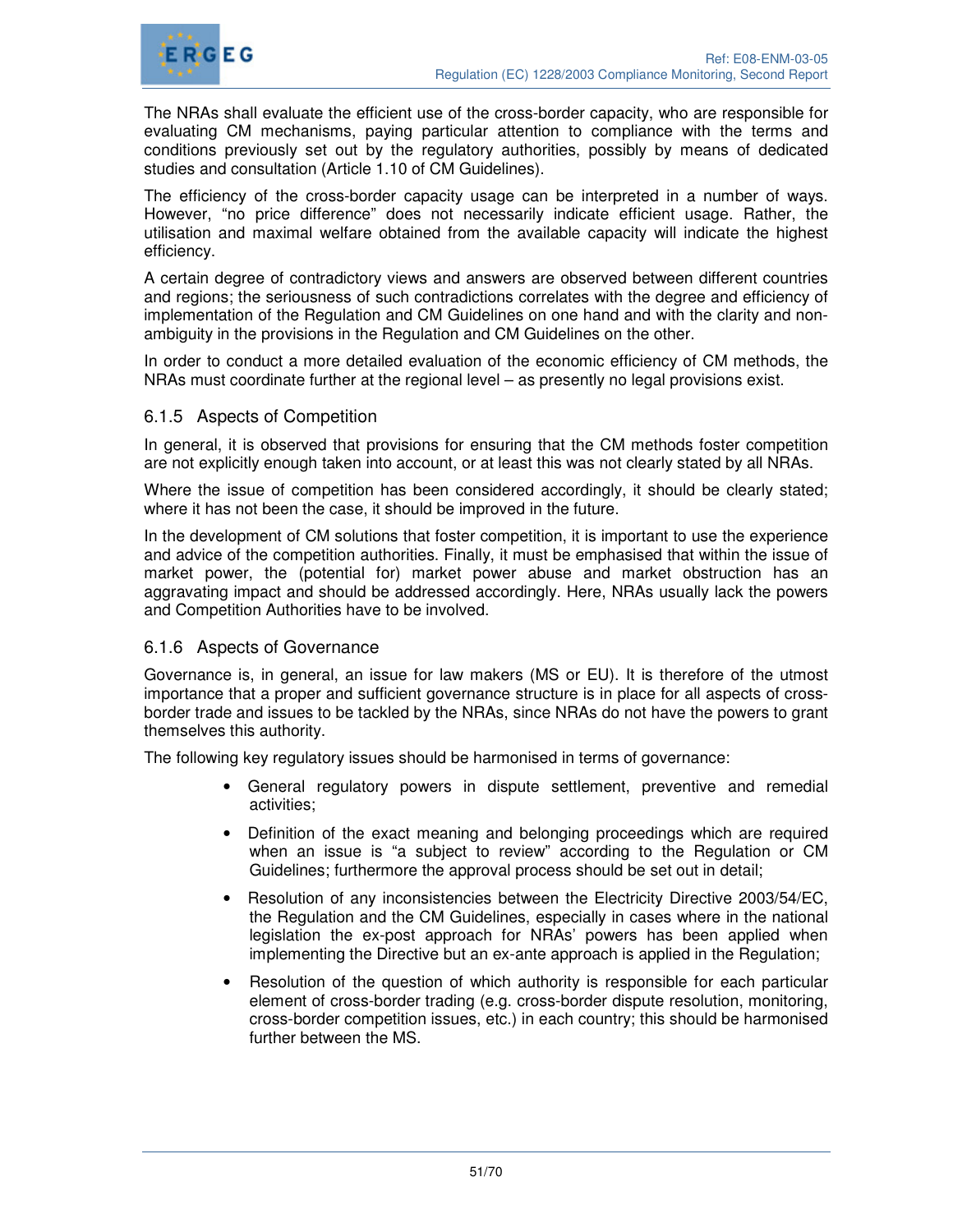The NRAs shall evaluate the efficient use of the cross-border capacity, who are responsible for evaluating CM mechanisms, paying particular attention to compliance with the terms and conditions previously set out by the regulatory authorities, possibly by means of dedicated studies and consultation (Article 1.10 of CM Guidelines).

The efficiency of the cross-border capacity usage can be interpreted in a number of ways. However, "no price difference" does not necessarily indicate efficient usage. Rather, the utilisation and maximal welfare obtained from the available capacity will indicate the highest efficiency.

A certain degree of contradictory views and answers are observed between different countries and regions; the seriousness of such contradictions correlates with the degree and efficiency of implementation of the Regulation and CM Guidelines on one hand and with the clarity and non-ambiguity in the provisions in the Regulation and CM Guidelines on the other.

In order to conduct a more detailed evaluation of the economic efficiency of CM methods, the NRAs must coordinate further at the regional level – as presently no legal provisions exist.

### 6.1.5 Aspects of Competition

In general, it is observed that provisions for ensuring that the CM methods foster competition are not explicitly enough taken into account, or at least this was not clearly stated by all NRAs.

Where the issue of competition has been considered accordingly, it should be clearly stated; where it has not been the case, it should be improved in the future.

In the development of CM solutions that foster competition, it is important to use the experience and advice of the competition authorities. Finally, it must be emphasised that within the issue of market power, the (potential for) market power abuse and market obstruction has an aggravating impact and should be addressed accordingly. Here, NRAs usually lack the powers and Competition Authorities have to be involved.

### 6.1.6 Aspects of Governance

Governance is, in general, an issue for law makers (MS or EU). It is therefore of the utmost importance that a proper and sufficient governance structure is in place for all aspects of cross-border trade and issues to be tackled by the NRAs, since NRAs do not have the powers to grant themselves this authority.

The following key regulatory issues should be harmonised in terms of governance:

- General regulatory powers in dispute settlement, preventive and remedial activities;
- Definition of the exact meaning and belonging proceedings which are required when an issue is "a subject to review" according to the Regulation or CM Guidelines; furthermore the approval process should be set out in detail;
- Resolution of any inconsistencies between the Electricity Directive 2003/54/EC, the Regulation and the CM Guidelines, especially in cases where in the national legislation the ex-post approach for NRAs' powers has been applied when implementing the Directive but an ex-ante approach is applied in the Regulation;
- Resolution of the question of which authority is responsible for each particular element of cross-border trading (e.g. cross-border dispute resolution, monitoring, cross-border competition issues, etc.) in each country; this should be harmonised further between the MS.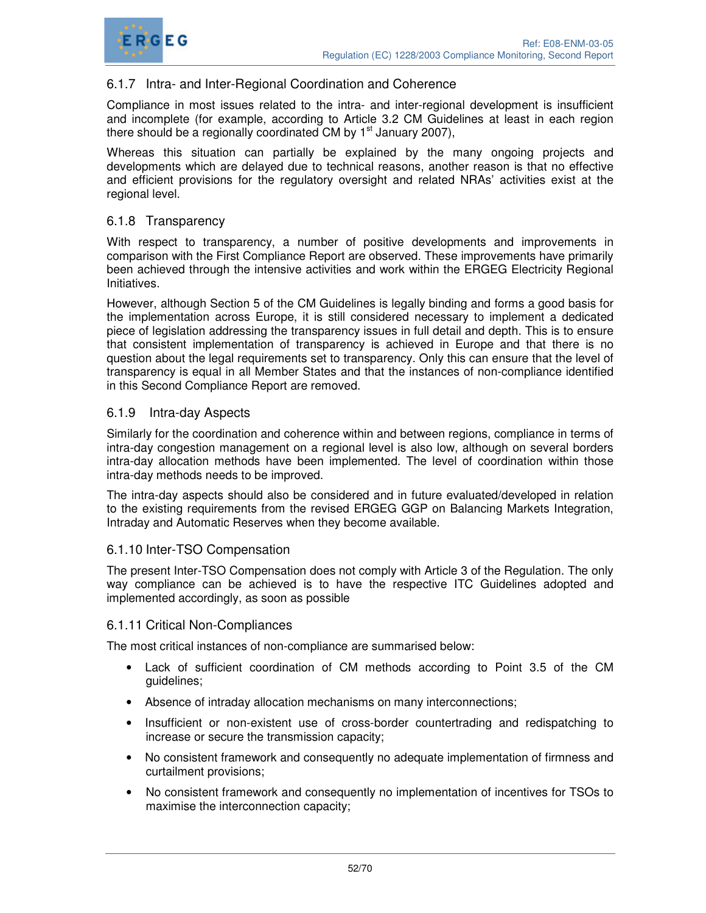### 6.1.7 Intra- and Inter-Regional Coordination and Coherence

Compliance in most issues related to the intra- and inter-regional development is insufficient and incomplete (for example, according to Article 3.2 CM Guidelines at least in each region there should be a regionally coordinated CM by 1st January 2007),

Whereas this situation can partially be explained by the many ongoing projects and developments which are delayed due to technical reasons, another reason is that no effective and efficient provisions for the regulatory oversight and related NRAs' activities exist at the regional level.

### 6.1.8 Transparency

With respect to transparency, a number of positive developments and improvements in comparison with the First Compliance Report are observed. These improvements have primarily been achieved through the intensive activities and work within the ERGEG Electricity Regional Initiatives.

However, although Section 5 of the CM Guidelines is legally binding and forms a good basis for the implementation across Europe, it is still considered necessary to implement a dedicated piece of legislation addressing the transparency issues in full detail and depth. This is to ensure that consistent implementation of transparency is achieved in Europe and that there is no question about the legal requirements set to transparency. Only this can ensure that the level of transparency is equal in all Member States and that the instances of non-compliance identified in this Second Compliance Report are removed.

### 6.1.9 Intra-day Aspects

Similarly for the coordination and coherence within and between regions, compliance in terms of intra-day congestion management on a regional level is also low, although on several borders intra-day allocation methods have been implemented. The level of coordination within those intra-day methods needs to be improved.

The intra-day aspects should also be considered and in future evaluated/developed in relation to the existing requirements from the revised ERGEG GGP on Balancing Markets Integration, Intraday and Automatic Reserves when they become available.

### 6.1.10 Inter-TSO Compensation

The present Inter-TSO Compensation does not comply with Article 3 of the Regulation. The only way compliance can be achieved is to have the respective ITC Guidelines adopted and implemented accordingly, as soon as possible

### 6.1.11 Critical Non-Compliances

The most critical instances of non-compliance are summarised below:

- Lack of sufficient coordination of CM methods according to Point 3.5 of the CM guidelines;
- Absence of intraday allocation mechanisms on many interconnections;
- Insufficient or non-existent use of cross-border countertrading and redispatching to increase or secure the transmission capacity;
- No consistent framework and consequently no adequate implementation of firmness and curtailment provisions;
- No consistent framework and consequently no implementation of incentives for TSOs to maximise the interconnection capacity;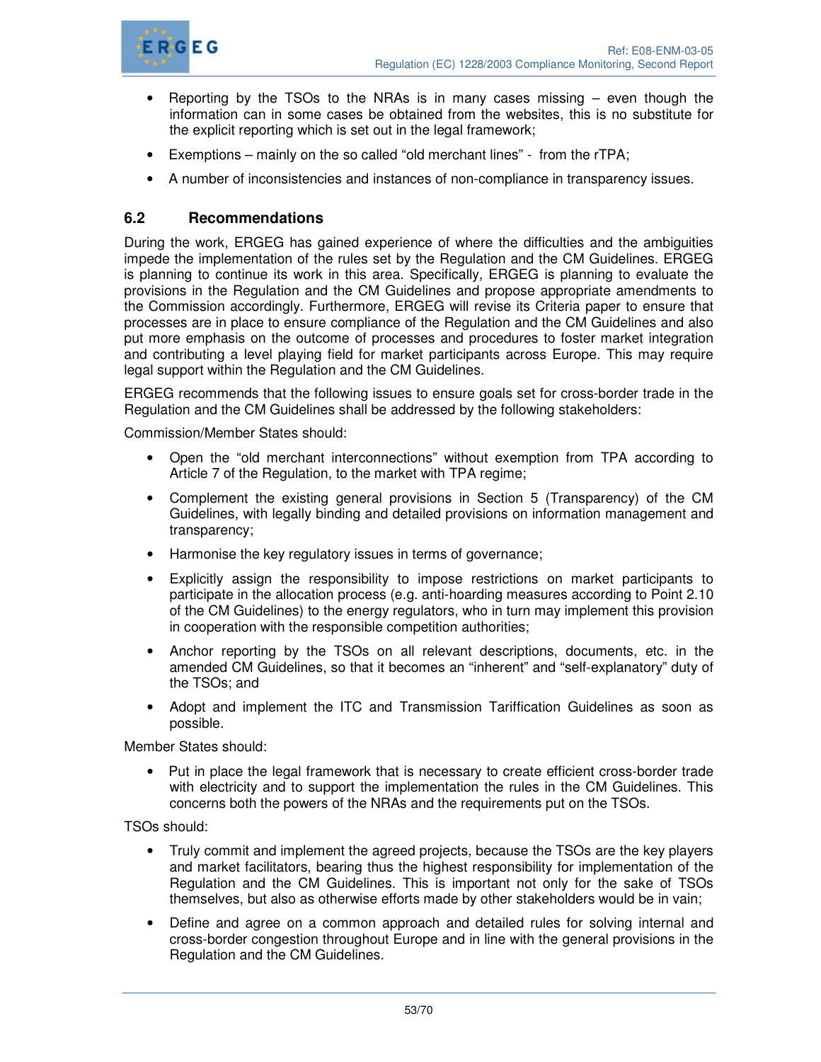- Reporting by the TSOs to the NRAs is in many cases missing – even though the information can in some cases be obtained from the websites, this is no substitute for the explicit reporting which is set out in the legal framework;
- Exemptions – mainly on the so called "old merchant lines" - from the rTPA;
- A number of inconsistencies and instances of non-compliance in transparency issues.

## 6.2 Recommendations

During the work, ERGEG has gained experience of where the difficulties and the ambiguities impede the implementation of the rules set by the Regulation and the CM Guidelines. ERGEG is planning to continue its work in this area. Specifically, ERGEG is planning to evaluate the provisions in the Regulation and the CM Guidelines and propose appropriate amendments to the Commission accordingly. Furthermore, ERGEG will revise its Criteria paper to ensure that processes are in place to ensure compliance of the Regulation and the CM Guidelines and also put more emphasis on the outcome of processes and procedures to foster market integration and contributing a level playing field for market participants across Europe. This may require legal support within the Regulation and the CM Guidelines.

ERGEG recommends that the following issues to ensure goals set for cross-border trade in the Regulation and the CM Guidelines shall be addressed by the following stakeholders:

Commission/Member States should:

- Open the "old merchant interconnections" without exemption from TPA according to Article 7 of the Regulation, to the market with TPA regime;
- Complement the existing general provisions in Section 5 (Transparency) of the CM Guidelines, with legally binding and detailed provisions on information management and transparency;
- Harmonise the key regulatory issues in terms of governance;
- Explicitly assign the responsibility to impose restrictions on market participants to participate in the allocation process (e.g. anti-hoarding measures according to Point 2.10 of the CM Guidelines) to the energy regulators, who in turn may implement this provision in cooperation with the responsible competition authorities;
- Anchor reporting by the TSOs on all relevant descriptions, documents, etc. in the amended CM Guidelines, so that it becomes an "inherent" and "self-explanatory" duty of the TSOs; and
- Adopt and implement the ITC and Transmission Tariffication Guidelines as soon as possible.

Member States should:

- Put in place the legal framework that is necessary to create efficient cross-border trade with electricity and to support the implementation the rules in the CM Guidelines. This concerns both the powers of the NRAs and the requirements put on the TSOs.

TSOs should:

- Truly commit and implement the agreed projects, because the TSOs are the key players and market facilitators, bearing thus the highest responsibility for implementation of the Regulation and the CM Guidelines. This is important not only for the sake of TSOs themselves, but also as otherwise efforts made by other stakeholders would be in vain;
- Define and agree on a common approach and detailed rules for solving internal and cross-border congestion throughout Europe and in line with the general provisions in the Regulation and the CM Guidelines.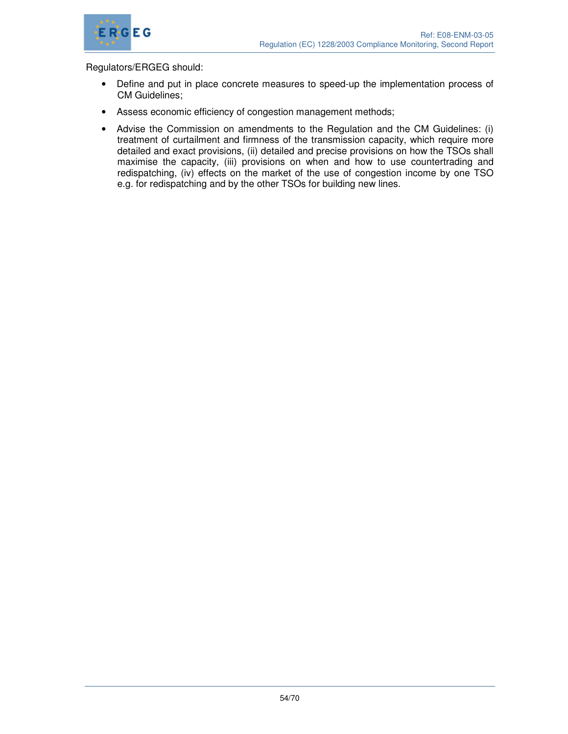Regulators/ERGEG should:

- Define and put in place concrete measures to speed-up the implementation process of CM Guidelines;
- Assess economic efficiency of congestion management methods;
- Advise the Commission on amendments to the Regulation and the CM Guidelines: (i) treatment of curtailment and firmness of the transmission capacity, which require more detailed and exact provisions, (ii) detailed and precise provisions on how the TSOs shall maximise the capacity, (iii) provisions on when and how to use countertrading and redispatching, (iv) effects on the market of the use of congestion income by one TSO e.g. for redispatching and by the other TSOs for building new lines.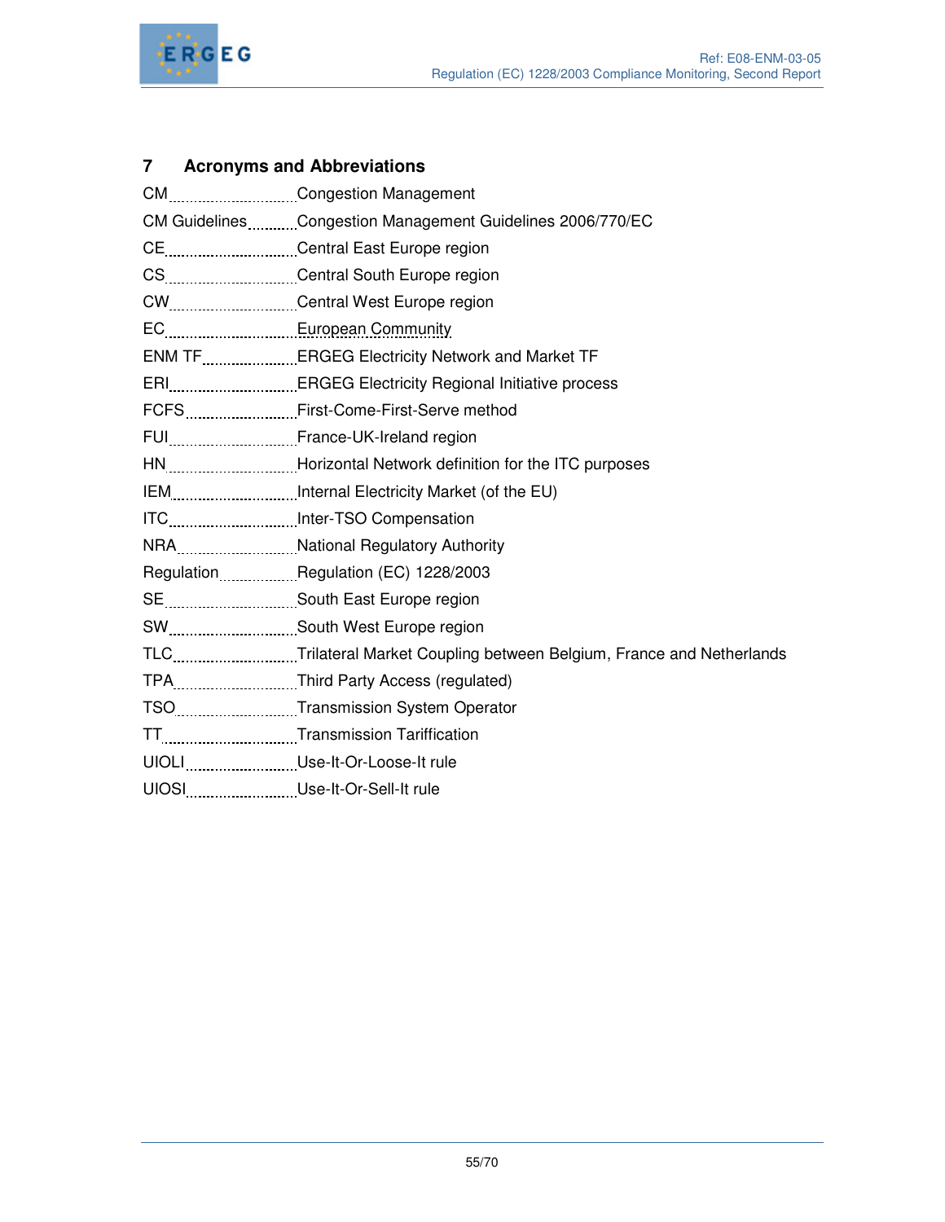## 7 Acronyms and Abbreviations

| Acronym | Definition |
|---|---|
| CM | Congestion Management |
| CM Guidelines | Congestion Management Guidelines 2006/770/EC |
| CE | Central East Europe region |
| CS | Central South Europe region |
| CW | Central West Europe region |
| EC | European Community |
| ENM TF | ERGEG Electricity Network and Market TF |
| ERI | ERGEG Electricity Regional Initiative process |
| FCFS | First-Come-First-Serve method |
| FUI | France-UK-Ireland region |
| HN | Horizontal Network definition for the ITC purposes |
| IEM | Internal Electricity Market (of the EU) |
| ITC | Inter-TSO Compensation |
| NRA | National Regulatory Authority |
| Regulation | Regulation (EC) 1228/2003 |
| SE | South East Europe region |
| SW | South West Europe region |
| TLC | Trilateral Market Coupling between Belgium, France and Netherlands |
| TPA | Third Party Access (regulated) |
| TSO | Transmission System Operator |
| TT | Transmission Tariffication |
| UIOLI | Use-It-Or-Loose-It rule |
| UIOSI | Use-It-Or-Sell-It rule |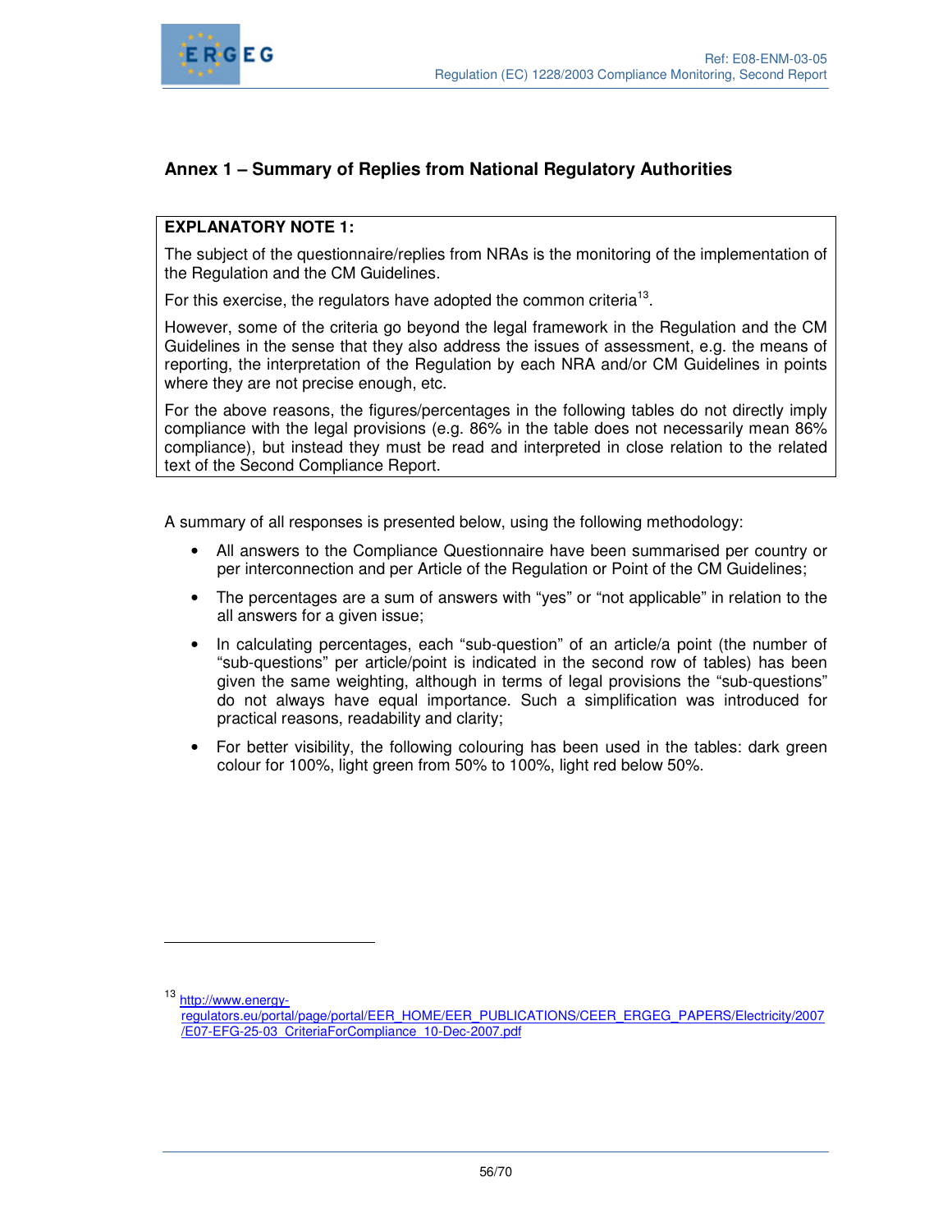## Annex 1 – Summary of Replies from National Regulatory Authorities

**EXPLANATORY NOTE 1:**

The subject of the questionnaire/replies from NRAs is the monitoring of the implementation of the Regulation and the CM Guidelines.

For this exercise, the regulators have adopted the common criteria[13].

However, some of the criteria go beyond the legal framework in the Regulation and the CM Guidelines in the sense that they also address the issues of assessment, e.g. the means of reporting, the interpretation of the Regulation by each NRA and/or CM Guidelines in points where they are not precise enough, etc.

For the above reasons, the figures/percentages in the following tables do not directly imply compliance with the legal provisions (e.g. 86% in the table does not necessarily mean 86% compliance), but instead they must be read and interpreted in close relation to the related text of the Second Compliance Report.

A summary of all responses is presented below, using the following methodology:

- All answers to the Compliance Questionnaire have been summarised per country or per interconnection and per Article of the Regulation or Point of the CM Guidelines;
- The percentages are a sum of answers with "yes" or "not applicable" in relation to the all answers for a given issue;
- In calculating percentages, each "sub-question" of an article/a point (the number of "sub-questions" per article/point is indicated in the second row of tables) has been given the same weighting, although in terms of legal provisions the "sub-questions" do not always have equal importance. Such a simplification was introduced for practical reasons, readability and clarity;
- For better visibility, the following colouring has been used in the tables: dark green colour for 100%, light green from 50% to 100%, light red below 50%.

---

[13] http://www.energy-regulators.eu/portal/page/portal/EER_HOME/EER_PUBLICATIONS/CEER_ERGEG_PAPERS/Electricity/2007/E07-EFG-25-03_CriteriaForCompliance_10-Dec-2007.pdf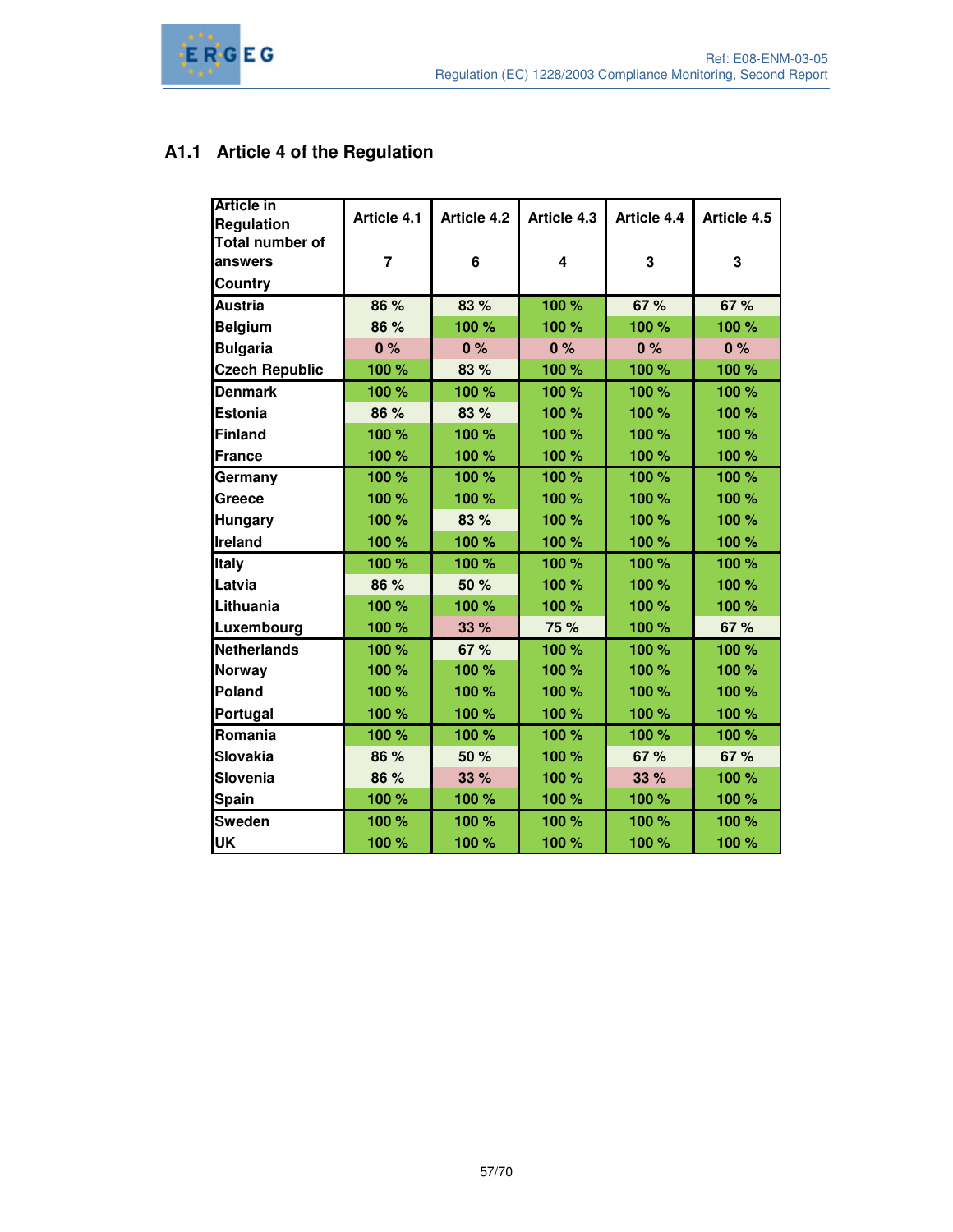## A1.1 Article 4 of the Regulation

| Article in Regulation | Article 4.1 | Article 4.2 | Article 4.3 | Article 4.4 | Article 4.5 |
|---|---|---|---|---|---|
| Total number of answers | 7 | 6 | 4 | 3 | 3 |
| Country | | | | | |
| Austria | 86 % | 83 % | 100 % | 67 % | 67 % |
| Belgium | 86 % | 100 % | 100 % | 100 % | 100 % |
| Bulgaria | 0 % | 0 % | 0 % | 0 % | 0 % |
| Czech Republic | 100 % | 83 % | 100 % | 100 % | 100 % |
| Denmark | 100 % | 100 % | 100 % | 100 % | 100 % |
| Estonia | 86 % | 83 % | 100 % | 100 % | 100 % |
| Finland | 100 % | 100 % | 100 % | 100 % | 100 % |
| France | 100 % | 100 % | 100 % | 100 % | 100 % |
| Germany | 100 % | 100 % | 100 % | 100 % | 100 % |
| Greece | 100 % | 100 % | 100 % | 100 % | 100 % |
| Hungary | 100 % | 83 % | 100 % | 100 % | 100 % |
| Ireland | 100 % | 100 % | 100 % | 100 % | 100 % |
| Italy | 100 % | 100 % | 100 % | 100 % | 100 % |
| Latvia | 86 % | 50 % | 100 % | 100 % | 100 % |
| Lithuania | 100 % | 100 % | 100 % | 100 % | 100 % |
| Luxembourg | 100 % | 33 % | 75 % | 100 % | 67 % |
| Netherlands | 100 % | 67 % | 100 % | 100 % | 100 % |
| Norway | 100 % | 100 % | 100 % | 100 % | 100 % |
| Poland | 100 % | 100 % | 100 % | 100 % | 100 % |
| Portugal | 100 % | 100 % | 100 % | 100 % | 100 % |
| Romania | 100 % | 100 % | 100 % | 100 % | 100 % |
| Slovakia | 86 % | 50 % | 100 % | 67 % | 67 % |
| Slovenia | 86 % | 33 % | 100 % | 33 % | 100 % |
| Spain | 100 % | 100 % | 100 % | 100 % | 100 % |
| Sweden | 100 % | 100 % | 100 % | 100 % | 100 % |
| UK | 100 % | 100 % | 100 % | 100 % | 100 % |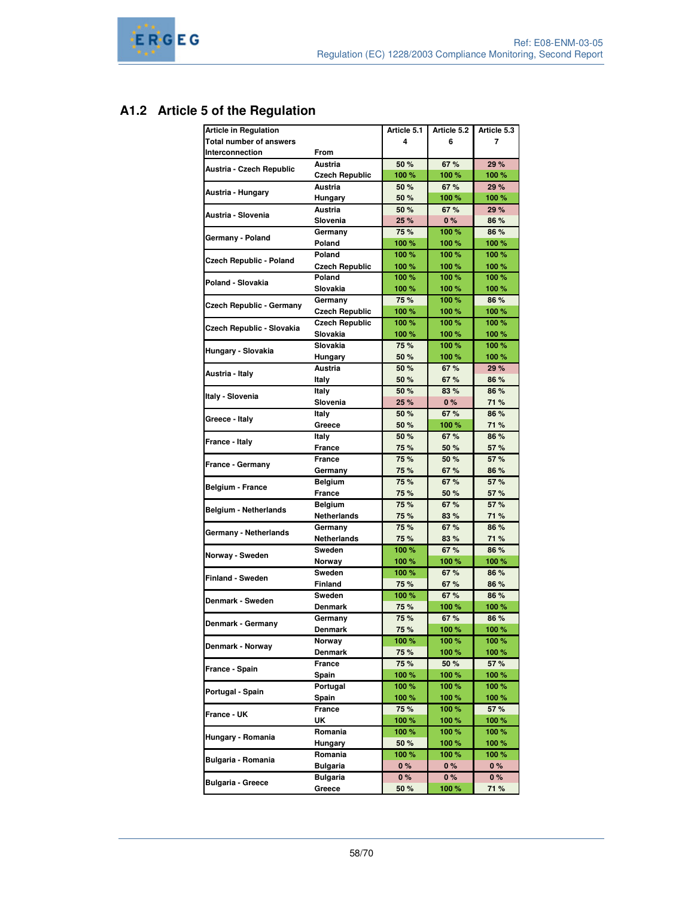## A1.2 Article 5 of the Regulation

| Article in Regulation | | Article 5.1 | Article 5.2 | Article 5.3 |
|---|---|---|---|---|
| Total number of answers | | 4 | 6 | 7 |
| Interconnection | From | | | |
| Austria - Czech Republic | Austria | 50 % | 67 % | 29 % |
| | Czech Republic | 100 % | 100 % | 100 % |
| Austria - Hungary | Austria | 50 % | 67 % | 29 % |
| | Hungary | 50 % | 100 % | 100 % |
| Austria - Slovenia | Austria | 50 % | 67 % | 29 % |
| | Slovenia | 25 % | 0 % | 86 % |
| Germany - Poland | Germany | 75 % | 100 % | 86 % |
| | Poland | 100 % | 100 % | 100 % |
| Czech Republic - Poland | Poland | 100 % | 100 % | 100 % |
| | Czech Republic | 100 % | 100 % | 100 % |
| Poland - Slovakia | Poland | 100 % | 100 % | 100 % |
| | Slovakia | 100 % | 100 % | 100 % |
| Czech Republic - Germany | Germany | 75 % | 100 % | 86 % |
| | Czech Republic | 100 % | 100 % | 100 % |
| Czech Republic - Slovakia | Czech Republic | 100 % | 100 % | 100 % |
| | Slovakia | 100 % | 100 % | 100 % |
| Hungary - Slovakia | Slovakia | 75 % | 100 % | 100 % |
| | Hungary | 50 % | 100 % | 100 % |
| Austria - Italy | Austria | 50 % | 67 % | 29 % |
| | Italy | 50 % | 67 % | 86 % |
| Italy - Slovenia | Italy | 50 % | 83 % | 86 % |
| | Slovenia | 25 % | 0 % | 71 % |
| Greece - Italy | Italy | 50 % | 67 % | 86 % |
| | Greece | 50 % | 100 % | 71 % |
| France - Italy | Italy | 50 % | 67 % | 86 % |
| | France | 75 % | 50 % | 57 % |
| France - Germany | France | 75 % | 50 % | 57 % |
| | Germany | 75 % | 67 % | 86 % |
| Belgium - France | Belgium | 75 % | 67 % | 57 % |
| | France | 75 % | 50 % | 57 % |
| Belgium - Netherlands | Belgium | 75 % | 67 % | 57 % |
| | Netherlands | 75 % | 83 % | 71 % |
| Germany - Netherlands | Germany | 75 % | 67 % | 86 % |
| | Netherlands | 75 % | 83 % | 71 % |
| Norway - Sweden | Sweden | 100 % | 67 % | 86 % |
| | Norway | 100 % | 100 % | 100 % |
| Finland - Sweden | Sweden | 100 % | 67 % | 86 % |
| | Finland | 75 % | 67 % | 86 % |
| Denmark - Sweden | Sweden | 100 % | 67 % | 86 % |
| | Denmark | 75 % | 100 % | 100 % |
| Denmark - Germany | Germany | 75 % | 67 % | 86 % |
| | Denmark | 75 % | 100 % | 100 % |
| Denmark - Norway | Norway | 100 % | 100 % | 100 % |
| | Denmark | 75 % | 100 % | 100 % |
| France - Spain | France | 75 % | 50 % | 57 % |
| | Spain | 100 % | 100 % | 100 % |
| Portugal - Spain | Portugal | 100 % | 100 % | 100 % |
| | Spain | 100 % | 100 % | 100 % |
| France - UK | France | 75 % | 100 % | 57 % |
| | UK | 100 % | 100 % | 100 % |
| Hungary - Romania | Romania | 100 % | 100 % | 100 % |
| | Hungary | 50 % | 100 % | 100 % |
| Bulgaria - Romania | Romania | 100 % | 100 % | 100 % |
| | Bulgaria | 0 % | 0 % | 0 % |
| Bulgaria - Greece | Bulgaria | 0 % | 0 % | 0 % |
| | Greece | 50 % | 100 % | 71 % |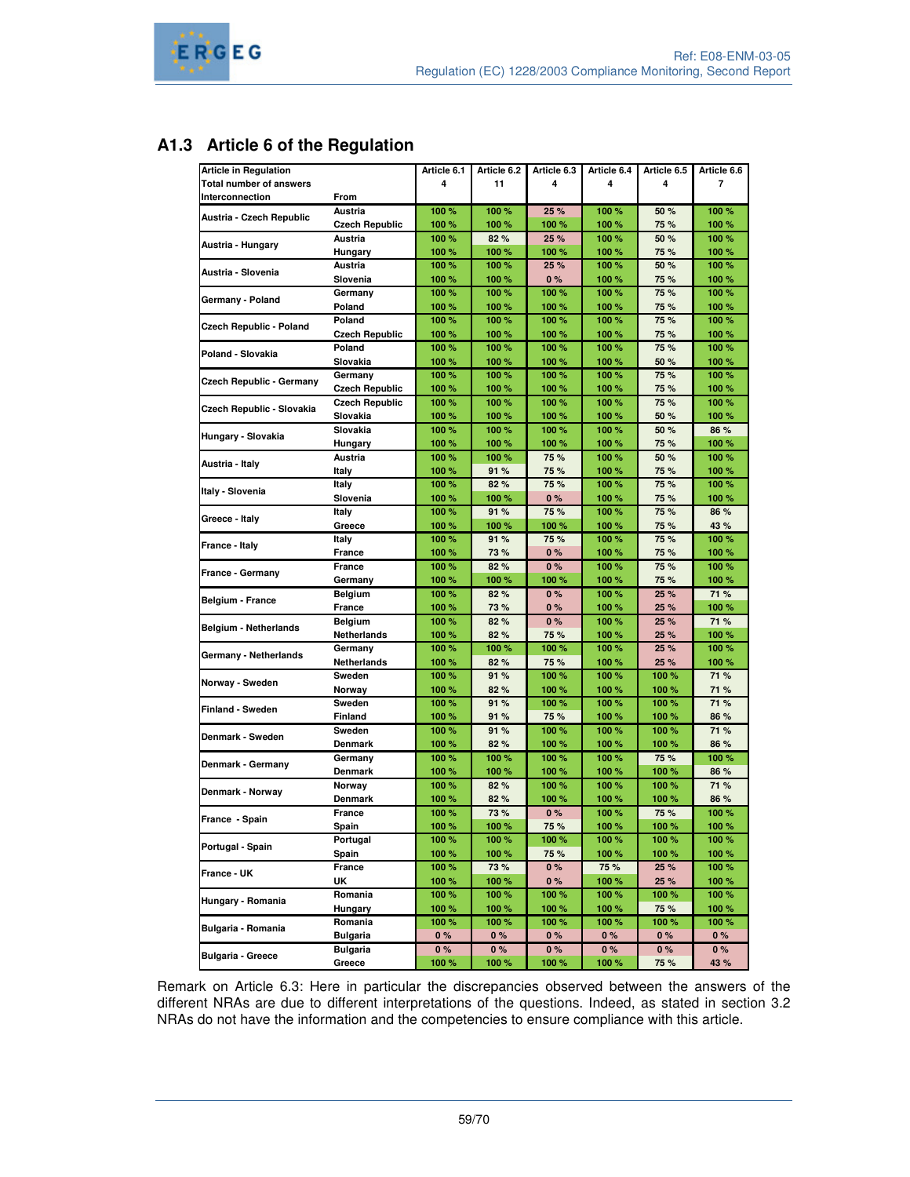## A1.3 Article 6 of the Regulation

| Article in Regulation | | Article 6.1 | Article 6.2 | Article 6.3 | Article 6.4 | Article 6.5 | Article 6.6 |
|---|---|---|---|---|---|---|---|
| Total number of answers | | 4 | 11 | 4 | 4 | 4 | 7 |
| Interconnection | From | | | | | | |
| Austria - Czech Republic | Austria | 100 % | 100 % | 25 % | 100 % | 50 % | 100 % |
| | Czech Republic | 100 % | 100 % | 100 % | 100 % | 75 % | 100 % |
| Austria - Hungary | Austria | 100 % | 82 % | 25 % | 100 % | 50 % | 100 % |
| | Hungary | 100 % | 100 % | 100 % | 100 % | 75 % | 100 % |
| Austria - Slovenia | Austria | 100 % | 100 % | 25 % | 100 % | 50 % | 100 % |
| | Slovenia | 100 % | 100 % | 0 % | 100 % | 75 % | 100 % |
| Germany - Poland | Germany | 100 % | 100 % | 100 % | 100 % | 75 % | 100 % |
| | Poland | 100 % | 100 % | 100 % | 100 % | 75 % | 100 % |
| Czech Republic - Poland | Poland | 100 % | 100 % | 100 % | 100 % | 75 % | 100 % |
| | Czech Republic | 100 % | 100 % | 100 % | 100 % | 75 % | 100 % |
| Poland - Slovakia | Poland | 100 % | 100 % | 100 % | 100 % | 75 % | 100 % |
| | Slovakia | 100 % | 100 % | 100 % | 100 % | 50 % | 100 % |
| Czech Republic - Germany | Germany | 100 % | 100 % | 100 % | 100 % | 75 % | 100 % |
| | Czech Republic | 100 % | 100 % | 100 % | 100 % | 75 % | 100 % |
| Czech Republic - Slovakia | Czech Republic | 100 % | 100 % | 100 % | 100 % | 75 % | 100 % |
| | Slovakia | 100 % | 100 % | 100 % | 100 % | 50 % | 100 % |
| Hungary - Slovakia | Slovakia | 100 % | 100 % | 100 % | 100 % | 50 % | 86 % |
| | Hungary | 100 % | 100 % | 100 % | 100 % | 75 % | 100 % |
| Austria - Italy | Austria | 100 % | 100 % | 75 % | 100 % | 50 % | 100 % |
| | Italy | 100 % | 91 % | 75 % | 100 % | 75 % | 100 % |
| Italy - Slovenia | Italy | 100 % | 82 % | 75 % | 100 % | 75 % | 100 % |
| | Slovenia | 100 % | 100 % | 0 % | 100 % | 75 % | 100 % |
| Greece - Italy | Italy | 100 % | 91 % | 75 % | 100 % | 75 % | 86 % |
| | Greece | 100 % | 100 % | 100 % | 100 % | 75 % | 43 % |
| France - Italy | Italy | 100 % | 91 % | 75 % | 100 % | 75 % | 100 % |
| | France | 100 % | 73 % | 0 % | 100 % | 75 % | 100 % |
| France - Germany | France | 100 % | 82 % | 0 % | 100 % | 75 % | 100 % |
| | Germany | 100 % | 100 % | 100 % | 100 % | 75 % | 100 % |
| Belgium - France | Belgium | 100 % | 82 % | 0 % | 100 % | 25 % | 71 % |
| | France | 100 % | 73 % | 0 % | 100 % | 25 % | 100 % |
| Belgium - Netherlands | Belgium | 100 % | 82 % | 0 % | 100 % | 25 % | 71 % |
| | Netherlands | 100 % | 82 % | 75 % | 100 % | 25 % | 100 % |
| Germany - Netherlands | Germany | 100 % | 100 % | 100 % | 100 % | 25 % | 100 % |
| | Netherlands | 100 % | 82 % | 75 % | 100 % | 25 % | 100 % |
| Norway - Sweden | Sweden | 100 % | 91 % | 100 % | 100 % | 100 % | 71 % |
| | Norway | 100 % | 82 % | 100 % | 100 % | 100 % | 71 % |
| Finland - Sweden | Sweden | 100 % | 91 % | 100 % | 100 % | 100 % | 71 % |
| | Finland | 100 % | 91 % | 75 % | 100 % | 100 % | 86 % |
| Denmark - Sweden | Sweden | 100 % | 91 % | 100 % | 100 % | 100 % | 71 % |
| | Denmark | 100 % | 82 % | 100 % | 100 % | 100 % | 86 % |
| Denmark - Germany | Germany | 100 % | 100 % | 100 % | 100 % | 75 % | 100 % |
| | Denmark | 100 % | 100 % | 100 % | 100 % | 100 % | 86 % |
| Denmark - Norway | Norway | 100 % | 82 % | 100 % | 100 % | 100 % | 71 % |
| | Denmark | 100 % | 82 % | 100 % | 100 % | 100 % | 86 % |
| France - Spain | France | 100 % | 73 % | 0 % | 100 % | 75 % | 100 % |
| | Spain | 100 % | 100 % | 75 % | 100 % | 100 % | 100 % |
| Portugal - Spain | Portugal | 100 % | 100 % | 100 % | 100 % | 100 % | 100 % |
| | Spain | 100 % | 100 % | 75 % | 100 % | 100 % | 100 % |
| France - UK | France | 100 % | 73 % | 0 % | 75 % | 25 % | 100 % |
| | UK | 100 % | 100 % | 0 % | 100 % | 25 % | 100 % |
| Hungary - Romania | Romania | 100 % | 100 % | 100 % | 100 % | 100 % | 100 % |
| | Hungary | 100 % | 100 % | 100 % | 100 % | 75 % | 100 % |
| Bulgaria - Romania | Romania | 100 % | 100 % | 100 % | 100 % | 100 % | 100 % |
| | Bulgaria | 0 % | 0 % | 0 % | 0 % | 0 % | 0 % |
| Bulgaria - Greece | Bulgaria | 0 % | 0 % | 0 % | 0 % | 0 % | 0 % |
| | Greece | 100 % | 100 % | 100 % | 100 % | 75 % | 43 % |

Remark on Article 6.3: Here in particular the discrepancies observed between the answers of the different NRAs are due to different interpretations of the questions. Indeed, as stated in section 3.2 NRAs do not have the information and the competencies to ensure compliance with this article.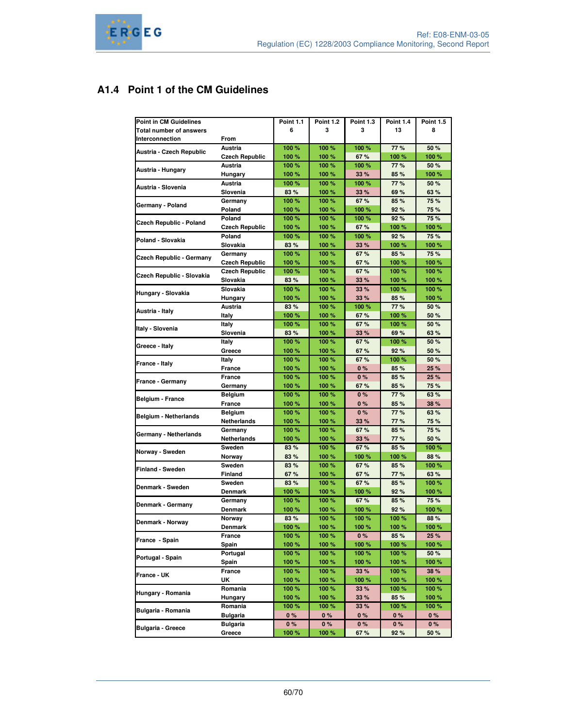## A1.4 Point 1 of the CM Guidelines

| Point in CM Guidelines | | Point 1.1 | Point 1.2 | Point 1.3 | Point 1.4 | Point 1.5 |
|---|---|---|---|---|---|---|
| Total number of answers | | 6 | 3 | 3 | 13 | 8 |
| Interconnection | From | | | | | |
| Austria - Czech Republic | Austria | 100 % | 100 % | 100 % | 77 % | 50 % |
| | Czech Republic | 100 % | 100 % | 67 % | 100 % | 100 % |
| Austria - Hungary | Austria | 100 % | 100 % | 100 % | 77 % | 50 % |
| | Hungary | 100 % | 100 % | 33 % | 85 % | 100 % |
| Austria - Slovenia | Austria | 100 % | 100 % | 100 % | 77 % | 50 % |
| | Slovenia | 83 % | 100 % | 33 % | 69 % | 63 % |
| Germany - Poland | Germany | 100 % | 100 % | 67 % | 85 % | 75 % |
| | Poland | 100 % | 100 % | 100 % | 92 % | 75 % |
| Czech Republic - Poland | Poland | 100 % | 100 % | 100 % | 92 % | 75 % |
| | Czech Republic | 100 % | 100 % | 67 % | 100 % | 100 % |
| Poland - Slovakia | Poland | 100 % | 100 % | 100 % | 92 % | 75 % |
| | Slovakia | 83 % | 100 % | 33 % | 100 % | 100 % |
| Czech Republic - Germany | Germany | 100 % | 100 % | 67 % | 85 % | 75 % |
| | Czech Republic | 100 % | 100 % | 67 % | 100 % | 100 % |
| Czech Republic - Slovakia | Czech Republic | 100 % | 100 % | 67 % | 100 % | 100 % |
| | Slovakia | 83 % | 100 % | 33 % | 100 % | 100 % |
| Hungary - Slovakia | Slovakia | 100 % | 100 % | 33 % | 100 % | 100 % |
| | Hungary | 100 % | 100 % | 33 % | 85 % | 100 % |
| Austria - Italy | Austria | 83 % | 100 % | 100 % | 77 % | 50 % |
| | Italy | 100 % | 100 % | 67 % | 100 % | 50 % |
| Italy - Slovenia | Italy | 100 % | 100 % | 67 % | 100 % | 50 % |
| | Slovenia | 83 % | 100 % | 33 % | 69 % | 63 % |
| Greece - Italy | Italy | 100 % | 100 % | 67 % | 100 % | 50 % |
| | Greece | 100 % | 100 % | 67 % | 92 % | 50 % |
| France - Italy | Italy | 100 % | 100 % | 67 % | 100 % | 50 % |
| | France | 100 % | 100 % | 0 % | 85 % | 25 % |
| France - Germany | France | 100 % | 100 % | 0 % | 85 % | 25 % |
| | Germany | 100 % | 100 % | 67 % | 85 % | 75 % |
| Belgium - France | Belgium | 100 % | 100 % | 0 % | 77 % | 63 % |
| | France | 100 % | 100 % | 0 % | 85 % | 38 % |
| Belgium - Netherlands | Belgium | 100 % | 100 % | 0 % | 77 % | 63 % |
| | Netherlands | 100 % | 100 % | 33 % | 77 % | 75 % |
| Germany - Netherlands | Germany | 100 % | 100 % | 67 % | 85 % | 75 % |
| | Netherlands | 100 % | 100 % | 33 % | 77 % | 50 % |
| Norway - Sweden | Sweden | 83 % | 100 % | 67 % | 85 % | 100 % |
| | Norway | 83 % | 100 % | 100 % | 100 % | 88 % |
| Finland - Sweden | Sweden | 83 % | 100 % | 67 % | 85 % | 100 % |
| | Finland | 67 % | 100 % | 67 % | 77 % | 63 % |
| Denmark - Sweden | Sweden | 83 % | 100 % | 67 % | 85 % | 100 % |
| | Denmark | 100 % | 100 % | 100 % | 92 % | 100 % |
| Denmark - Germany | Germany | 100 % | 100 % | 67 % | 85 % | 75 % |
| | Denmark | 100 % | 100 % | 100 % | 92 % | 100 % |
| Denmark - Norway | Norway | 83 % | 100 % | 100 % | 100 % | 88 % |
| | Denmark | 100 % | 100 % | 100 % | 100 % | 100 % |
| France - Spain | France | 100 % | 100 % | 0 % | 85 % | 25 % |
| | Spain | 100 % | 100 % | 100 % | 100 % | 100 % |
| Portugal - Spain | Portugal | 100 % | 100 % | 100 % | 100 % | 50 % |
| | Spain | 100 % | 100 % | 100 % | 100 % | 100 % |
| France - UK | France | 100 % | 100 % | 33 % | 100 % | 38 % |
| | UK | 100 % | 100 % | 100 % | 100 % | 100 % |
| Hungary - Romania | Romania | 100 % | 100 % | 33 % | 100 % | 100 % |
| | Hungary | 100 % | 100 % | 33 % | 85 % | 100 % |
| Bulgaria - Romania | Romania | 100 % | 100 % | 33 % | 100 % | 100 % |
| | Bulgaria | 0 % | 0 % | 0 % | 0 % | 0 % |
| Bulgaria - Greece | Bulgaria | 0 % | 0 % | 0 % | 0 % | 0 % |
| | Greece | 100 % | 100 % | 67 % | 92 % | 50 % |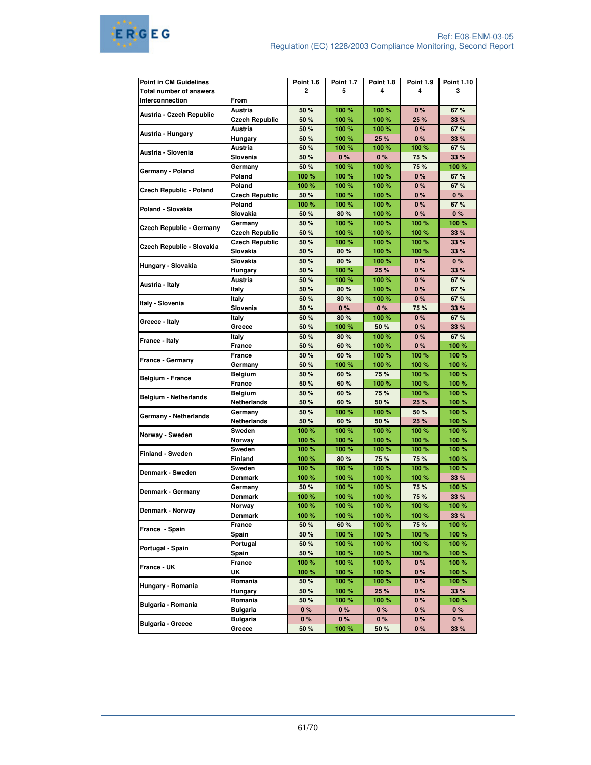| Point in CM Guidelines | | Point 1.6 | Point 1.7 | Point 1.8 | Point 1.9 | Point 1.10 |
|---|---|---|---|---|---|---|
| Total number of answers | | 2 | 5 | 4 | 4 | 3 |
| Interconnection | From | | | | | |
| Austria - Czech Republic | Austria | 50 % | 100 % | 100 % | 0 % | 67 % |
| | Czech Republic | 50 % | 100 % | 100 % | 25 % | 33 % |
| Austria - Hungary | Austria | 50 % | 100 % | 100 % | 0 % | 67 % |
| | Hungary | 50 % | 100 % | 25 % | 0 % | 33 % |
| Austria - Slovenia | Austria | 50 % | 100 % | 100 % | 100 % | 67 % |
| | Slovenia | 50 % | 0 % | 0 % | 75 % | 33 % |
| Germany - Poland | Germany | 50 % | 100 % | 100 % | 75 % | 100 % |
| | Poland | 100 % | 100 % | 100 % | 0 % | 67 % |
| Czech Republic - Poland | Poland | 100 % | 100 % | 100 % | 0 % | 67 % |
| | Czech Republic | 50 % | 100 % | 100 % | 0 % | 0 % |
| Poland - Slovakia | Poland | 100 % | 100 % | 100 % | 0 % | 67 % |
| | Slovakia | 50 % | 80 % | 100 % | 0 % | 0 % |
| Czech Republic - Germany | Germany | 50 % | 100 % | 100 % | 100 % | 100 % |
| | Czech Republic | 50 % | 100 % | 100 % | 100 % | 33 % |
| Czech Republic - Slovakia | Czech Republic | 50 % | 100 % | 100 % | 100 % | 33 % |
| | Slovakia | 50 % | 80 % | 100 % | 100 % | 33 % |
| Hungary - Slovakia | Slovakia | 50 % | 80 % | 100 % | 0 % | 0 % |
| | Hungary | 50 % | 100 % | 25 % | 0 % | 33 % |
| Austria - Italy | Austria | 50 % | 100 % | 100 % | 0 % | 67 % |
| | Italy | 50 % | 80 % | 100 % | 0 % | 67 % |
| Italy - Slovenia | Italy | 50 % | 80 % | 100 % | 0 % | 67 % |
| | Slovenia | 50 % | 0 % | 0 % | 75 % | 33 % |
| Greece - Italy | Italy | 50 % | 80 % | 100 % | 0 % | 67 % |
| | Greece | 50 % | 100 % | 50 % | 0 % | 33 % |
| France - Italy | Italy | 50 % | 80 % | 100 % | 0 % | 67 % |
| | France | 50 % | 60 % | 100 % | 0 % | 100 % |
| France - Germany | France | 50 % | 60 % | 100 % | 100 % | 100 % |
| | Germany | 50 % | 100 % | 100 % | 100 % | 100 % |
| Belgium - France | Belgium | 50 % | 60 % | 75 % | 100 % | 100 % |
| | France | 50 % | 60 % | 100 % | 100 % | 100 % |
| Belgium - Netherlands | Belgium | 50 % | 60 % | 75 % | 100 % | 100 % |
| | Netherlands | 50 % | 60 % | 50 % | 25 % | 100 % |
| Germany - Netherlands | Germany | 50 % | 100 % | 100 % | 50 % | 100 % |
| | Netherlands | 50 % | 60 % | 50 % | 25 % | 100 % |
| Norway - Sweden | Sweden | 100 % | 100 % | 100 % | 100 % | 100 % |
| | Norway | 100 % | 100 % | 100 % | 100 % | 100 % |
| Finland - Sweden | Sweden | 100 % | 100 % | 100 % | 100 % | 100 % |
| | Finland | 100 % | 80 % | 75 % | 75 % | 100 % |
| Denmark - Sweden | Sweden | 100 % | 100 % | 100 % | 100 % | 100 % |
| | Denmark | 100 % | 100 % | 100 % | 100 % | 33 % |
| Denmark - Germany | Germany | 50 % | 100 % | 100 % | 75 % | 100 % |
| | Denmark | 100 % | 100 % | 100 % | 75 % | 33 % |
| Denmark - Norway | Norway | 100 % | 100 % | 100 % | 100 % | 100 % |
| | Denmark | 100 % | 100 % | 100 % | 100 % | 33 % |
| France - Spain | France | 50 % | 60 % | 100 % | 75 % | 100 % |
| | Spain | 50 % | 100 % | 100 % | 100 % | 100 % |
| Portugal - Spain | Portugal | 50 % | 100 % | 100 % | 100 % | 100 % |
| | Spain | 50 % | 100 % | 100 % | 100 % | 100 % |
| France - UK | France | 100 % | 100 % | 100 % | 0 % | 100 % |
| | UK | 100 % | 100 % | 100 % | 0 % | 100 % |
| Hungary - Romania | Romania | 50 % | 100 % | 100 % | 0 % | 100 % |
| | Hungary | 50 % | 100 % | 25 % | 0 % | 33 % |
| Bulgaria - Romania | Romania | 50 % | 100 % | 100 % | 0 % | 100 % |
| | Bulgaria | 0 % | 0 % | 0 % | 0 % | 0 % |
| Bulgaria - Greece | Bulgaria | 0 % | 0 % | 0 % | 0 % | 0 % |
| | Greece | 50 % | 100 % | 50 % | 0 % | 33 % |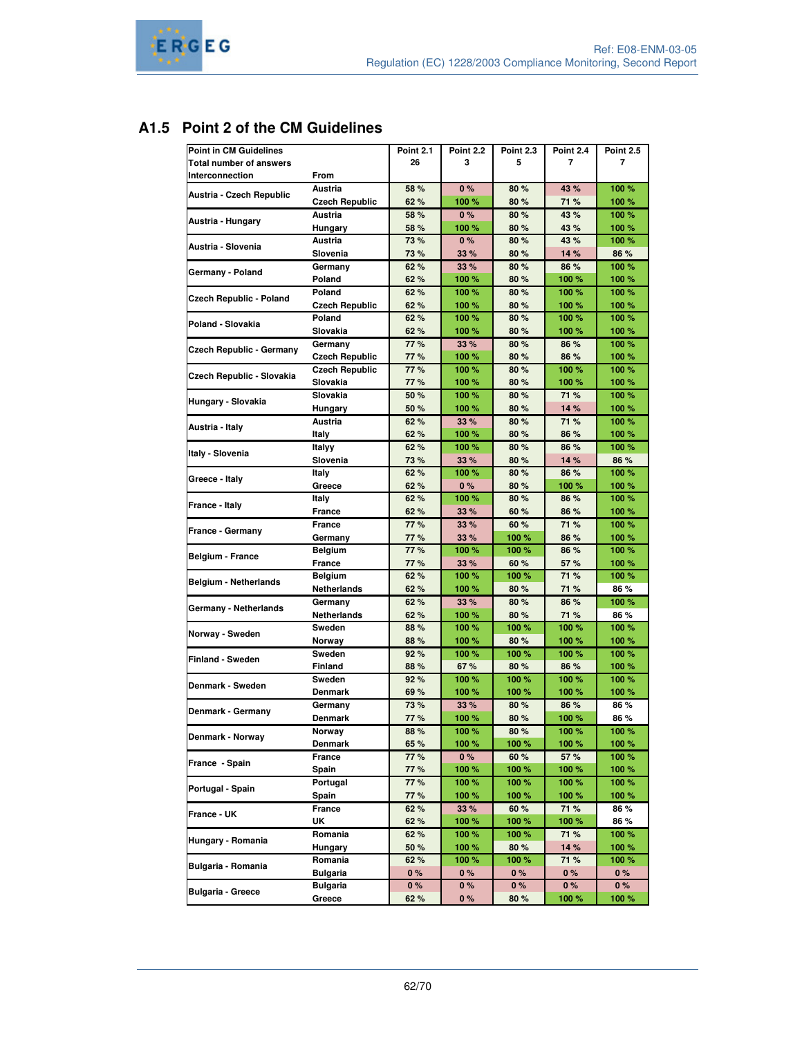## A1.5 Point 2 of the CM Guidelines

| Point in CM Guidelines | | Point 2.1 | Point 2.2 | Point 2.3 | Point 2.4 | Point 2.5 |
|---|---|---|---|---|---|---|
| Total number of answers | | 26 | 3 | 5 | 7 | 7 |
| Interconnection | From | | | | | |
| Austria - Czech Republic | Austria | 58 % | 0 % | 80 % | 43 % | 100 % |
| | Czech Republic | 62 % | 100 % | 80 % | 71 % | 100 % |
| Austria - Hungary | Austria | 58 % | 0 % | 80 % | 43 % | 100 % |
| | Hungary | 58 % | 100 % | 80 % | 43 % | 100 % |
| Austria - Slovenia | Austria | 73 % | 0 % | 80 % | 43 % | 100 % |
| | Slovenia | 73 % | 33 % | 80 % | 14 % | 86 % |
| Germany - Poland | Germany | 62 % | 33 % | 80 % | 86 % | 100 % |
| | Poland | 62 % | 100 % | 80 % | 100 % | 100 % |
| Czech Republic - Poland | Poland | 62 % | 100 % | 80 % | 100 % | 100 % |
| | Czech Republic | 62 % | 100 % | 80 % | 100 % | 100 % |
| Poland - Slovakia | Poland | 62 % | 100 % | 80 % | 100 % | 100 % |
| | Slovakia | 62 % | 100 % | 80 % | 100 % | 100 % |
| Czech Republic - Germany | Germany | 77 % | 33 % | 80 % | 86 % | 100 % |
| | Czech Republic | 77 % | 100 % | 80 % | 86 % | 100 % |
| Czech Republic - Slovakia | Czech Republic | 77 % | 100 % | 80 % | 100 % | 100 % |
| | Slovakia | 77 % | 100 % | 80 % | 100 % | 100 % |
| Hungary - Slovakia | Slovakia | 50 % | 100 % | 80 % | 71 % | 100 % |
| | Hungary | 50 % | 100 % | 80 % | 14 % | 100 % |
| Austria - Italy | Austria | 62 % | 33 % | 80 % | 71 % | 100 % |
| | Italy | 62 % | 100 % | 80 % | 86 % | 100 % |
| Italy - Slovenia | Italyy | 62 % | 100 % | 80 % | 86 % | 100 % |
| | Slovenia | 73 % | 33 % | 80 % | 14 % | 86 % |
| Greece - Italy | Italy | 62 % | 100 % | 80 % | 86 % | 100 % |
| | Greece | 62 % | 0 % | 80 % | 100 % | 100 % |
| France - Italy | Italy | 62 % | 100 % | 80 % | 86 % | 100 % |
| | France | 62 % | 33 % | 60 % | 86 % | 100 % |
| France - Germany | France | 77 % | 33 % | 60 % | 71 % | 100 % |
| | Germany | 77 % | 33 % | 100 % | 86 % | 100 % |
| Belgium - France | Belgium | 77 % | 100 % | 100 % | 86 % | 100 % |
| | France | 77 % | 33 % | 60 % | 57 % | 100 % |
| Belgium - Netherlands | Belgium | 62 % | 100 % | 100 % | 71 % | 100 % |
| | Netherlands | 62 % | 100 % | 80 % | 71 % | 86 % |
| Germany - Netherlands | Germany | 62 % | 33 % | 80 % | 86 % | 100 % |
| | Netherlands | 62 % | 100 % | 80 % | 71 % | 86 % |
| Norway - Sweden | Sweden | 88 % | 100 % | 100 % | 100 % | 100 % |
| | Norway | 88 % | 100 % | 80 % | 100 % | 100 % |
| Finland - Sweden | Sweden | 92 % | 100 % | 100 % | 100 % | 100 % |
| | Finland | 88 % | 67 % | 80 % | 86 % | 100 % |
| Denmark - Sweden | Sweden | 92 % | 100 % | 100 % | 100 % | 100 % |
| | Denmark | 69 % | 100 % | 100 % | 100 % | 100 % |
| Denmark - Germany | Germany | 73 % | 33 % | 80 % | 86 % | 86 % |
| | Denmark | 77 % | 100 % | 80 % | 100 % | 86 % |
| Denmark - Norway | Norway | 88 % | 100 % | 80 % | 100 % | 100 % |
| | Denmark | 65 % | 100 % | 100 % | 100 % | 100 % |
| France - Spain | France | 77 % | 0 % | 60 % | 57 % | 100 % |
| | Spain | 77 % | 100 % | 100 % | 100 % | 100 % |
| Portugal - Spain | Portugal | 77 % | 100 % | 100 % | 100 % | 100 % |
| | Spain | 77 % | 100 % | 100 % | 100 % | 100 % |
| France - UK | France | 62 % | 33 % | 60 % | 71 % | 86 % |
| | UK | 62 % | 100 % | 100 % | 100 % | 86 % |
| Hungary - Romania | Romania | 62 % | 100 % | 100 % | 71 % | 100 % |
| | Hungary | 50 % | 100 % | 80 % | 14 % | 100 % |
| Bulgaria - Romania | Romania | 62 % | 100 % | 100 % | 71 % | 100 % |
| | Bulgaria | 0 % | 0 % | 0 % | 0 % | 0 % |
| Bulgaria - Greece | Bulgaria | 0 % | 0 % | 0 % | 0 % | 0 % |
| | Greece | 62 % | 0 % | 80 % | 100 % | 100 % |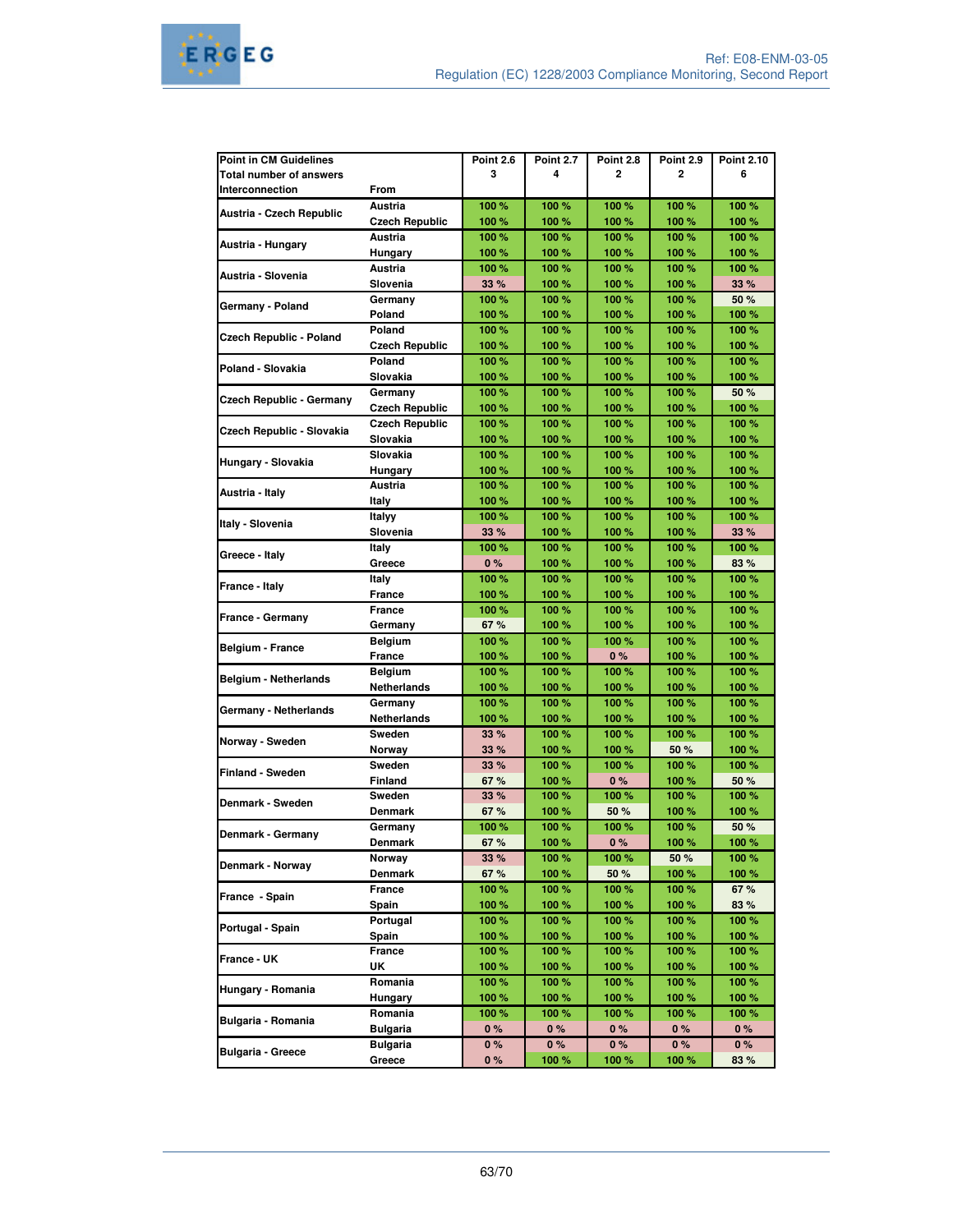| Point in CM Guidelines | | Point 2.6 | Point 2.7 | Point 2.8 | Point 2.9 | Point 2.10 |
|---|---|---|---|---|---|---|
| Total number of answers | | 3 | 4 | 2 | 2 | 6 |
| Interconnection | From | | | | | |
| Austria - Czech Republic | Austria | 100 % | 100 % | 100 % | 100 % | 100 % |
| | Czech Republic | 100 % | 100 % | 100 % | 100 % | 100 % |
| Austria - Hungary | Austria | 100 % | 100 % | 100 % | 100 % | 100 % |
| | Hungary | 100 % | 100 % | 100 % | 100 % | 100 % |
| Austria - Slovenia | Austria | 100 % | 100 % | 100 % | 100 % | 100 % |
| | Slovenia | 33 % | 100 % | 100 % | 100 % | 33 % |
| Germany - Poland | Germany | 100 % | 100 % | 100 % | 100 % | 50 % |
| | Poland | 100 % | 100 % | 100 % | 100 % | 100 % |
| Czech Republic - Poland | Poland | 100 % | 100 % | 100 % | 100 % | 100 % |
| | Czech Republic | 100 % | 100 % | 100 % | 100 % | 100 % |
| Poland - Slovakia | Poland | 100 % | 100 % | 100 % | 100 % | 100 % |
| | Slovakia | 100 % | 100 % | 100 % | 100 % | 100 % |
| Czech Republic - Germany | Germany | 100 % | 100 % | 100 % | 100 % | 50 % |
| | Czech Republic | 100 % | 100 % | 100 % | 100 % | 100 % |
| Czech Republic - Slovakia | Czech Republic | 100 % | 100 % | 100 % | 100 % | 100 % |
| | Slovakia | 100 % | 100 % | 100 % | 100 % | 100 % |
| Hungary - Slovakia | Slovakia | 100 % | 100 % | 100 % | 100 % | 100 % |
| | Hungary | 100 % | 100 % | 100 % | 100 % | 100 % |
| Austria - Italy | Austria | 100 % | 100 % | 100 % | 100 % | 100 % |
| | Italy | 100 % | 100 % | 100 % | 100 % | 100 % |
| Italy - Slovenia | Italyy | 100 % | 100 % | 100 % | 100 % | 100 % |
| | Slovenia | 33 % | 100 % | 100 % | 100 % | 33 % |
| Greece - Italy | Italy | 100 % | 100 % | 100 % | 100 % | 100 % |
| | Greece | 0 % | 100 % | 100 % | 100 % | 83 % |
| France - Italy | Italy | 100 % | 100 % | 100 % | 100 % | 100 % |
| | France | 100 % | 100 % | 100 % | 100 % | 100 % |
| France - Germany | France | 100 % | 100 % | 100 % | 100 % | 100 % |
| | Germany | 67 % | 100 % | 100 % | 100 % | 100 % |
| Belgium - France | Belgium | 100 % | 100 % | 100 % | 100 % | 100 % |
| | France | 100 % | 100 % | 0 % | 100 % | 100 % |
| Belgium - Netherlands | Belgium | 100 % | 100 % | 100 % | 100 % | 100 % |
| | Netherlands | 100 % | 100 % | 100 % | 100 % | 100 % |
| Germany - Netherlands | Germany | 100 % | 100 % | 100 % | 100 % | 100 % |
| | Netherlands | 100 % | 100 % | 100 % | 100 % | 100 % |
| Norway - Sweden | Sweden | 33 % | 100 % | 100 % | 100 % | 100 % |
| | Norway | 33 % | 100 % | 100 % | 50 % | 100 % |
| Finland - Sweden | Sweden | 33 % | 100 % | 100 % | 100 % | 100 % |
| | Finland | 67 % | 100 % | 0 % | 100 % | 50 % |
| Denmark - Sweden | Sweden | 33 % | 100 % | 100 % | 100 % | 100 % |
| | Denmark | 67 % | 100 % | 50 % | 100 % | 100 % |
| Denmark - Germany | Germany | 100 % | 100 % | 100 % | 100 % | 50 % |
| | Denmark | 67 % | 100 % | 0 % | 100 % | 100 % |
| Denmark - Norway | Norway | 33 % | 100 % | 100 % | 50 % | 100 % |
| | Denmark | 67 % | 100 % | 50 % | 100 % | 100 % |
| France - Spain | France | 100 % | 100 % | 100 % | 100 % | 67 % |
| | Spain | 100 % | 100 % | 100 % | 100 % | 83 % |
| Portugal - Spain | Portugal | 100 % | 100 % | 100 % | 100 % | 100 % |
| | Spain | 100 % | 100 % | 100 % | 100 % | 100 % |
| France - UK | France | 100 % | 100 % | 100 % | 100 % | 100 % |
| | UK | 100 % | 100 % | 100 % | 100 % | 100 % |
| Hungary - Romania | Romania | 100 % | 100 % | 100 % | 100 % | 100 % |
| | Hungary | 100 % | 100 % | 100 % | 100 % | 100 % |
| Bulgaria - Romania | Romania | 100 % | 100 % | 100 % | 100 % | 100 % |
| | Bulgaria | 0 % | 0 % | 0 % | 0 % | 0 % |
| Bulgaria - Greece | Bulgaria | 0 % | 0 % | 0 % | 0 % | 0 % |
| | Greece | 0 % | 100 % | 100 % | 100 % | 83 % |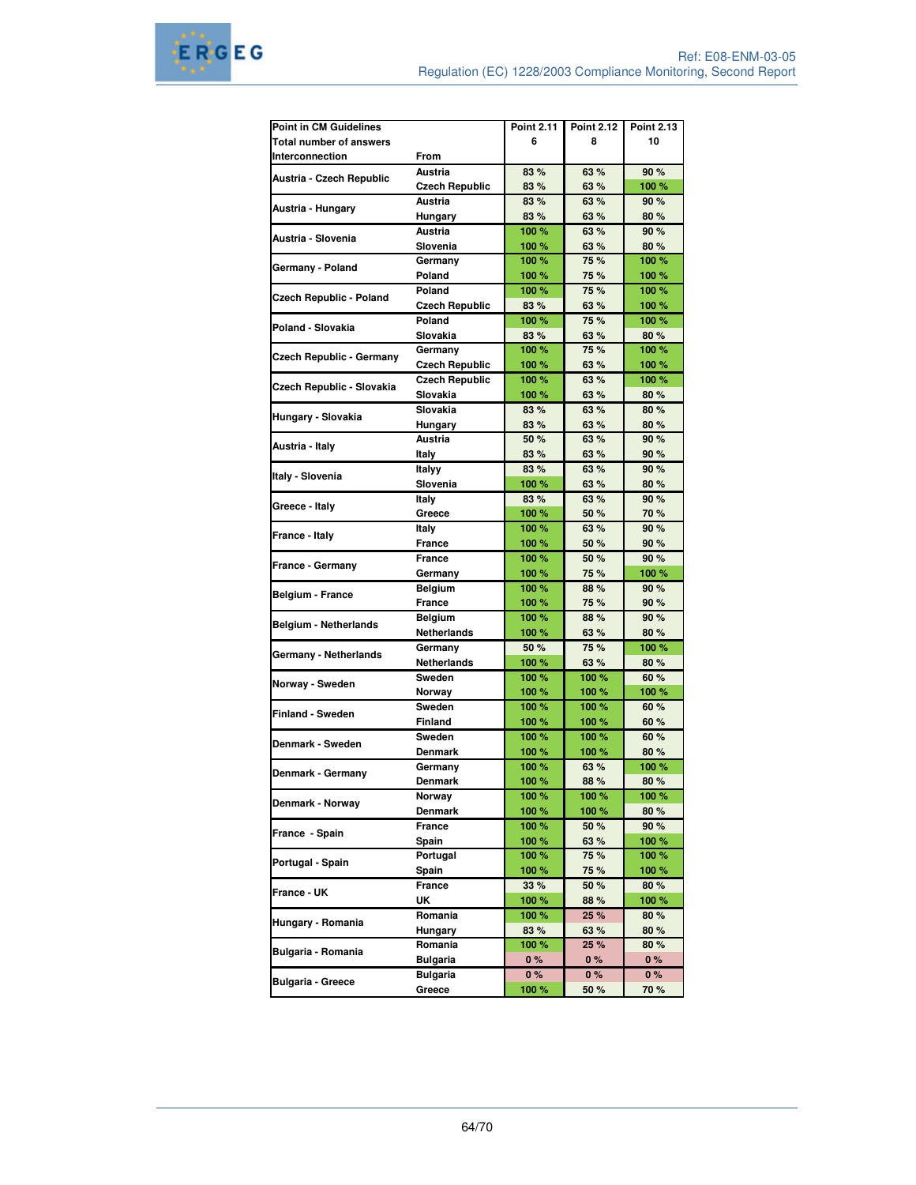| Point in CM Guidelines | | Point 2.11 | Point 2.12 | Point 2.13 |
|---|---|---|---|---|
| Total number of answers | | 6 | 8 | 10 |
| Interconnection | From | | | |
| Austria - Czech Republic | Austria | 83 % | 63 % | 90 % |
| | Czech Republic | 83 % | 63 % | 100 % |
| Austria - Hungary | Austria | 83 % | 63 % | 90 % |
| | Hungary | 83 % | 63 % | 80 % |
| Austria - Slovenia | Austria | 100 % | 63 % | 90 % |
| | Slovenia | 100 % | 63 % | 80 % |
| Germany - Poland | Germany | 100 % | 75 % | 100 % |
| | Poland | 100 % | 75 % | 100 % |
| Czech Republic - Poland | Poland | 100 % | 75 % | 100 % |
| | Czech Republic | 83 % | 63 % | 100 % |
| Poland - Slovakia | Poland | 100 % | 75 % | 100 % |
| | Slovakia | 83 % | 63 % | 80 % |
| Czech Republic - Germany | Germany | 100 % | 75 % | 100 % |
| | Czech Republic | 100 % | 63 % | 100 % |
| Czech Republic - Slovakia | Czech Republic | 100 % | 63 % | 100 % |
| | Slovakia | 100 % | 63 % | 80 % |
| Hungary - Slovakia | Slovakia | 83 % | 63 % | 80 % |
| | Hungary | 83 % | 63 % | 80 % |
| Austria - Italy | Austria | 50 % | 63 % | 90 % |
| | Italy | 83 % | 63 % | 90 % |
| Italy - Slovenia | Italyy | 83 % | 63 % | 90 % |
| | Slovenia | 100 % | 63 % | 80 % |
| Greece - Italy | Italy | 83 % | 63 % | 90 % |
| | Greece | 100 % | 50 % | 70 % |
| France - Italy | Italy | 100 % | 63 % | 90 % |
| | France | 100 % | 50 % | 90 % |
| France - Germany | France | 100 % | 50 % | 90 % |
| | Germany | 100 % | 75 % | 100 % |
| Belgium - France | Belgium | 100 % | 88 % | 90 % |
| | France | 100 % | 75 % | 90 % |
| Belgium - Netherlands | Belgium | 100 % | 88 % | 90 % |
| | Netherlands | 100 % | 63 % | 80 % |
| Germany - Netherlands | Germany | 50 % | 75 % | 100 % |
| | Netherlands | 100 % | 63 % | 80 % |
| Norway - Sweden | Sweden | 100 % | 100 % | 60 % |
| | Norway | 100 % | 100 % | 100 % |
| Finland - Sweden | Sweden | 100 % | 100 % | 60 % |
| | Finland | 100 % | 100 % | 60 % |
| Denmark - Sweden | Sweden | 100 % | 100 % | 60 % |
| | Denmark | 100 % | 100 % | 80 % |
| Denmark - Germany | Germany | 100 % | 63 % | 100 % |
| | Denmark | 100 % | 88 % | 80 % |
| Denmark - Norway | Norway | 100 % | 100 % | 100 % |
| | Denmark | 100 % | 100 % | 80 % |
| France - Spain | France | 100 % | 50 % | 90 % |
| | Spain | 100 % | 63 % | 100 % |
| Portugal - Spain | Portugal | 100 % | 75 % | 100 % |
| | Spain | 100 % | 75 % | 100 % |
| France - UK | France | 33 % | 50 % | 80 % |
| | UK | 100 % | 88 % | 100 % |
| Hungary - Romania | Romania | 100 % | 25 % | 80 % |
| | Hungary | 83 % | 63 % | 80 % |
| Bulgaria - Romania | Romania | 100 % | 25 % | 80 % |
| | Bulgaria | 0 % | 0 % | 0 % |
| Bulgaria - Greece | Bulgaria | 0 % | 0 % | 0 % |
| | Greece | 100 % | 50 % | 70 % |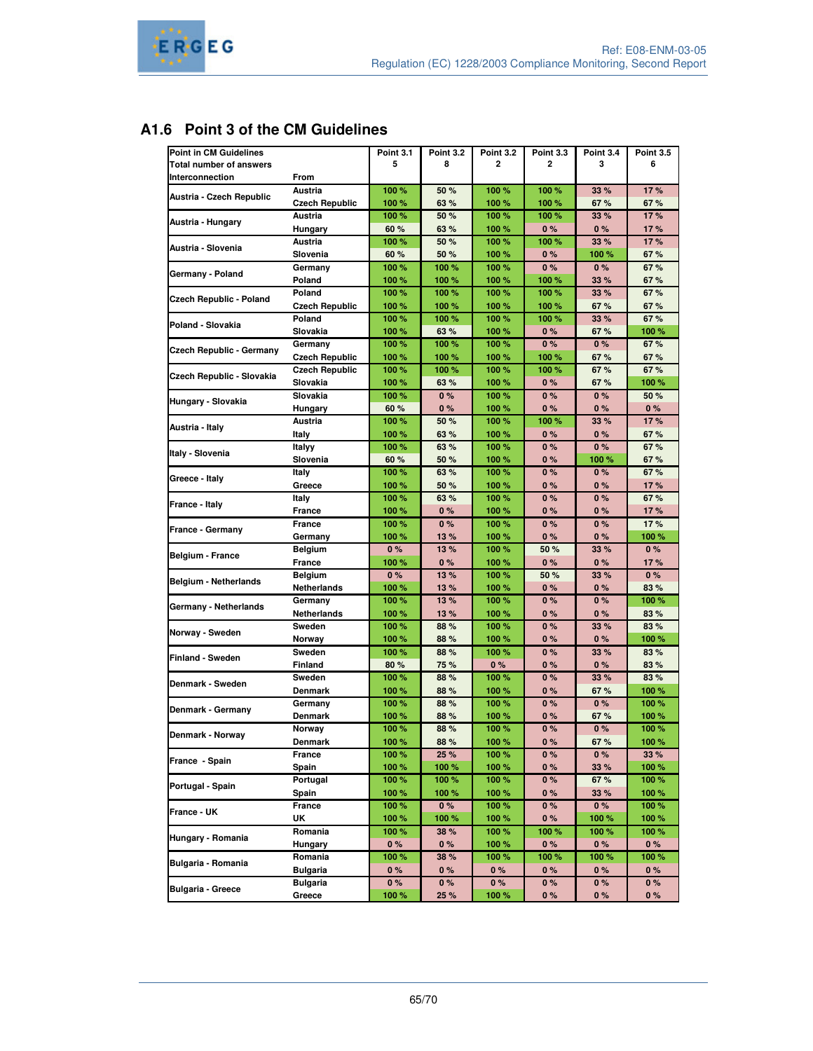## A1.6 Point 3 of the CM Guidelines

| Point in CM Guidelines | | Point 3.1 | Point 3.2 | Point 3.2 | Point 3.3 | Point 3.4 | Point 3.5 |
|---|---|---|---|---|---|---|---|
| Total number of answers | | 5 | 8 | 2 | 2 | 3 | 6 |
| Interconnection | From | | | | | | |
| Austria - Czech Republic | Austria | 100 % | 50 % | 100 % | 100 % | 33 % | 17 % |
| | Czech Republic | 100 % | 63 % | 100 % | 100 % | 67 % | 67 % |
| Austria - Hungary | Austria | 100 % | 50 % | 100 % | 100 % | 33 % | 17 % |
| | Hungary | 60 % | 63 % | 100 % | 0 % | 0 % | 17 % |
| Austria - Slovenia | Austria | 100 % | 50 % | 100 % | 100 % | 33 % | 17 % |
| | Slovenia | 60 % | 50 % | 100 % | 0 % | 100 % | 67 % |
| Germany - Poland | Germany | 100 % | 100 % | 100 % | 0 % | 0 % | 67 % |
| | Poland | 100 % | 100 % | 100 % | 100 % | 33 % | 67 % |
| Czech Republic - Poland | Poland | 100 % | 100 % | 100 % | 100 % | 33 % | 67 % |
| | Czech Republic | 100 % | 100 % | 100 % | 100 % | 67 % | 67 % |
| Poland - Slovakia | Poland | 100 % | 100 % | 100 % | 100 % | 33 % | 67 % |
| | Slovakia | 100 % | 63 % | 100 % | 0 % | 67 % | 100 % |
| Czech Republic - Germany | Germany | 100 % | 100 % | 100 % | 0 % | 0 % | 67 % |
| | Czech Republic | 100 % | 100 % | 100 % | 100 % | 67 % | 67 % |
| Czech Republic - Slovakia | Czech Republic | 100 % | 100 % | 100 % | 100 % | 67 % | 67 % |
| | Slovakia | 100 % | 63 % | 100 % | 0 % | 67 % | 100 % |
| Hungary - Slovakia | Slovakia | 100 % | 0 % | 100 % | 0 % | 0 % | 50 % |
| | Hungary | 60 % | 0 % | 100 % | 0 % | 0 % | 0 % |
| Austria - Italy | Austria | 100 % | 50 % | 100 % | 100 % | 33 % | 17 % |
| | Italy | 100 % | 63 % | 100 % | 0 % | 0 % | 67 % |
| Italy - Slovenia | Italyy | 100 % | 63 % | 100 % | 0 % | 0 % | 67 % |
| | Slovenia | 60 % | 50 % | 100 % | 0 % | 100 % | 67 % |
| Greece - Italy | Italy | 100 % | 63 % | 100 % | 0 % | 0 % | 67 % |
| | Greece | 100 % | 50 % | 100 % | 0 % | 0 % | 17 % |
| France - Italy | Italy | 100 % | 63 % | 100 % | 0 % | 0 % | 67 % |
| | France | 100 % | 0 % | 100 % | 0 % | 0 % | 17 % |
| France - Germany | France | 100 % | 0 % | 100 % | 0 % | 0 % | 17 % |
| | Germany | 100 % | 13 % | 100 % | 0 % | 0 % | 100 % |
| Belgium - France | Belgium | 0 % | 13 % | 100 % | 50 % | 33 % | 0 % |
| | France | 100 % | 0 % | 100 % | 0 % | 0 % | 17 % |
| Belgium - Netherlands | Belgium | 0 % | 13 % | 100 % | 50 % | 33 % | 0 % |
| | Netherlands | 100 % | 13 % | 100 % | 0 % | 0 % | 83 % |
| Germany - Netherlands | Germany | 100 % | 13 % | 100 % | 0 % | 0 % | 100 % |
| | Netherlands | 100 % | 13 % | 100 % | 0 % | 0 % | 83 % |
| Norway - Sweden | Sweden | 100 % | 88 % | 100 % | 0 % | 33 % | 83 % |
| | Norway | 100 % | 88 % | 100 % | 0 % | 0 % | 100 % |
| Finland - Sweden | Sweden | 100 % | 88 % | 100 % | 0 % | 33 % | 83 % |
| | Finland | 80 % | 75 % | 0 % | 0 % | 0 % | 83 % |
| Denmark - Sweden | Sweden | 100 % | 88 % | 100 % | 0 % | 33 % | 83 % |
| | Denmark | 100 % | 88 % | 100 % | 0 % | 67 % | 100 % |
| Denmark - Germany | Germany | 100 % | 88 % | 100 % | 0 % | 0 % | 100 % |
| | Denmark | 100 % | 88 % | 100 % | 0 % | 67 % | 100 % |
| Denmark - Norway | Norway | 100 % | 88 % | 100 % | 0 % | 0 % | 100 % |
| | Denmark | 100 % | 88 % | 100 % | 0 % | 67 % | 100 % |
| France - Spain | France | 100 % | 25 % | 100 % | 0 % | 0 % | 33 % |
| | Spain | 100 % | 100 % | 100 % | 0 % | 33 % | 100 % |
| Portugal - Spain | Portugal | 100 % | 100 % | 100 % | 0 % | 67 % | 100 % |
| | Spain | 100 % | 100 % | 100 % | 0 % | 33 % | 100 % |
| France - UK | France | 100 % | 0 % | 100 % | 0 % | 0 % | 100 % |
| | UK | 100 % | 100 % | 100 % | 0 % | 100 % | 100 % |
| Hungary - Romania | Romania | 100 % | 38 % | 100 % | 100 % | 100 % | 100 % |
| | Hungary | 0 % | 0 % | 100 % | 0 % | 0 % | 0 % |
| Bulgaria - Romania | Romania | 100 % | 38 % | 100 % | 100 % | 100 % | 100 % |
| | Bulgaria | 0 % | 0 % | 0 % | 0 % | 0 % | 0 % |
| Bulgaria - Greece | Bulgaria | 0 % | 0 % | 0 % | 0 % | 0 % | 0 % |
| | Greece | 100 % | 25 % | 100 % | 0 % | 0 % | 0 % |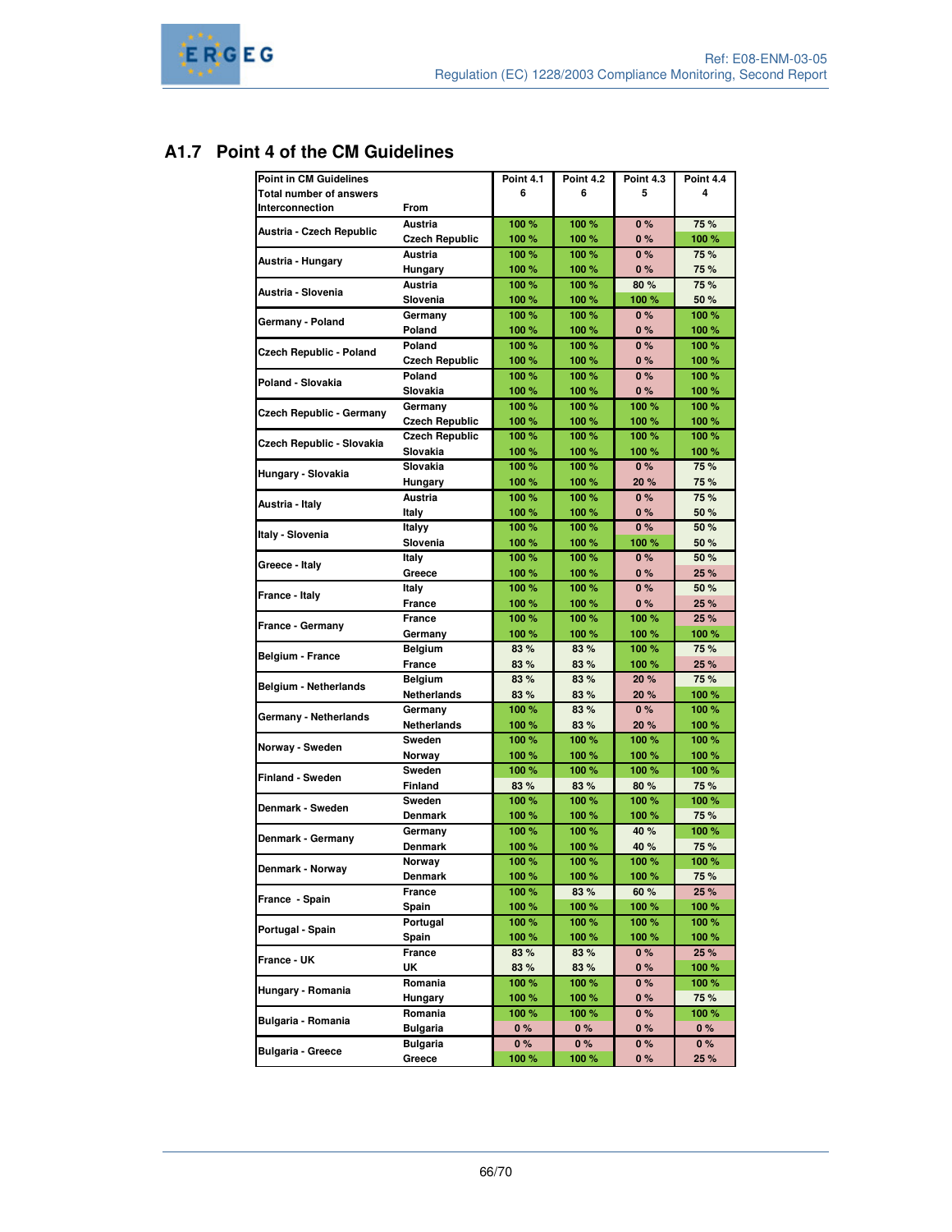## A1.7 Point 4 of the CM Guidelines

| Point in CM Guidelines | | Point 4.1 | Point 4.2 | Point 4.3 | Point 4.4 |
|---|---|---|---|---|---|
| Total number of answers | | 6 | 6 | 5 | 4 |
| Interconnection | From | | | | |
| Austria - Czech Republic | Austria | 100 % | 100 % | 0 % | 75 % |
| | Czech Republic | 100 % | 100 % | 0 % | 100 % |
| Austria - Hungary | Austria | 100 % | 100 % | 0 % | 75 % |
| | Hungary | 100 % | 100 % | 0 % | 75 % |
| Austria - Slovenia | Austria | 100 % | 100 % | 80 % | 75 % |
| | Slovenia | 100 % | 100 % | 100 % | 50 % |
| Germany - Poland | Germany | 100 % | 100 % | 0 % | 100 % |
| | Poland | 100 % | 100 % | 0 % | 100 % |
| Czech Republic - Poland | Poland | 100 % | 100 % | 0 % | 100 % |
| | Czech Republic | 100 % | 100 % | 0 % | 100 % |
| Poland - Slovakia | Poland | 100 % | 100 % | 0 % | 100 % |
| | Slovakia | 100 % | 100 % | 0 % | 100 % |
| Czech Republic - Germany | Germany | 100 % | 100 % | 100 % | 100 % |
| | Czech Republic | 100 % | 100 % | 100 % | 100 % |
| Czech Republic - Slovakia | Czech Republic | 100 % | 100 % | 100 % | 100 % |
| | Slovakia | 100 % | 100 % | 100 % | 100 % |
| Hungary - Slovakia | Slovakia | 100 % | 100 % | 0 % | 75 % |
| | Hungary | 100 % | 100 % | 20 % | 75 % |
| Austria - Italy | Austria | 100 % | 100 % | 0 % | 75 % |
| | Italy | 100 % | 100 % | 0 % | 50 % |
| Italy - Slovenia | Italyy | 100 % | 100 % | 0 % | 50 % |
| | Slovenia | 100 % | 100 % | 100 % | 50 % |
| Greece - Italy | Italy | 100 % | 100 % | 0 % | 50 % |
| | Greece | 100 % | 100 % | 0 % | 25 % |
| France - Italy | Italy | 100 % | 100 % | 0 % | 50 % |
| | France | 100 % | 100 % | 0 % | 25 % |
| France - Germany | France | 100 % | 100 % | 100 % | 25 % |
| | Germany | 100 % | 100 % | 100 % | 100 % |
| Belgium - France | Belgium | 83 % | 83 % | 100 % | 75 % |
| | France | 83 % | 83 % | 100 % | 25 % |
| Belgium - Netherlands | Belgium | 83 % | 83 % | 20 % | 75 % |
| | Netherlands | 83 % | 83 % | 20 % | 100 % |
| Germany - Netherlands | Germany | 100 % | 83 % | 0 % | 100 % |
| | Netherlands | 100 % | 83 % | 20 % | 100 % |
| Norway - Sweden | Sweden | 100 % | 100 % | 100 % | 100 % |
| | Norway | 100 % | 100 % | 100 % | 100 % |
| Finland - Sweden | Sweden | 100 % | 100 % | 100 % | 100 % |
| | Finland | 83 % | 83 % | 80 % | 75 % |
| Denmark - Sweden | Sweden | 100 % | 100 % | 100 % | 100 % |
| | Denmark | 100 % | 100 % | 100 % | 75 % |
| Denmark - Germany | Germany | 100 % | 100 % | 40 % | 100 % |
| | Denmark | 100 % | 100 % | 40 % | 75 % |
| Denmark - Norway | Norway | 100 % | 100 % | 100 % | 100 % |
| | Denmark | 100 % | 100 % | 100 % | 75 % |
| France - Spain | France | 100 % | 83 % | 60 % | 25 % |
| | Spain | 100 % | 100 % | 100 % | 100 % |
| Portugal - Spain | Portugal | 100 % | 100 % | 100 % | 100 % |
| | Spain | 100 % | 100 % | 100 % | 100 % |
| France - UK | France | 83 % | 83 % | 0 % | 25 % |
| | UK | 83 % | 83 % | 0 % | 100 % |
| Hungary - Romania | Romania | 100 % | 100 % | 0 % | 100 % |
| | Hungary | 100 % | 100 % | 0 % | 75 % |
| Bulgaria - Romania | Romania | 100 % | 100 % | 0 % | 100 % |
| | Bulgaria | 0 % | 0 % | 0 % | 0 % |
| Bulgaria - Greece | Bulgaria | 0 % | 0 % | 0 % | 0 % |
| | Greece | 100 % | 100 % | 0 % | 25 % |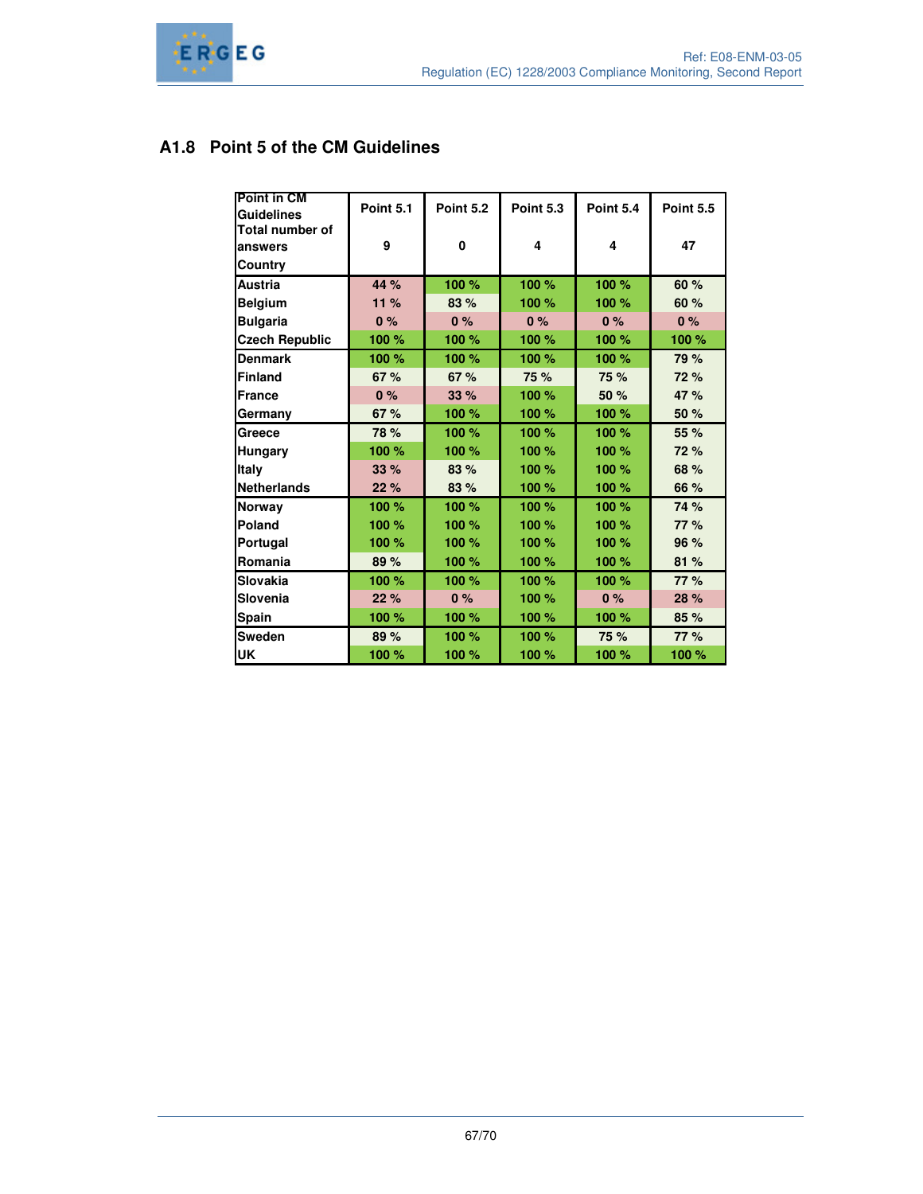## A1.8 Point 5 of the CM Guidelines

| Point in CM Guidelines | Point 5.1 | Point 5.2 | Point 5.3 | Point 5.4 | Point 5.5 |
|---|---|---|---|---|---|
| Total number of answers | 9 | 0 | 4 | 4 | 47 |
| Country | | | | | |
| Austria | 44 % | 100 % | 100 % | 100 % | 60 % |
| Belgium | 11 % | 83 % | 100 % | 100 % | 60 % |
| Bulgaria | 0 % | 0 % | 0 % | 0 % | 0 % |
| Czech Republic | 100 % | 100 % | 100 % | 100 % | 100 % |
| Denmark | 100 % | 100 % | 100 % | 100 % | 79 % |
| Finland | 67 % | 67 % | 75 % | 75 % | 72 % |
| France | 0 % | 33 % | 100 % | 50 % | 47 % |
| Germany | 67 % | 100 % | 100 % | 100 % | 50 % |
| Greece | 78 % | 100 % | 100 % | 100 % | 55 % |
| Hungary | 100 % | 100 % | 100 % | 100 % | 72 % |
| Italy | 33 % | 83 % | 100 % | 100 % | 68 % |
| Netherlands | 22 % | 83 % | 100 % | 100 % | 66 % |
| Norway | 100 % | 100 % | 100 % | 100 % | 74 % |
| Poland | 100 % | 100 % | 100 % | 100 % | 77 % |
| Portugal | 100 % | 100 % | 100 % | 100 % | 96 % |
| Romania | 89 % | 100 % | 100 % | 100 % | 81 % |
| Slovakia | 100 % | 100 % | 100 % | 100 % | 77 % |
| Slovenia | 22 % | 0 % | 100 % | 0 % | 28 % |
| Spain | 100 % | 100 % | 100 % | 100 % | 85 % |
| Sweden | 89 % | 100 % | 100 % | 75 % | 77 % |
| UK | 100 % | 100 % | 100 % | 100 % | 100 % |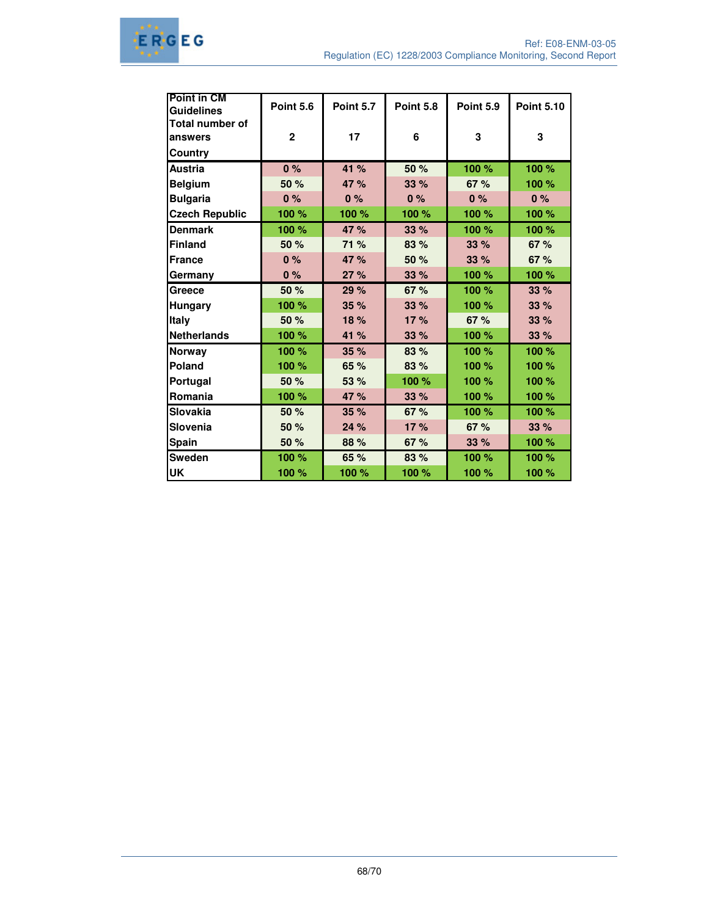| Point in CM Guidelines | Point 5.6 | Point 5.7 | Point 5.8 | Point 5.9 | Point 5.10 |
|---|---|---|---|---|---|
| Total number of answers | 2 | 17 | 6 | 3 | 3 |
| Country | | | | | |
| Austria | 0 % | 41 % | 50 % | 100 % | 100 % |
| Belgium | 50 % | 47 % | 33 % | 67 % | 100 % |
| Bulgaria | 0 % | 0 % | 0 % | 0 % | 0 % |
| Czech Republic | 100 % | 100 % | 100 % | 100 % | 100 % |
| Denmark | 100 % | 47 % | 33 % | 100 % | 100 % |
| Finland | 50 % | 71 % | 83 % | 33 % | 67 % |
| France | 0 % | 47 % | 50 % | 33 % | 67 % |
| Germany | 0 % | 27 % | 33 % | 100 % | 100 % |
| Greece | 50 % | 29 % | 67 % | 100 % | 33 % |
| Hungary | 100 % | 35 % | 33 % | 100 % | 33 % |
| Italy | 50 % | 18 % | 17 % | 67 % | 33 % |
| Netherlands | 100 % | 41 % | 33 % | 100 % | 33 % |
| Norway | 100 % | 35 % | 83 % | 100 % | 100 % |
| Poland | 100 % | 65 % | 83 % | 100 % | 100 % |
| Portugal | 50 % | 53 % | 100 % | 100 % | 100 % |
| Romania | 100 % | 47 % | 33 % | 100 % | 100 % |
| Slovakia | 50 % | 35 % | 67 % | 100 % | 100 % |
| Slovenia | 50 % | 24 % | 17 % | 67 % | 33 % |
| Spain | 50 % | 88 % | 67 % | 33 % | 100 % |
| Sweden | 100 % | 65 % | 83 % | 100 % | 100 % |
| UK | 100 % | 100 % | 100 % | 100 % | 100 % |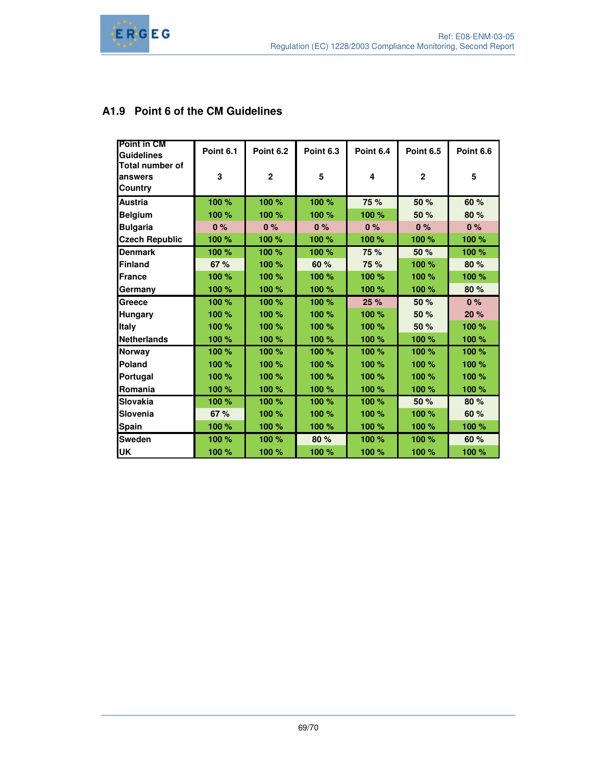## A1.9 Point 6 of the CM Guidelines

| Point in CM Guidelines | Point 6.1 | Point 6.2 | Point 6.3 | Point 6.4 | Point 6.5 | Point 6.6 |
|---|---|---|---|---|---|---|
| Total number of answers | 3 | 2 | 5 | 4 | 2 | 5 |
| Country | | | | | | |
| Austria | 100 % | 100 % | 100 % | 75 % | 50 % | 60 % |
| Belgium | 100 % | 100 % | 100 % | 100 % | 50 % | 80 % |
| Bulgaria | 0 % | 0 % | 0 % | 0 % | 0 % | 0 % |
| Czech Republic | 100 % | 100 % | 100 % | 100 % | 100 % | 100 % |
| Denmark | 100 % | 100 % | 100 % | 75 % | 50 % | 100 % |
| Finland | 67 % | 100 % | 60 % | 75 % | 100 % | 80 % |
| France | 100 % | 100 % | 100 % | 100 % | 100 % | 100 % |
| Germany | 100 % | 100 % | 100 % | 100 % | 100 % | 80 % |
| Greece | 100 % | 100 % | 100 % | 25 % | 50 % | 0 % |
| Hungary | 100 % | 100 % | 100 % | 100 % | 50 % | 20 % |
| Italy | 100 % | 100 % | 100 % | 100 % | 50 % | 100 % |
| Netherlands | 100 % | 100 % | 100 % | 100 % | 100 % | 100 % |
| Norway | 100 % | 100 % | 100 % | 100 % | 100 % | 100 % |
| Poland | 100 % | 100 % | 100 % | 100 % | 100 % | 100 % |
| Portugal | 100 % | 100 % | 100 % | 100 % | 100 % | 100 % |
| Romania | 100 % | 100 % | 100 % | 100 % | 100 % | 100 % |
| Slovakia | 100 % | 100 % | 100 % | 100 % | 50 % | 80 % |
| Slovenia | 67 % | 100 % | 100 % | 100 % | 100 % | 60 % |
| Spain | 100 % | 100 % | 100 % | 100 % | 100 % | 100 % |
| Sweden | 100 % | 100 % | 80 % | 100 % | 100 % | 60 % |
| UK | 100 % | 100 % | 100 % | 100 % | 100 % | 100 % |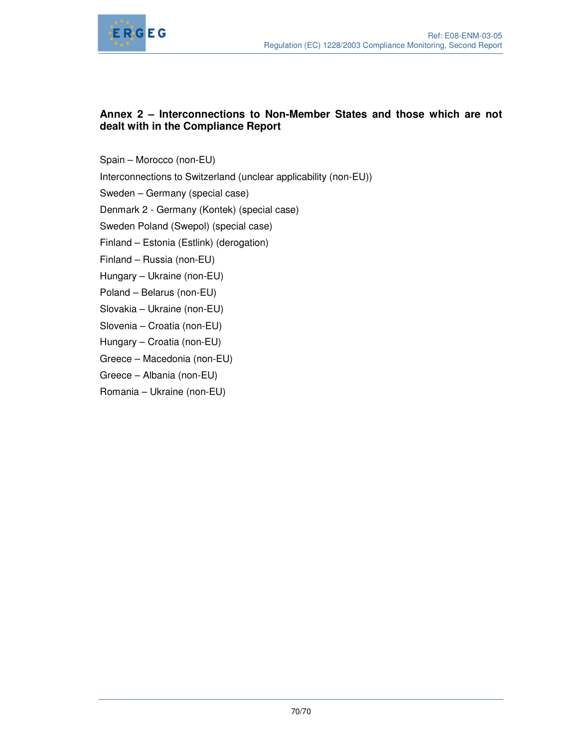## Annex 2 – Interconnections to Non-Member States and those which are not dealt with in the Compliance Report

Spain – Morocco (non-EU)

Interconnections to Switzerland (unclear applicability (non-EU))

Sweden – Germany (special case)

Denmark 2 - Germany (Kontek) (special case)

Sweden Poland (Swepol) (special case)

Finland – Estonia (Estlink) (derogation)

Finland – Russia (non-EU)

Hungary – Ukraine (non-EU)

Poland – Belarus (non-EU)

Slovakia – Ukraine (non-EU)

Slovenia – Croatia (non-EU)

Hungary – Croatia (non-EU)

Greece – Macedonia (non-EU)

Greece – Albania (non-EU)

Romania – Ukraine (non-EU)